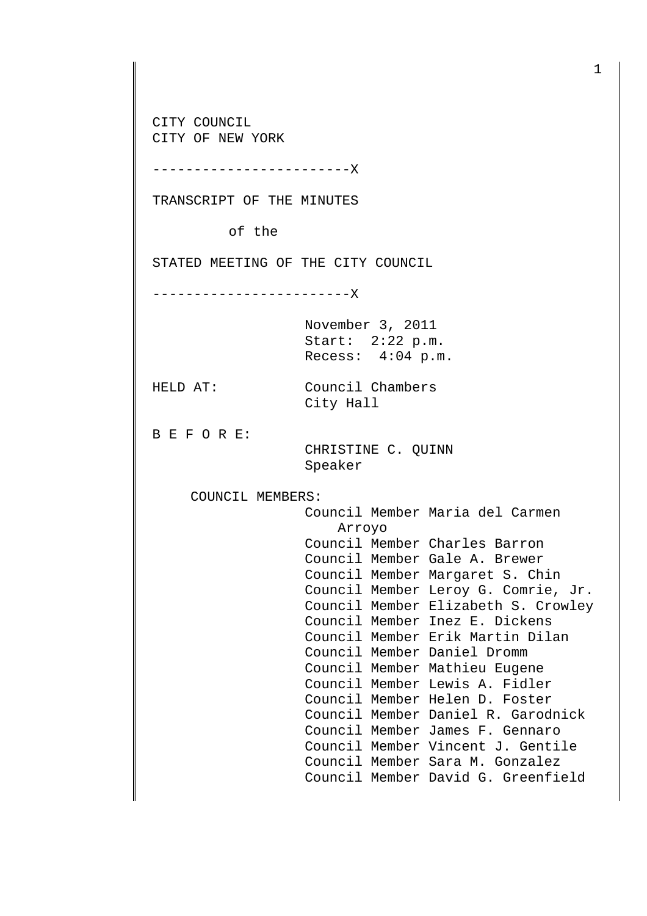CITY COUNCIL
CITY OF NEW YORK

------------------------X

TRANSCRIPT OF THE MINUTES

of the

STATED MEETING OF THE CITY COUNCIL

------------------------X

November 3, 2011
Start: 2:22 p.m.
Recess: 4:04 p.m.

HELD AT: Council Chambers
City Hall

B E F O R E:

CHRISTINE C. QUINN
Speaker

COUNCIL MEMBERS:

Council Member Maria del Carmen Arroyo
Council Member Charles Barron
Council Member Gale A. Brewer
Council Member Margaret S. Chin
Council Member Leroy G. Comrie, Jr.
Council Member Elizabeth S. Crowley
Council Member Inez E. Dickens
Council Member Erik Martin Dilan
Council Member Daniel Dromm
Council Member Mathieu Eugene
Council Member Lewis A. Fidler
Council Member Helen D. Foster
Council Member Daniel R. Garodnick
Council Member James F. Gennaro
Council Member Vincent J. Gentile
Council Member Sara M. Gonzalez
Council Member David G. Greenfield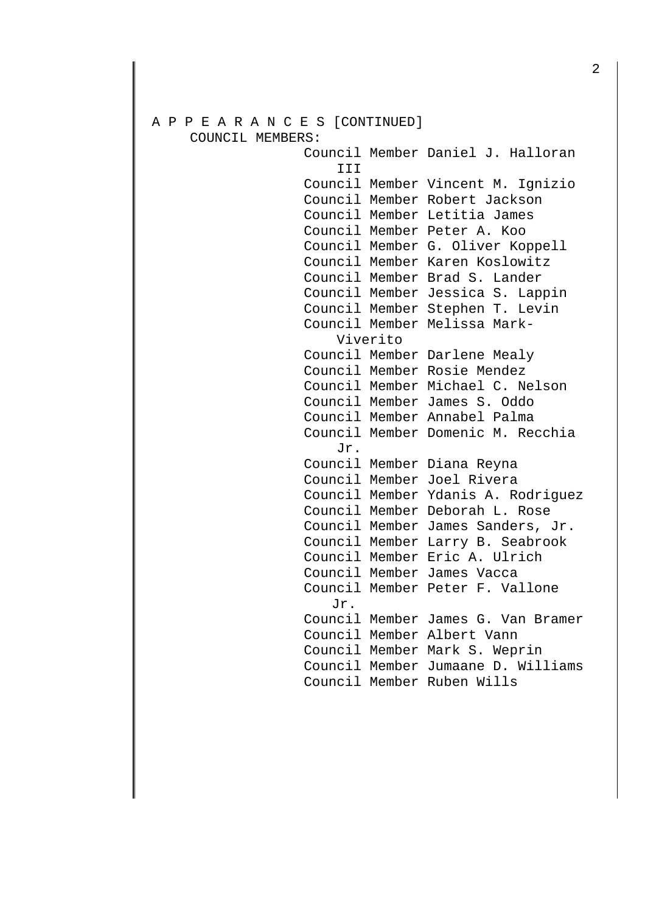A P P E A R A N C E S [CONTINUED]

COUNCIL MEMBERS:

Council Member Daniel J. Halloran III
Council Member Vincent M. Ignizio
Council Member Robert Jackson
Council Member Letitia James
Council Member Peter A. Koo
Council Member G. Oliver Koppell
Council Member Karen Koslowitz
Council Member Brad S. Lander
Council Member Jessica S. Lappin
Council Member Stephen T. Levin
Council Member Melissa Mark-Viverito
Council Member Darlene Mealy
Council Member Rosie Mendez
Council Member Michael C. Nelson
Council Member James S. Oddo
Council Member Annabel Palma
Council Member Domenic M. Recchia Jr.
Council Member Diana Reyna
Council Member Joel Rivera
Council Member Ydanis A. Rodriguez
Council Member Deborah L. Rose
Council Member James Sanders, Jr.
Council Member Larry B. Seabrook
Council Member Eric A. Ulrich
Council Member James Vacca
Council Member Peter F. Vallone Jr.
Council Member James G. Van Bramer
Council Member Albert Vann
Council Member Mark S. Weprin
Council Member Jumaane D. Williams
Council Member Ruben Wills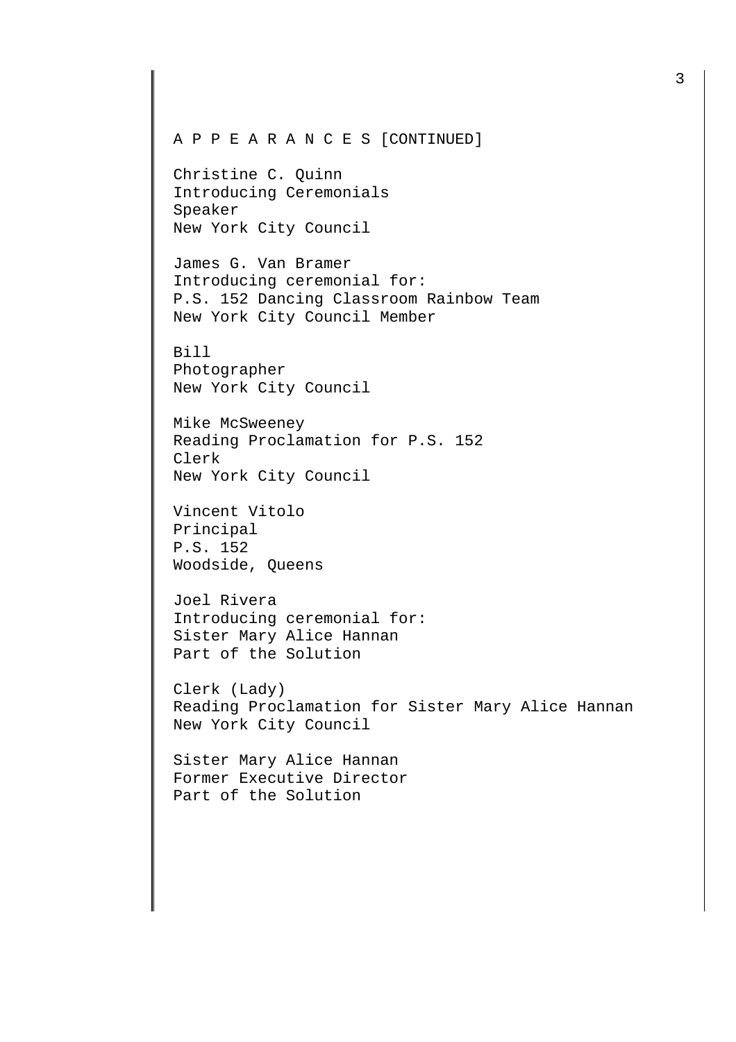A P P E A R A N C E S [CONTINUED]

Christine C. Quinn
Introducing Ceremonials
Speaker
New York City Council

James G. Van Bramer
Introducing ceremonial for:
P.S. 152 Dancing Classroom Rainbow Team
New York City Council Member

Bill
Photographer
New York City Council

Mike McSweeney
Reading Proclamation for P.S. 152
Clerk
New York City Council

Vincent Vitolo
Principal
P.S. 152
Woodside, Queens

Joel Rivera
Introducing ceremonial for:
Sister Mary Alice Hannan
Part of the Solution

Clerk (Lady)
Reading Proclamation for Sister Mary Alice Hannan
New York City Council

Sister Mary Alice Hannan
Former Executive Director
Part of the Solution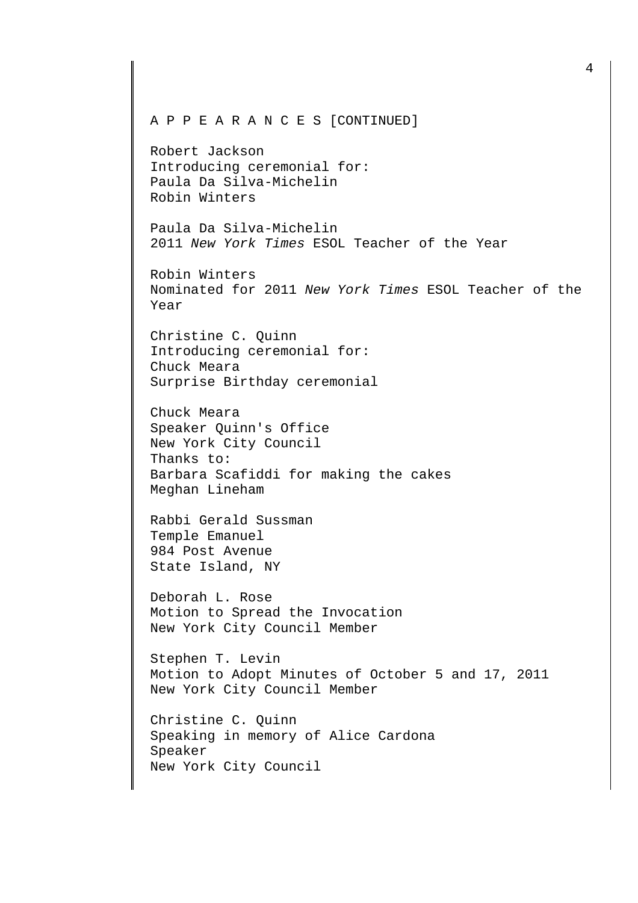A P P E A R A N C E S [CONTINUED]

Robert Jackson
Introducing ceremonial for:
Paula Da Silva-Michelin
Robin Winters

Paula Da Silva-Michelin
2011 *New York Times* ESOL Teacher of the Year

Robin Winters
Nominated for 2011 *New York Times* ESOL Teacher of the Year

Christine C. Quinn
Introducing ceremonial for:
Chuck Meara
Surprise Birthday ceremonial

Chuck Meara
Speaker Quinn's Office
New York City Council
Thanks to:
Barbara Scafiddi for making the cakes
Meghan Lineham

Rabbi Gerald Sussman
Temple Emanuel
984 Post Avenue
State Island, NY

Deborah L. Rose
Motion to Spread the Invocation
New York City Council Member

Stephen T. Levin
Motion to Adopt Minutes of October 5 and 17, 2011
New York City Council Member

Christine C. Quinn
Speaking in memory of Alice Cardona
Speaker
New York City Council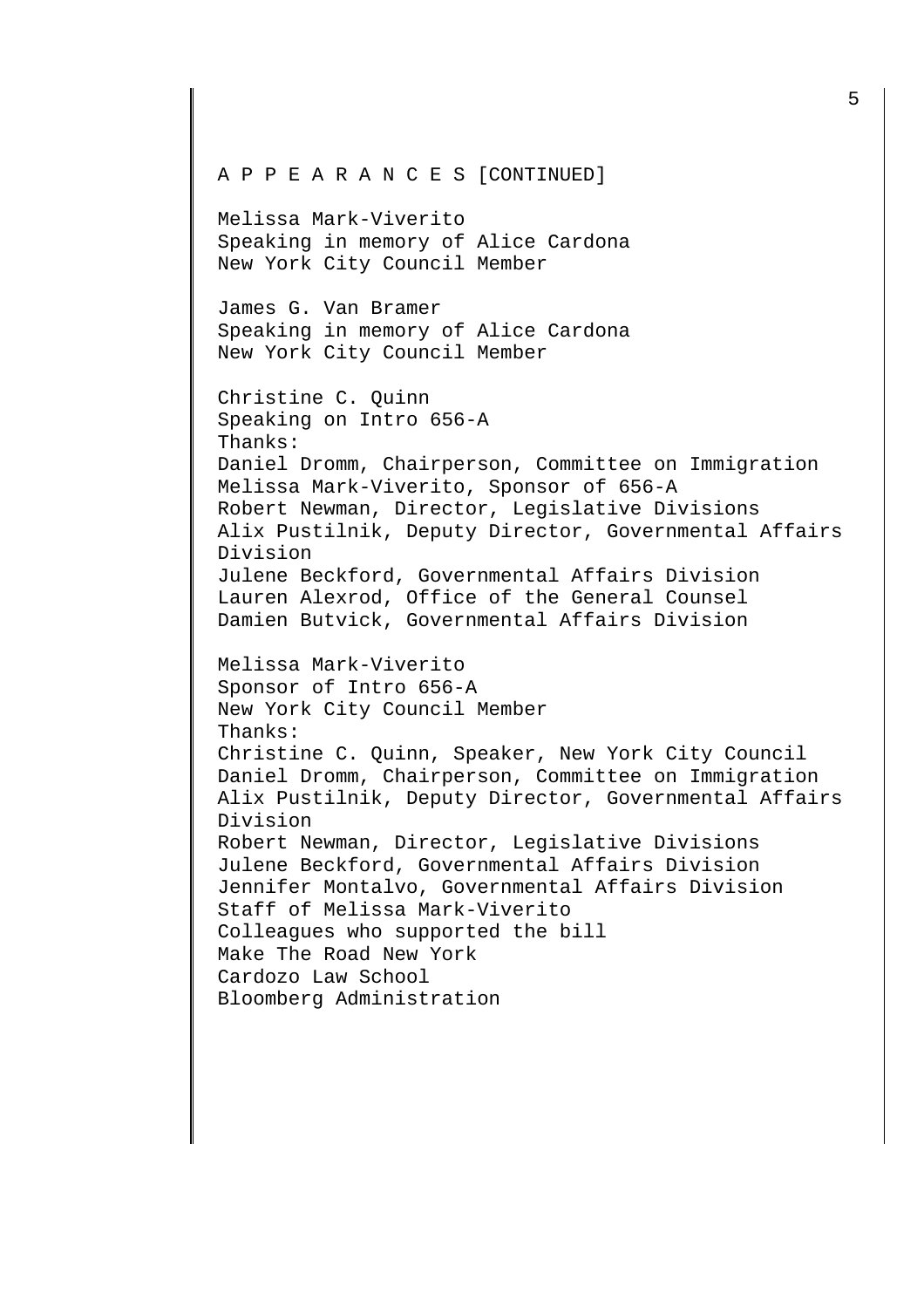A P P E A R A N C E S [CONTINUED]

Melissa Mark-Viverito
Speaking in memory of Alice Cardona
New York City Council Member

James G. Van Bramer
Speaking in memory of Alice Cardona
New York City Council Member

Christine C. Quinn
Speaking on Intro 656-A
Thanks:
Daniel Dromm, Chairperson, Committee on Immigration
Melissa Mark-Viverito, Sponsor of 656-A
Robert Newman, Director, Legislative Divisions
Alix Pustilnik, Deputy Director, Governmental Affairs Division
Julene Beckford, Governmental Affairs Division
Lauren Alexrod, Office of the General Counsel
Damien Butvick, Governmental Affairs Division

Melissa Mark-Viverito
Sponsor of Intro 656-A
New York City Council Member
Thanks:
Christine C. Quinn, Speaker, New York City Council
Daniel Dromm, Chairperson, Committee on Immigration
Alix Pustilnik, Deputy Director, Governmental Affairs Division
Robert Newman, Director, Legislative Divisions
Julene Beckford, Governmental Affairs Division
Jennifer Montalvo, Governmental Affairs Division
Staff of Melissa Mark-Viverito
Colleagues who supported the bill
Make The Road New York
Cardozo Law School
Bloomberg Administration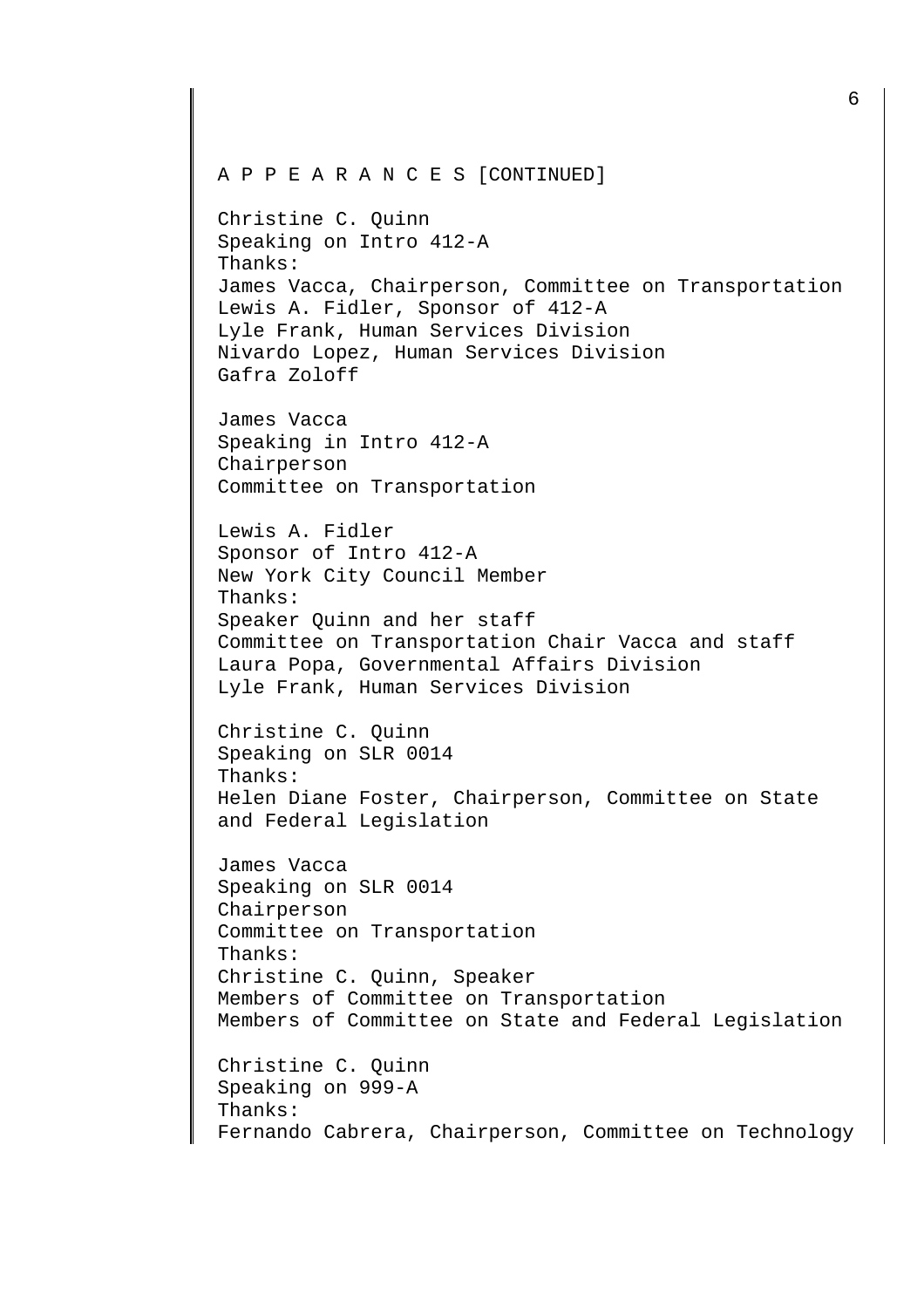A P P E A R A N C E S [CONTINUED]

Christine C. Quinn
Speaking on Intro 412-A
Thanks:
James Vacca, Chairperson, Committee on Transportation
Lewis A. Fidler, Sponsor of 412-A
Lyle Frank, Human Services Division
Nivardo Lopez, Human Services Division
Gafra Zoloff

James Vacca
Speaking in Intro 412-A
Chairperson
Committee on Transportation

Lewis A. Fidler
Sponsor of Intro 412-A
New York City Council Member
Thanks:
Speaker Quinn and her staff
Committee on Transportation Chair Vacca and staff
Laura Popa, Governmental Affairs Division
Lyle Frank, Human Services Division

Christine C. Quinn
Speaking on SLR 0014
Thanks:
Helen Diane Foster, Chairperson, Committee on State and Federal Legislation

James Vacca
Speaking on SLR 0014
Chairperson
Committee on Transportation
Thanks:
Christine C. Quinn, Speaker
Members of Committee on Transportation
Members of Committee on State and Federal Legislation

Christine C. Quinn
Speaking on 999-A
Thanks:
Fernando Cabrera, Chairperson, Committee on Technology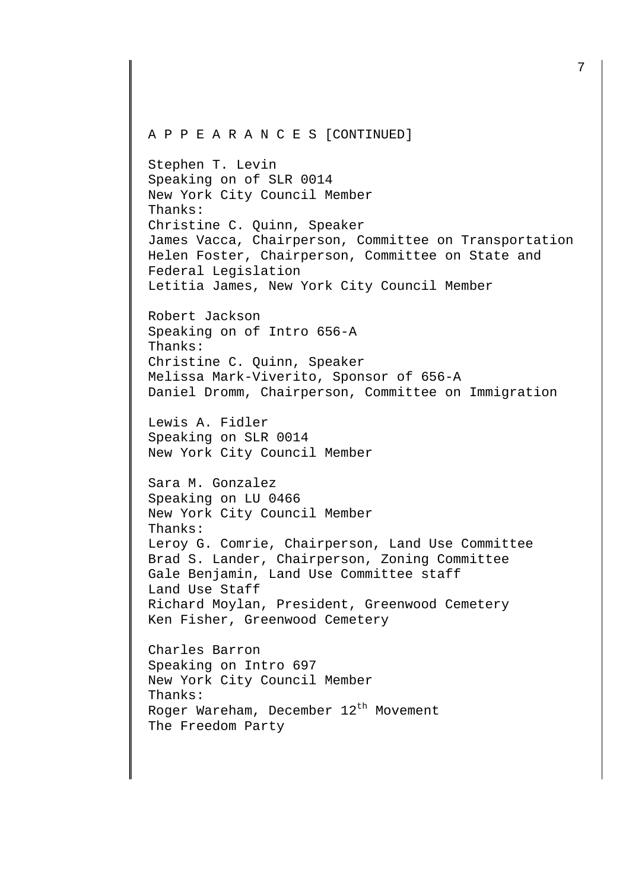A P P E A R A N C E S [CONTINUED]

Stephen T. Levin
Speaking on of SLR 0014
New York City Council Member
Thanks:
Christine C. Quinn, Speaker
James Vacca, Chairperson, Committee on Transportation
Helen Foster, Chairperson, Committee on State and Federal Legislation
Letitia James, New York City Council Member

Robert Jackson
Speaking on of Intro 656-A
Thanks:
Christine C. Quinn, Speaker
Melissa Mark-Viverito, Sponsor of 656-A
Daniel Dromm, Chairperson, Committee on Immigration

Lewis A. Fidler
Speaking on SLR 0014
New York City Council Member

Sara M. Gonzalez
Speaking on LU 0466
New York City Council Member
Thanks:
Leroy G. Comrie, Chairperson, Land Use Committee
Brad S. Lander, Chairperson, Zoning Committee
Gale Benjamin, Land Use Committee staff
Land Use Staff
Richard Moylan, President, Greenwood Cemetery
Ken Fisher, Greenwood Cemetery

Charles Barron
Speaking on Intro 697
New York City Council Member
Thanks:
Roger Wareham, December 12th Movement
The Freedom Party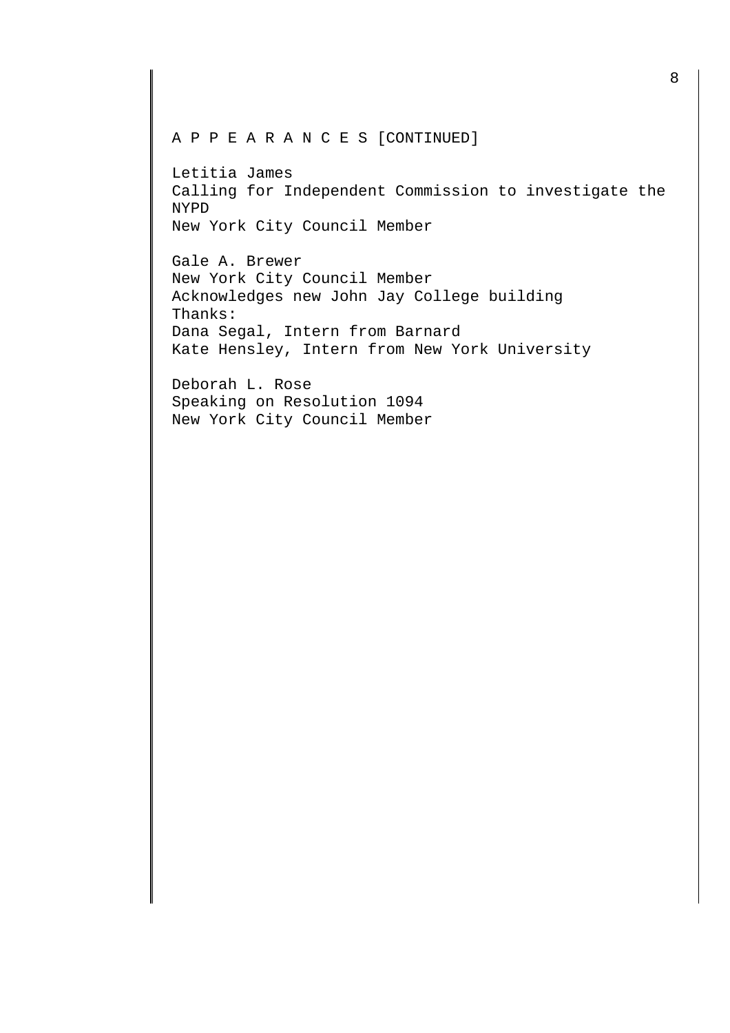A P P E A R A N C E S [CONTINUED]

Letitia James  
Calling for Independent Commission to investigate the NYPD  
New York City Council Member

Gale A. Brewer  
New York City Council Member  
Acknowledges new John Jay College building  
Thanks:  
Dana Segal, Intern from Barnard  
Kate Hensley, Intern from New York University

Deborah L. Rose  
Speaking on Resolution 1094  
New York City Council Member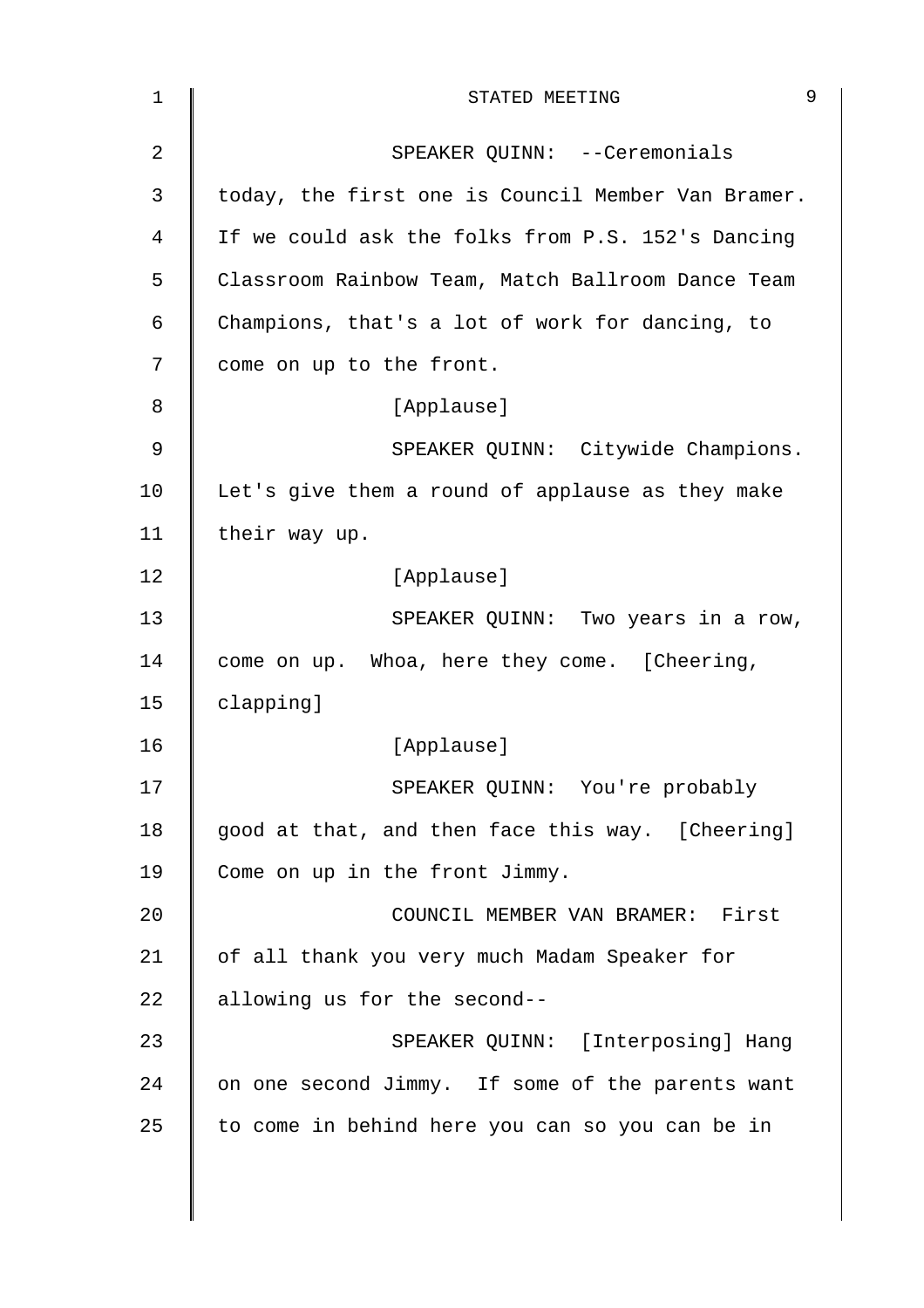SPEAKER QUINN: --Ceremonials today, the first one is Council Member Van Bramer. If we could ask the folks from P.S. 152's Dancing Classroom Rainbow Team, Match Ballroom Dance Team Champions, that's a lot of work for dancing, to come on up to the front.

[Applause]

SPEAKER QUINN: Citywide Champions. Let's give them a round of applause as they make their way up.

[Applause]

SPEAKER QUINN: Two years in a row, come on up. Whoa, here they come. [Cheering, clapping]

[Applause]

SPEAKER QUINN: You're probably good at that, and then face this way. [Cheering] Come on up in the front Jimmy.

COUNCIL MEMBER VAN BRAMER: First of all thank you very much Madam Speaker for allowing us for the second--

SPEAKER QUINN: [Interposing] Hang on one second Jimmy. If some of the parents want to come in behind here you can so you can be in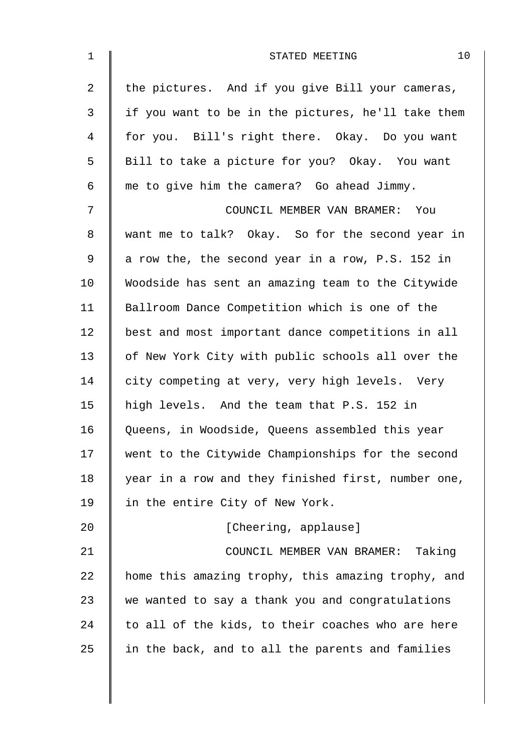the pictures. And if you give Bill your cameras, if you want to be in the pictures, he'll take them for you. Bill's right there. Okay. Do you want Bill to take a picture for you? Okay. You want me to give him the camera? Go ahead Jimmy.

COUNCIL MEMBER VAN BRAMER: You want me to talk? Okay. So for the second year in a row the, the second year in a row, P.S. 152 in Woodside has sent an amazing team to the Citywide Ballroom Dance Competition which is one of the best and most important dance competitions in all of New York City with public schools all over the city competing at very, very high levels. Very high levels. And the team that P.S. 152 in Queens, in Woodside, Queens assembled this year went to the Citywide Championships for the second year in a row and they finished first, number one, in the entire City of New York.

[Cheering, applause]

COUNCIL MEMBER VAN BRAMER: Taking home this amazing trophy, this amazing trophy, and we wanted to say a thank you and congratulations to all of the kids, to their coaches who are here in the back, and to all the parents and families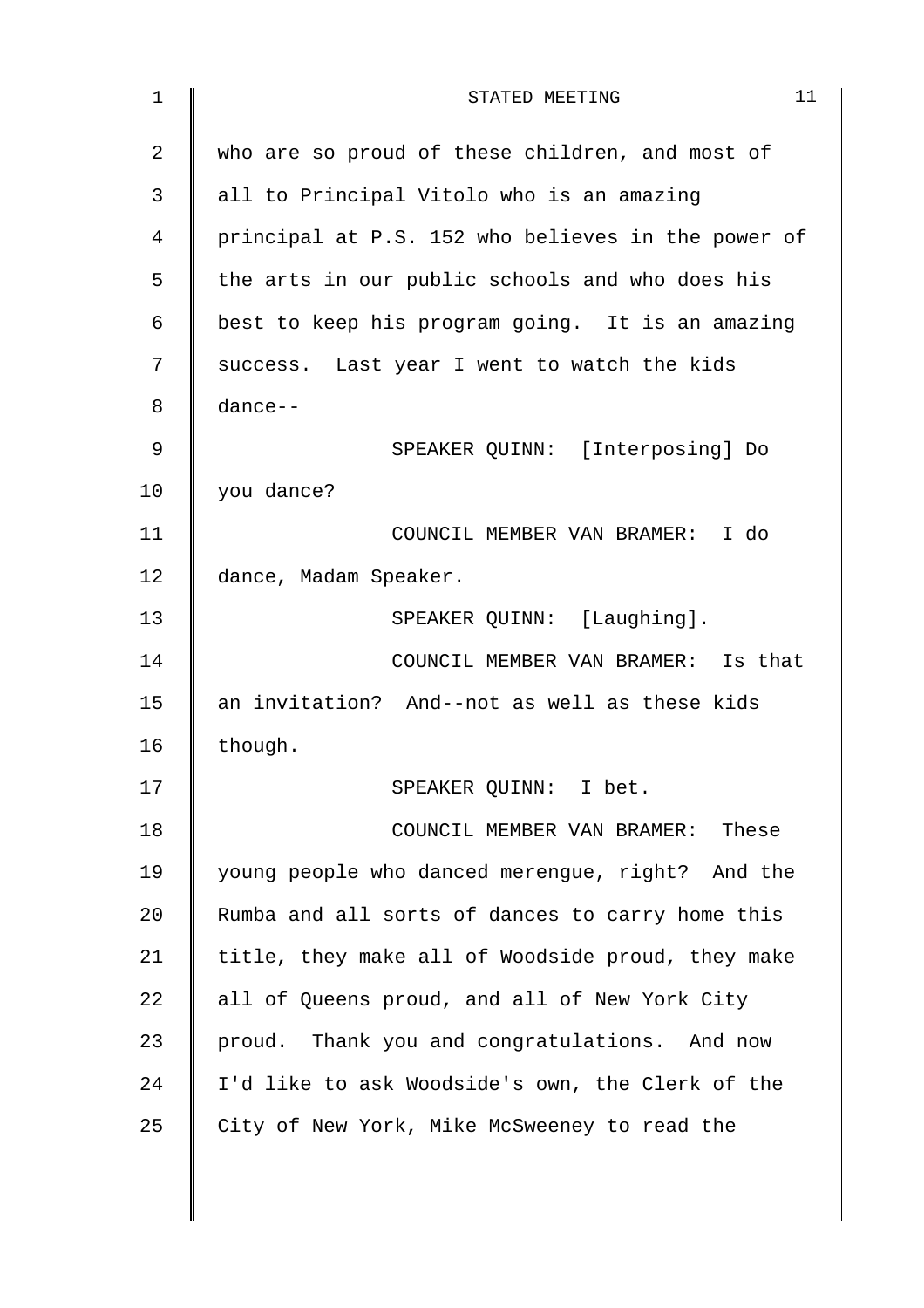who are so proud of these children, and most of all to Principal Vitolo who is an amazing principal at P.S. 152 who believes in the power of the arts in our public schools and who does his best to keep his program going. It is an amazing success. Last year I went to watch the kids dance--

SPEAKER QUINN: [Interposing] Do you dance?

COUNCIL MEMBER VAN BRAMER: I do dance, Madam Speaker.

SPEAKER QUINN: [Laughing].

COUNCIL MEMBER VAN BRAMER: Is that an invitation? And--not as well as these kids though.

SPEAKER QUINN: I bet.

COUNCIL MEMBER VAN BRAMER: These young people who danced merengue, right? And the Rumba and all sorts of dances to carry home this title, they make all of Woodside proud, they make all of Queens proud, and all of New York City proud. Thank you and congratulations. And now I'd like to ask Woodside's own, the Clerk of the City of New York, Mike McSweeney to read the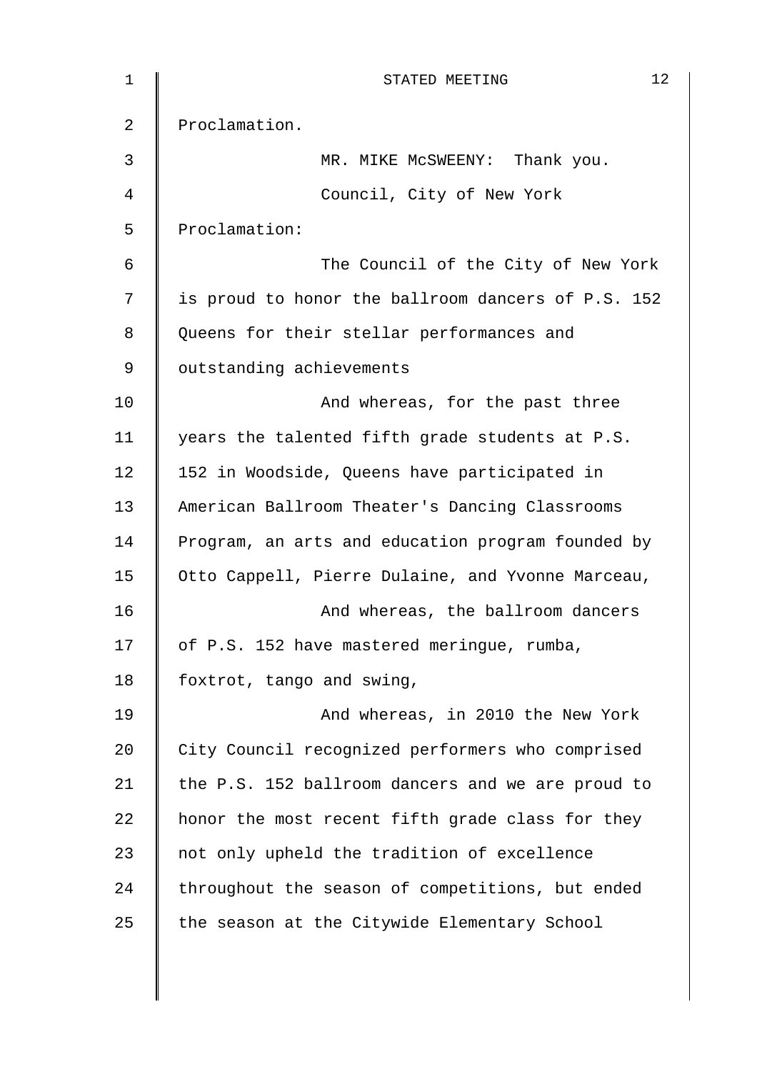Proclamation.

MR. MIKE McSWEENY: Thank you.

Council, City of New York Proclamation:

The Council of the City of New York is proud to honor the ballroom dancers of P.S. 152 Queens for their stellar performances and outstanding achievements

And whereas, for the past three years the talented fifth grade students at P.S. 152 in Woodside, Queens have participated in American Ballroom Theater's Dancing Classrooms Program, an arts and education program founded by Otto Cappell, Pierre Dulaine, and Yvonne Marceau,

And whereas, the ballroom dancers of P.S. 152 have mastered meringue, rumba, foxtrot, tango and swing,

And whereas, in 2010 the New York City Council recognized performers who comprised the P.S. 152 ballroom dancers and we are proud to honor the most recent fifth grade class for they not only upheld the tradition of excellence throughout the season of competitions, but ended the season at the Citywide Elementary School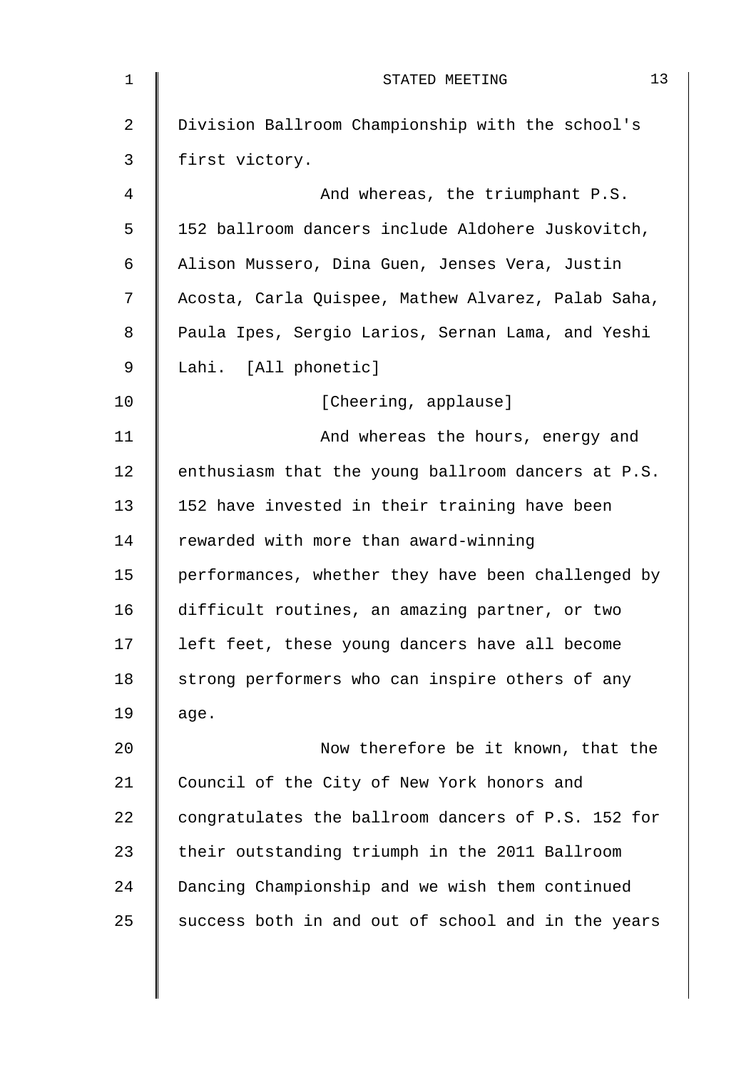Division Ballroom Championship with the school's first victory.

And whereas, the triumphant P.S. 152 ballroom dancers include Aldohere Juskovitch, Alison Mussero, Dina Guen, Jenses Vera, Justin Acosta, Carla Quispee, Mathew Alvarez, Palab Saha, Paula Ipes, Sergio Larios, Sernan Lama, and Yeshi Lahi. [All phonetic]

[Cheering, applause]

And whereas the hours, energy and enthusiasm that the young ballroom dancers at P.S. 152 have invested in their training have been rewarded with more than award-winning performances, whether they have been challenged by difficult routines, an amazing partner, or two left feet, these young dancers have all become strong performers who can inspire others of any age.

Now therefore be it known, that the Council of the City of New York honors and congratulates the ballroom dancers of P.S. 152 for their outstanding triumph in the 2011 Ballroom Dancing Championship and we wish them continued success both in and out of school and in the years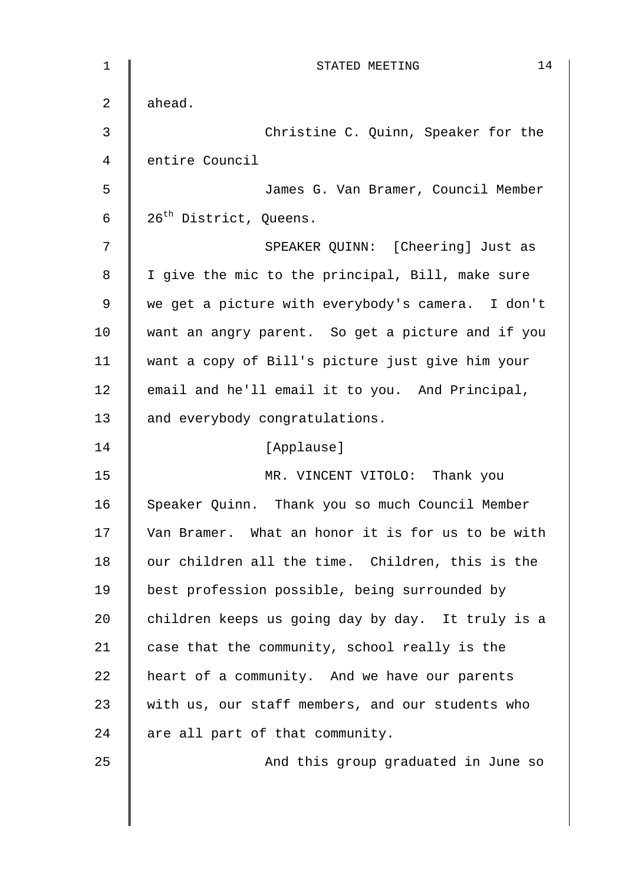ahead.

Christine C. Quinn, Speaker for the entire Council

James G. Van Bramer, Council Member 26th District, Queens.

SPEAKER QUINN: [Cheering] Just as I give the mic to the principal, Bill, make sure we get a picture with everybody's camera. I don't want an angry parent. So get a picture and if you want a copy of Bill's picture just give him your email and he'll email it to you. And Principal, and everybody congratulations.

[Applause]

MR. VINCENT VITOLO: Thank you Speaker Quinn. Thank you so much Council Member Van Bramer. What an honor it is for us to be with our children all the time. Children, this is the best profession possible, being surrounded by children keeps us going day by day. It truly is a case that the community, school really is the heart of a community. And we have our parents with us, our staff members, and our students who are all part of that community.

And this group graduated in June so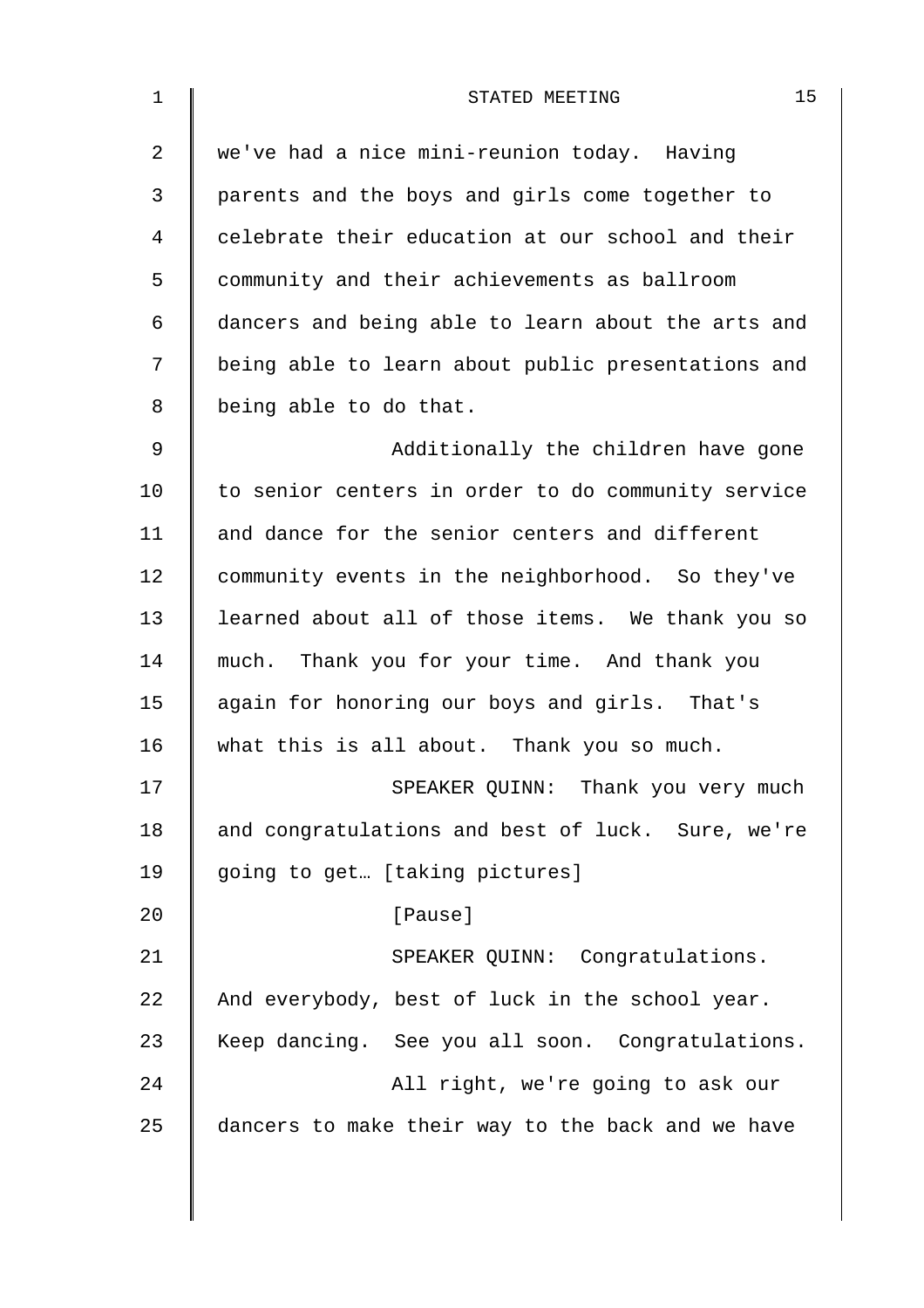we've had a nice mini-reunion today. Having parents and the boys and girls come together to celebrate their education at our school and their community and their achievements as ballroom dancers and being able to learn about the arts and being able to learn about public presentations and being able to do that.

Additionally the children have gone to senior centers in order to do community service and dance for the senior centers and different community events in the neighborhood. So they've learned about all of those items. We thank you so much. Thank you for your time. And thank you again for honoring our boys and girls. That's what this is all about. Thank you so much.

SPEAKER QUINN: Thank you very much and congratulations and best of luck. Sure, we're going to get… [taking pictures]

[Pause]

SPEAKER QUINN: Congratulations. And everybody, best of luck in the school year. Keep dancing. See you all soon. Congratulations.

All right, we're going to ask our dancers to make their way to the back and we have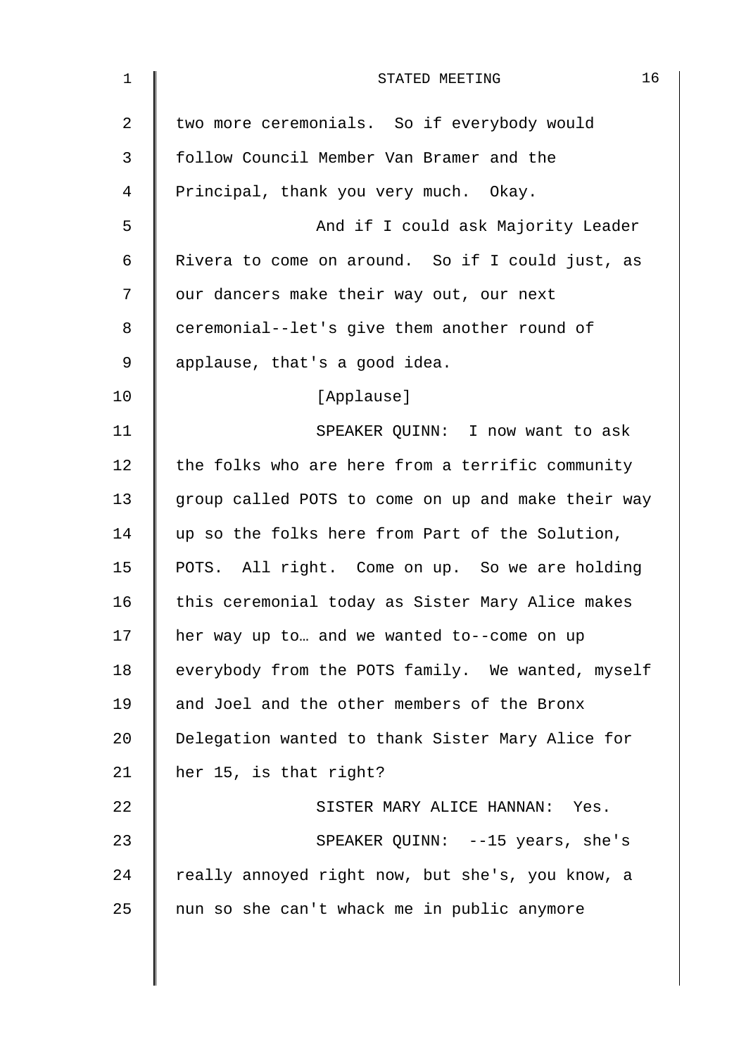two more ceremonials. So if everybody would follow Council Member Van Bramer and the Principal, thank you very much. Okay.

And if I could ask Majority Leader Rivera to come on around. So if I could just, as our dancers make their way out, our next ceremonial--let's give them another round of applause, that's a good idea.

[Applause]

SPEAKER QUINN: I now want to ask the folks who are here from a terrific community group called POTS to come on up and make their way up so the folks here from Part of the Solution, POTS. All right. Come on up. So we are holding this ceremonial today as Sister Mary Alice makes her way up to… and we wanted to--come on up everybody from the POTS family. We wanted, myself and Joel and the other members of the Bronx Delegation wanted to thank Sister Mary Alice for her 15, is that right?

SISTER MARY ALICE HANNAN: Yes.

SPEAKER QUINN: --15 years, she's really annoyed right now, but she's, you know, a nun so she can't whack me in public anymore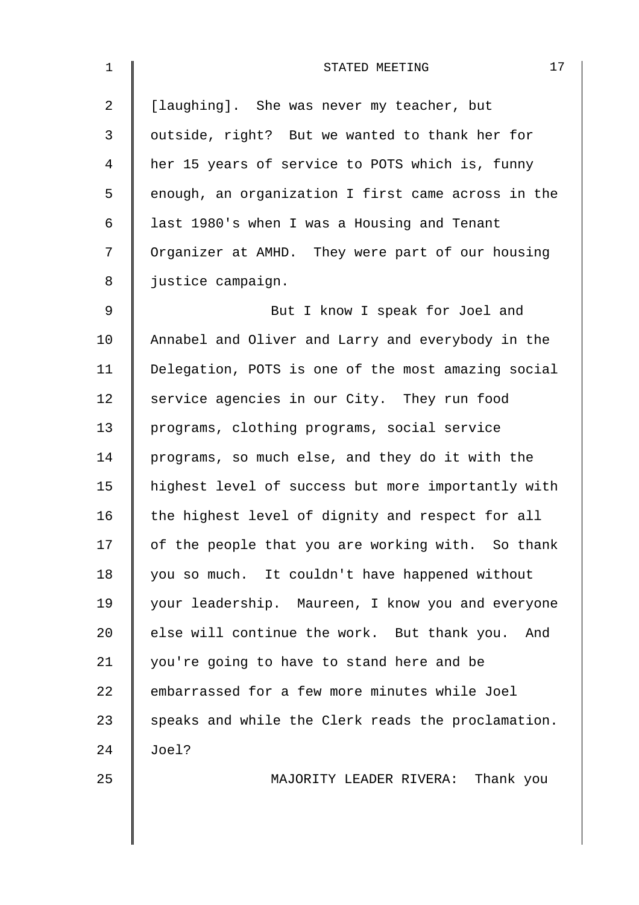[laughing]. She was never my teacher, but outside, right? But we wanted to thank her for her 15 years of service to POTS which is, funny enough, an organization I first came across in the last 1980's when I was a Housing and Tenant Organizer at AMHD. They were part of our housing justice campaign.

But I know I speak for Joel and Annabel and Oliver and Larry and everybody in the Delegation, POTS is one of the most amazing social service agencies in our City. They run food programs, clothing programs, social service programs, so much else, and they do it with the highest level of success but more importantly with the highest level of dignity and respect for all of the people that you are working with. So thank you so much. It couldn't have happened without your leadership. Maureen, I know you and everyone else will continue the work. But thank you. And you're going to have to stand here and be embarrassed for a few more minutes while Joel speaks and while the Clerk reads the proclamation. Joel?

MAJORITY LEADER RIVERA: Thank you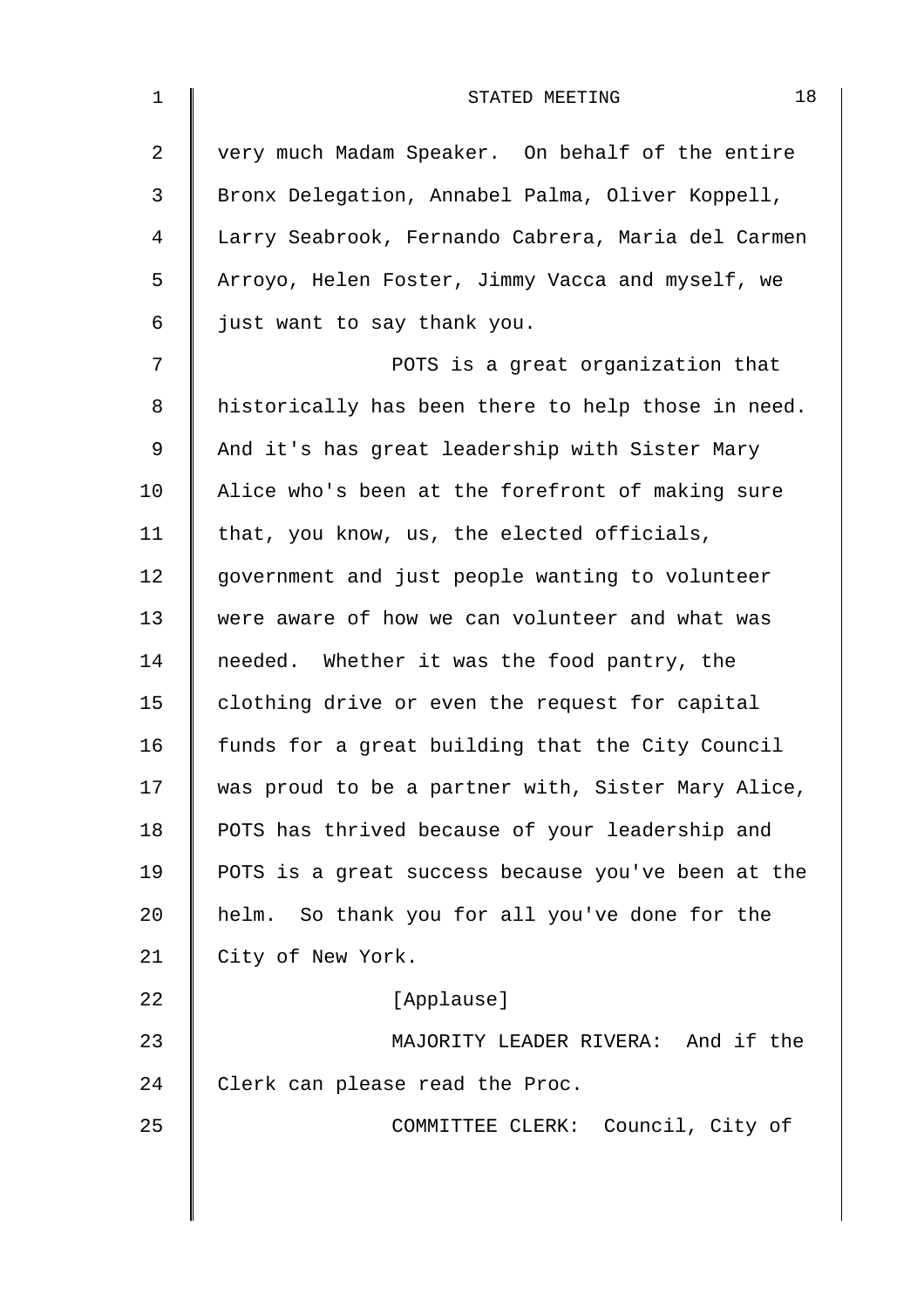very much Madam Speaker. On behalf of the entire Bronx Delegation, Annabel Palma, Oliver Koppell, Larry Seabrook, Fernando Cabrera, Maria del Carmen Arroyo, Helen Foster, Jimmy Vacca and myself, we just want to say thank you.

POTS is a great organization that historically has been there to help those in need. And it's has great leadership with Sister Mary Alice who's been at the forefront of making sure that, you know, us, the elected officials, government and just people wanting to volunteer were aware of how we can volunteer and what was needed. Whether it was the food pantry, the clothing drive or even the request for capital funds for a great building that the City Council was proud to be a partner with, Sister Mary Alice, POTS has thrived because of your leadership and POTS is a great success because you've been at the helm. So thank you for all you've done for the City of New York.

[Applause]

MAJORITY LEADER RIVERA: And if the Clerk can please read the Proc.

COMMITTEE CLERK: Council, City of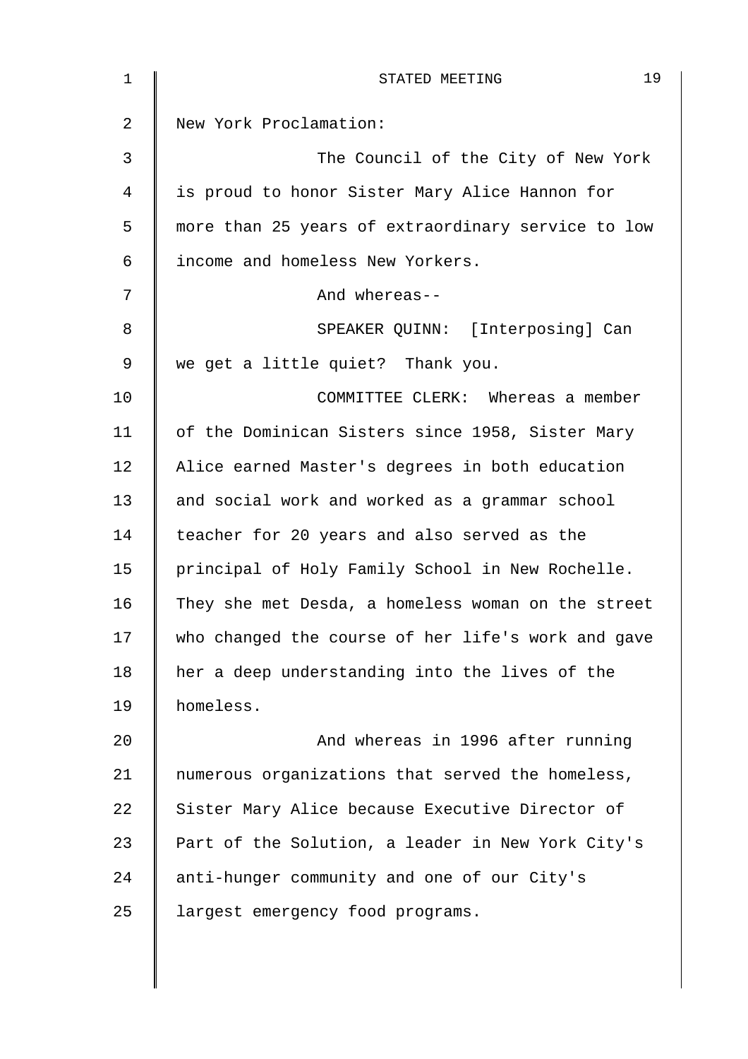New York Proclamation:

The Council of the City of New York is proud to honor Sister Mary Alice Hannon for more than 25 years of extraordinary service to low income and homeless New Yorkers.

And whereas--

SPEAKER QUINN: [Interposing] Can we get a little quiet? Thank you.

COMMITTEE CLERK: Whereas a member of the Dominican Sisters since 1958, Sister Mary Alice earned Master's degrees in both education and social work and worked as a grammar school teacher for 20 years and also served as the principal of Holy Family School in New Rochelle. They she met Desda, a homeless woman on the street who changed the course of her life's work and gave her a deep understanding into the lives of the homeless.

And whereas in 1996 after running numerous organizations that served the homeless, Sister Mary Alice because Executive Director of Part of the Solution, a leader in New York City's anti-hunger community and one of our City's largest emergency food programs.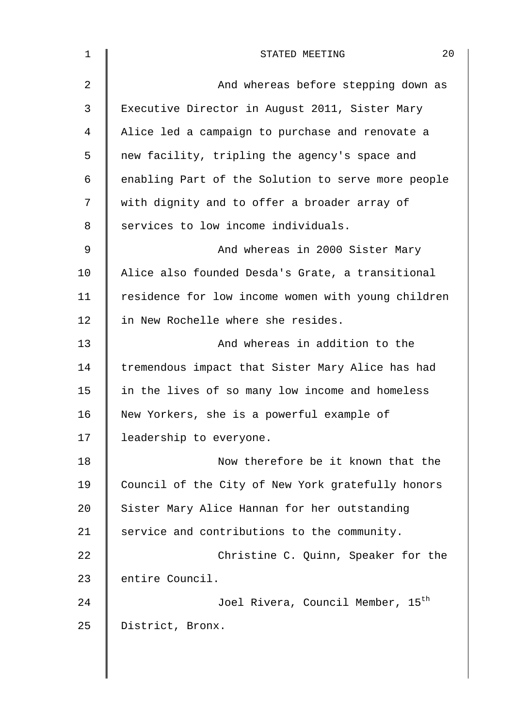And whereas before stepping down as Executive Director in August 2011, Sister Mary Alice led a campaign to purchase and renovate a new facility, tripling the agency's space and enabling Part of the Solution to serve more people with dignity and to offer a broader array of services to low income individuals.

And whereas in 2000 Sister Mary Alice also founded Desda's Grate, a transitional residence for low income women with young children in New Rochelle where she resides.

And whereas in addition to the tremendous impact that Sister Mary Alice has had in the lives of so many low income and homeless New Yorkers, she is a powerful example of leadership to everyone.

Now therefore be it known that the Council of the City of New York gratefully honors Sister Mary Alice Hannan for her outstanding service and contributions to the community.

Christine C. Quinn, Speaker for the entire Council.

Joel Rivera, Council Member, 15th District, Bronx.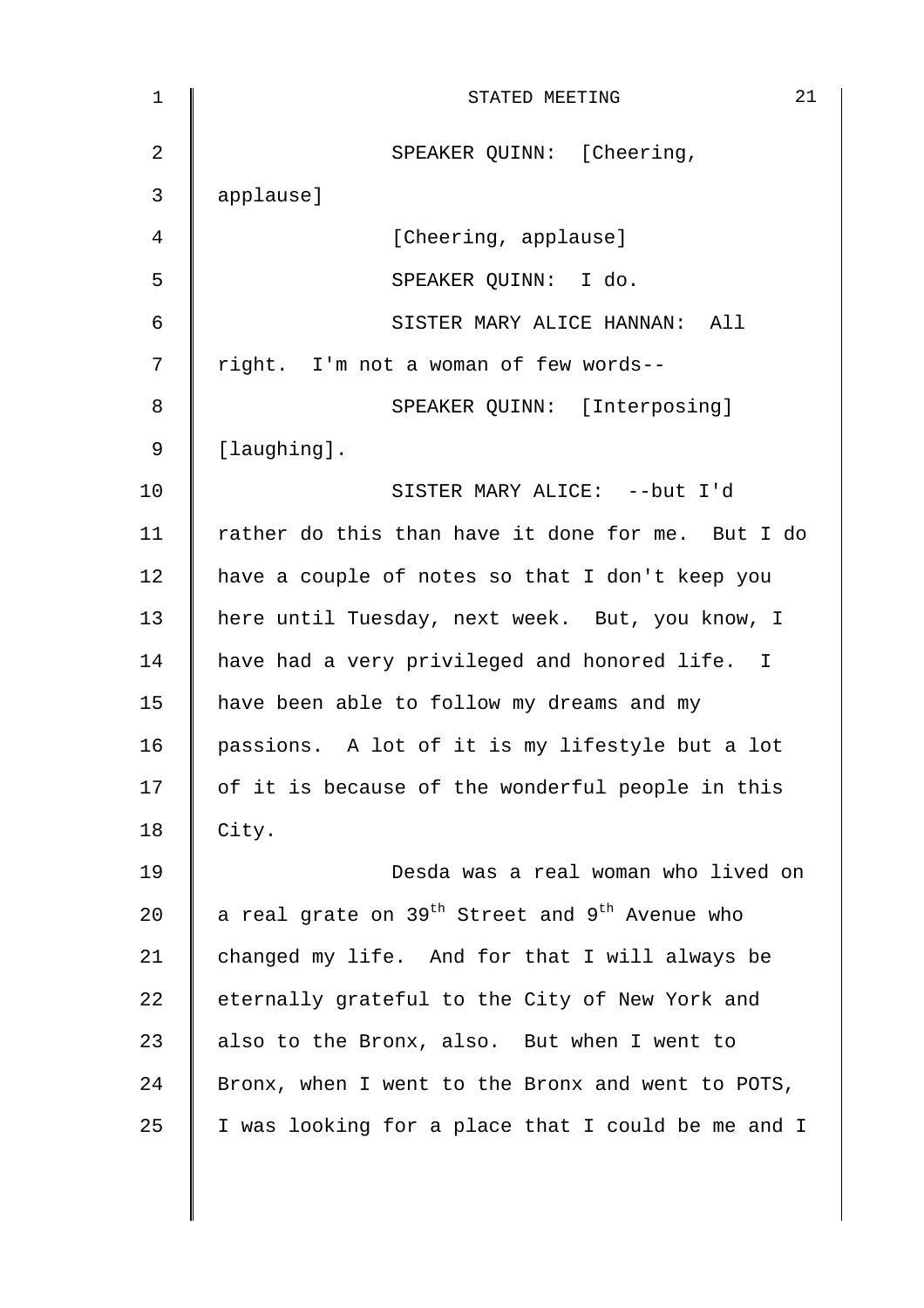SPEAKER QUINN: [Cheering, applause]

[Cheering, applause]

SPEAKER QUINN: I do.

SISTER MARY ALICE HANNAN: All right. I'm not a woman of few words--

SPEAKER QUINN: [Interposing] [laughing].

SISTER MARY ALICE: --but I'd rather do this than have it done for me. But I do have a couple of notes so that I don't keep you here until Tuesday, next week. But, you know, I have had a very privileged and honored life. I have been able to follow my dreams and my passions. A lot of it is my lifestyle but a lot of it is because of the wonderful people in this City.

Desda was a real woman who lived on a real grate on 39th Street and 9th Avenue who changed my life. And for that I will always be eternally grateful to the City of New York and also to the Bronx, also. But when I went to Bronx, when I went to the Bronx and went to POTS, I was looking for a place that I could be me and I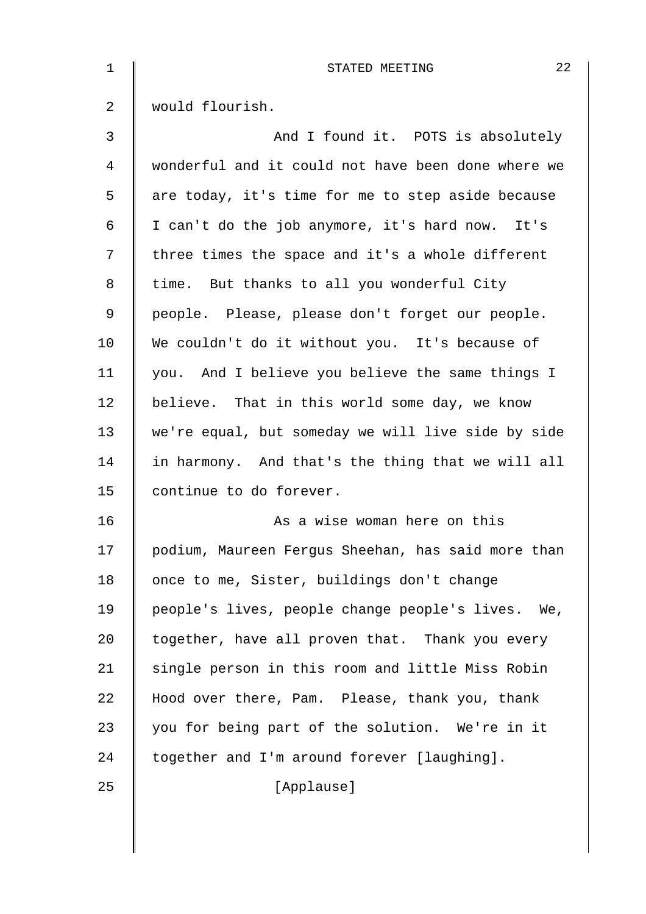would flourish.

And I found it. POTS is absolutely wonderful and it could not have been done where we are today, it's time for me to step aside because I can't do the job anymore, it's hard now. It's three times the space and it's a whole different time. But thanks to all you wonderful City people. Please, please don't forget our people. We couldn't do it without you. It's because of you. And I believe you believe the same things I believe. That in this world some day, we know we're equal, but someday we will live side by side in harmony. And that's the thing that we will all continue to do forever.

As a wise woman here on this podium, Maureen Fergus Sheehan, has said more than once to me, Sister, buildings don't change people's lives, people change people's lives. We, together, have all proven that. Thank you every single person in this room and little Miss Robin Hood over there, Pam. Please, thank you, thank you for being part of the solution. We're in it together and I'm around forever [laughing].

[Applause]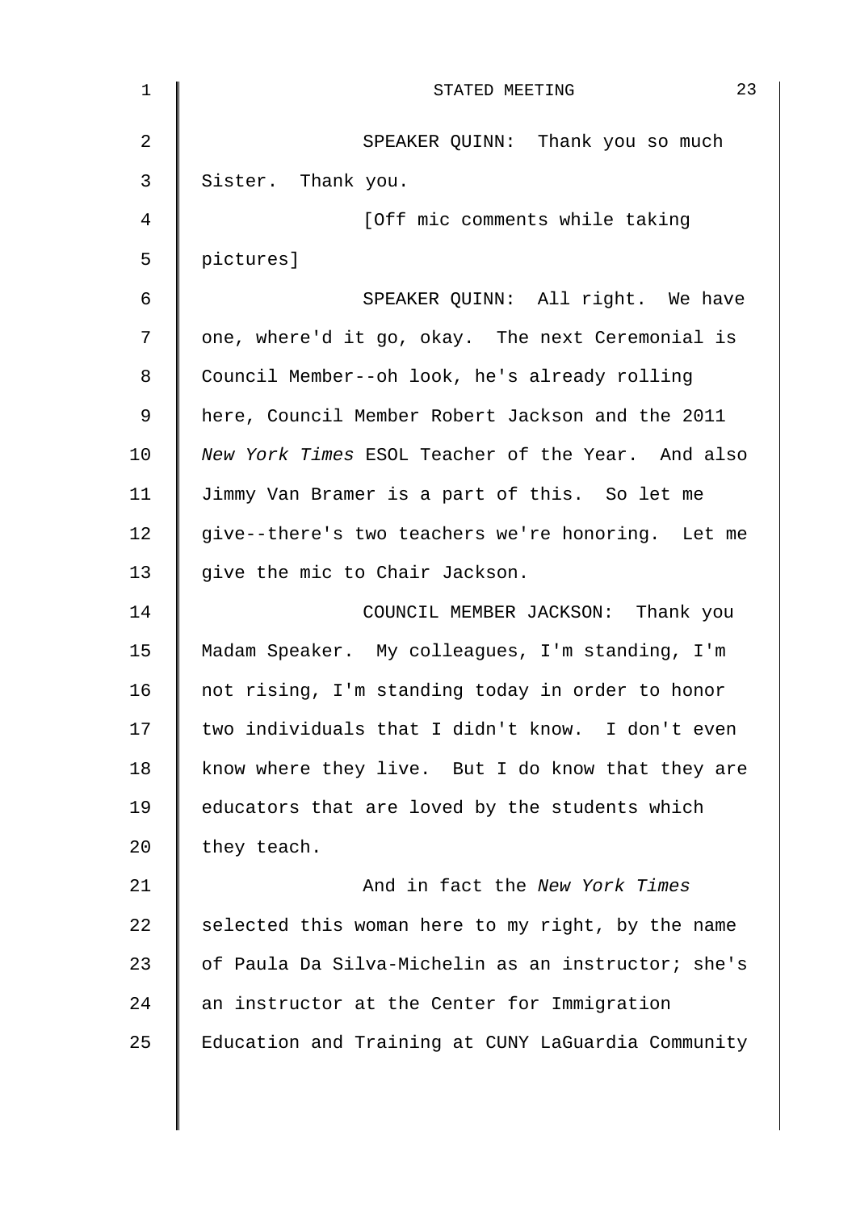SPEAKER QUINN: Thank you so much Sister. Thank you.

[Off mic comments while taking pictures]

SPEAKER QUINN: All right. We have one, where'd it go, okay. The next Ceremonial is Council Member--oh look, he's already rolling here, Council Member Robert Jackson and the 2011 *New York Times* ESOL Teacher of the Year. And also Jimmy Van Bramer is a part of this. So let me give--there's two teachers we're honoring. Let me give the mic to Chair Jackson.

COUNCIL MEMBER JACKSON: Thank you Madam Speaker. My colleagues, I'm standing, I'm not rising, I'm standing today in order to honor two individuals that I didn't know. I don't even know where they live. But I do know that they are educators that are loved by the students which they teach.

And in fact the *New York Times* selected this woman here to my right, by the name of Paula Da Silva-Michelin as an instructor; she's an instructor at the Center for Immigration Education and Training at CUNY LaGuardia Community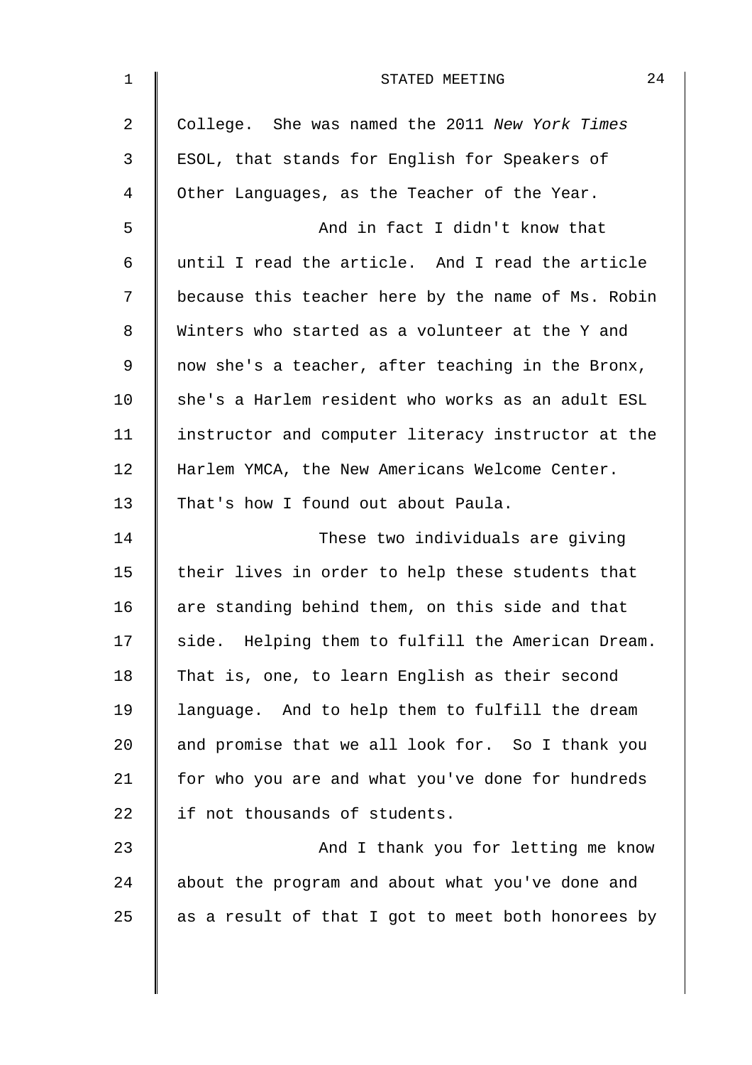College. She was named the 2011 *New York Times* ESOL, that stands for English for Speakers of Other Languages, as the Teacher of the Year.

And in fact I didn't know that until I read the article. And I read the article because this teacher here by the name of Ms. Robin Winters who started as a volunteer at the Y and now she's a teacher, after teaching in the Bronx, she's a Harlem resident who works as an adult ESL instructor and computer literacy instructor at the Harlem YMCA, the New Americans Welcome Center. That's how I found out about Paula.

These two individuals are giving their lives in order to help these students that are standing behind them, on this side and that side. Helping them to fulfill the American Dream. That is, one, to learn English as their second language. And to help them to fulfill the dream and promise that we all look for. So I thank you for who you are and what you've done for hundreds if not thousands of students.

And I thank you for letting me know about the program and about what you've done and as a result of that I got to meet both honorees by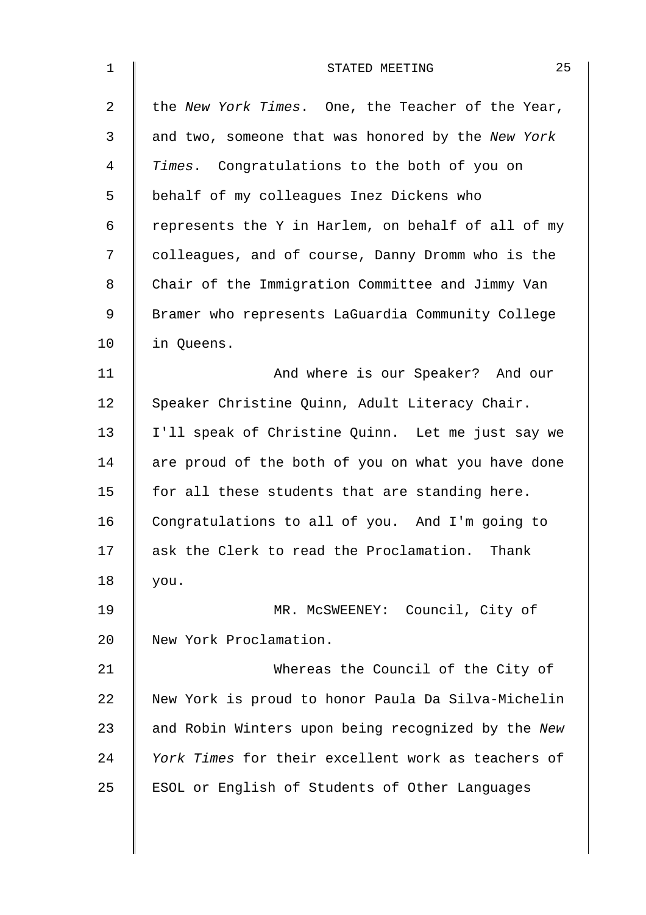the *New York Times*. One, the Teacher of the Year, and two, someone that was honored by the *New York Times*. Congratulations to the both of you on behalf of my colleagues Inez Dickens who represents the Y in Harlem, on behalf of all of my colleagues, and of course, Danny Dromm who is the Chair of the Immigration Committee and Jimmy Van Bramer who represents LaGuardia Community College in Queens.

And where is our Speaker? And our Speaker Christine Quinn, Adult Literacy Chair. I'll speak of Christine Quinn. Let me just say we are proud of the both of you on what you have done for all these students that are standing here. Congratulations to all of you. And I'm going to ask the Clerk to read the Proclamation. Thank you.

MR. McSWEENEY: Council, City of New York Proclamation.

Whereas the Council of the City of New York is proud to honor Paula Da Silva-Michelin and Robin Winters upon being recognized by the *New York Times* for their excellent work as teachers of ESOL or English of Students of Other Languages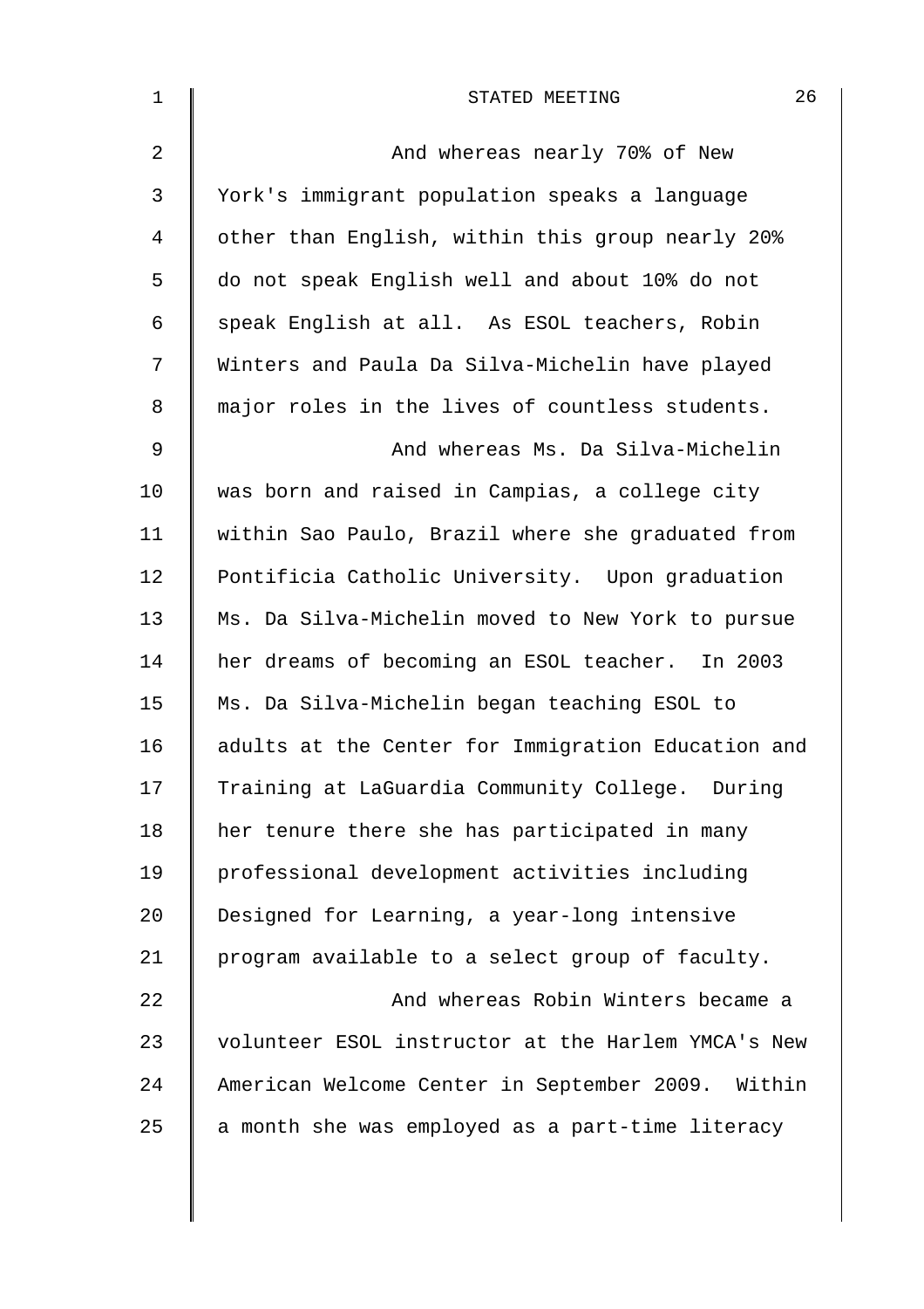And whereas nearly 70% of New York's immigrant population speaks a language other than English, within this group nearly 20% do not speak English well and about 10% do not speak English at all. As ESOL teachers, Robin Winters and Paula Da Silva-Michelin have played major roles in the lives of countless students.

And whereas Ms. Da Silva-Michelin was born and raised in Campias, a college city within Sao Paulo, Brazil where she graduated from Pontificia Catholic University. Upon graduation Ms. Da Silva-Michelin moved to New York to pursue her dreams of becoming an ESOL teacher. In 2003 Ms. Da Silva-Michelin began teaching ESOL to adults at the Center for Immigration Education and Training at LaGuardia Community College. During her tenure there she has participated in many professional development activities including Designed for Learning, a year-long intensive program available to a select group of faculty.

And whereas Robin Winters became a volunteer ESOL instructor at the Harlem YMCA's New American Welcome Center in September 2009. Within a month she was employed as a part-time literacy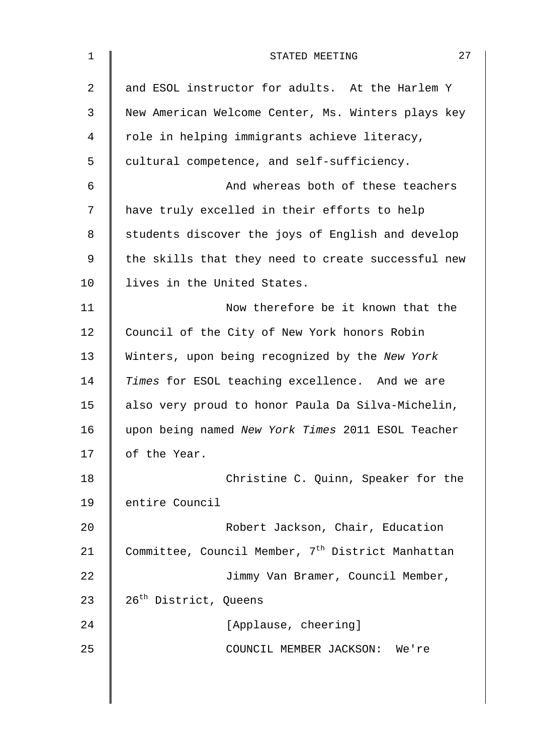and ESOL instructor for adults. At the Harlem Y New American Welcome Center, Ms. Winters plays key role in helping immigrants achieve literacy, cultural competence, and self-sufficiency.

And whereas both of these teachers have truly excelled in their efforts to help students discover the joys of English and develop the skills that they need to create successful new lives in the United States.

Now therefore be it known that the Council of the City of New York honors Robin Winters, upon being recognized by the *New York Times* for ESOL teaching excellence. And we are also very proud to honor Paula Da Silva-Michelin, upon being named *New York Times* 2011 ESOL Teacher of the Year.

Christine C. Quinn, Speaker for the entire Council

Robert Jackson, Chair, Education Committee, Council Member, 7th District Manhattan

Jimmy Van Bramer, Council Member, 26th District, Queens

[Applause, cheering]

COUNCIL MEMBER JACKSON: We're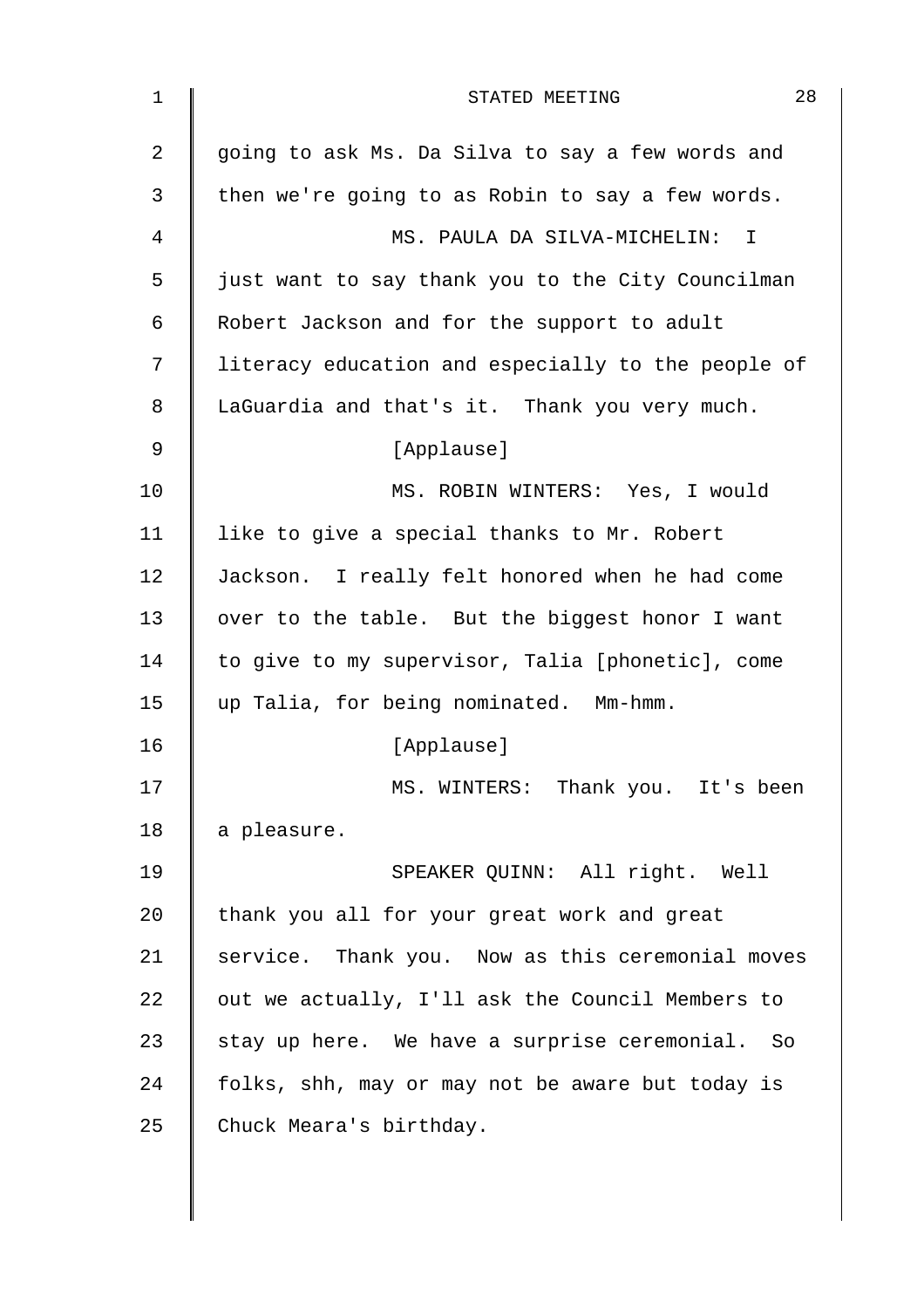going to ask Ms. Da Silva to say a few words and then we're going to as Robin to say a few words.

MS. PAULA DA SILVA-MICHELIN: I just want to say thank you to the City Councilman Robert Jackson and for the support to adult literacy education and especially to the people of LaGuardia and that's it. Thank you very much.

[Applause]

MS. ROBIN WINTERS: Yes, I would like to give a special thanks to Mr. Robert Jackson. I really felt honored when he had come over to the table. But the biggest honor I want to give to my supervisor, Talia [phonetic], come up Talia, for being nominated. Mm-hmm.

[Applause]

MS. WINTERS: Thank you. It's been a pleasure.

SPEAKER QUINN: All right. Well thank you all for your great work and great service. Thank you. Now as this ceremonial moves out we actually, I'll ask the Council Members to stay up here. We have a surprise ceremonial. So folks, shh, may or may not be aware but today is Chuck Meara's birthday.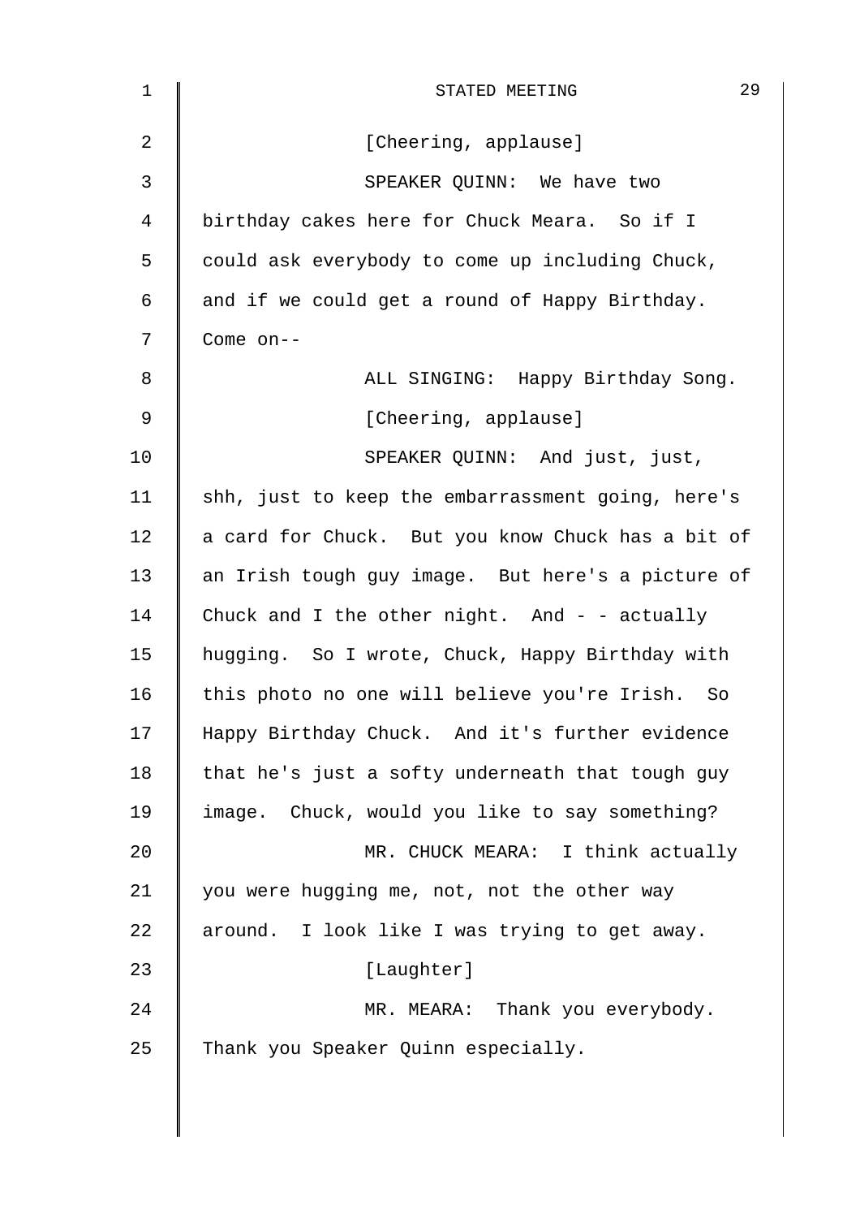[Cheering, applause]

SPEAKER QUINN: We have two birthday cakes here for Chuck Meara. So if I could ask everybody to come up including Chuck, and if we could get a round of Happy Birthday. Come on--

ALL SINGING: Happy Birthday Song.

[Cheering, applause]

SPEAKER QUINN: And just, just, shh, just to keep the embarrassment going, here's a card for Chuck. But you know Chuck has a bit of an Irish tough guy image. But here's a picture of Chuck and I the other night. And - - actually hugging. So I wrote, Chuck, Happy Birthday with this photo no one will believe you're Irish. So Happy Birthday Chuck. And it's further evidence that he's just a softy underneath that tough guy image. Chuck, would you like to say something?

MR. CHUCK MEARA: I think actually you were hugging me, not, not the other way around. I look like I was trying to get away.

[Laughter]

MR. MEARA: Thank you everybody. Thank you Speaker Quinn especially.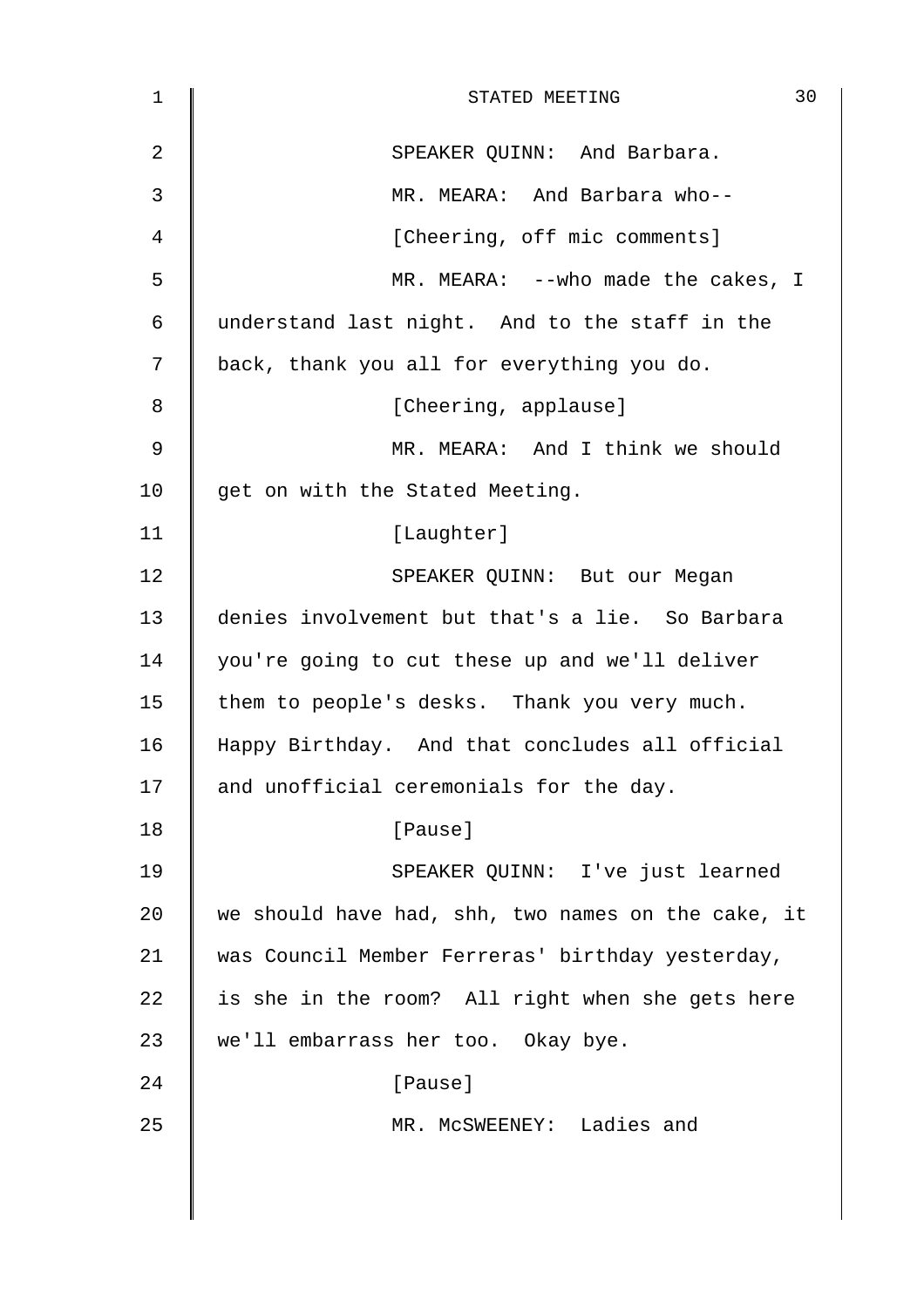SPEAKER QUINN: And Barbara.

MR. MEARA: And Barbara who--

[Cheering, off mic comments]

MR. MEARA: --who made the cakes, I understand last night. And to the staff in the back, thank you all for everything you do.

[Cheering, applause]

MR. MEARA: And I think we should get on with the Stated Meeting.

[Laughter]

SPEAKER QUINN: But our Megan denies involvement but that's a lie. So Barbara you're going to cut these up and we'll deliver them to people's desks. Thank you very much. Happy Birthday. And that concludes all official and unofficial ceremonials for the day.

[Pause]

SPEAKER QUINN: I've just learned we should have had, shh, two names on the cake, it was Council Member Ferreras' birthday yesterday, is she in the room? All right when she gets here we'll embarrass her too. Okay bye.

[Pause]

MR. McSWEENEY: Ladies and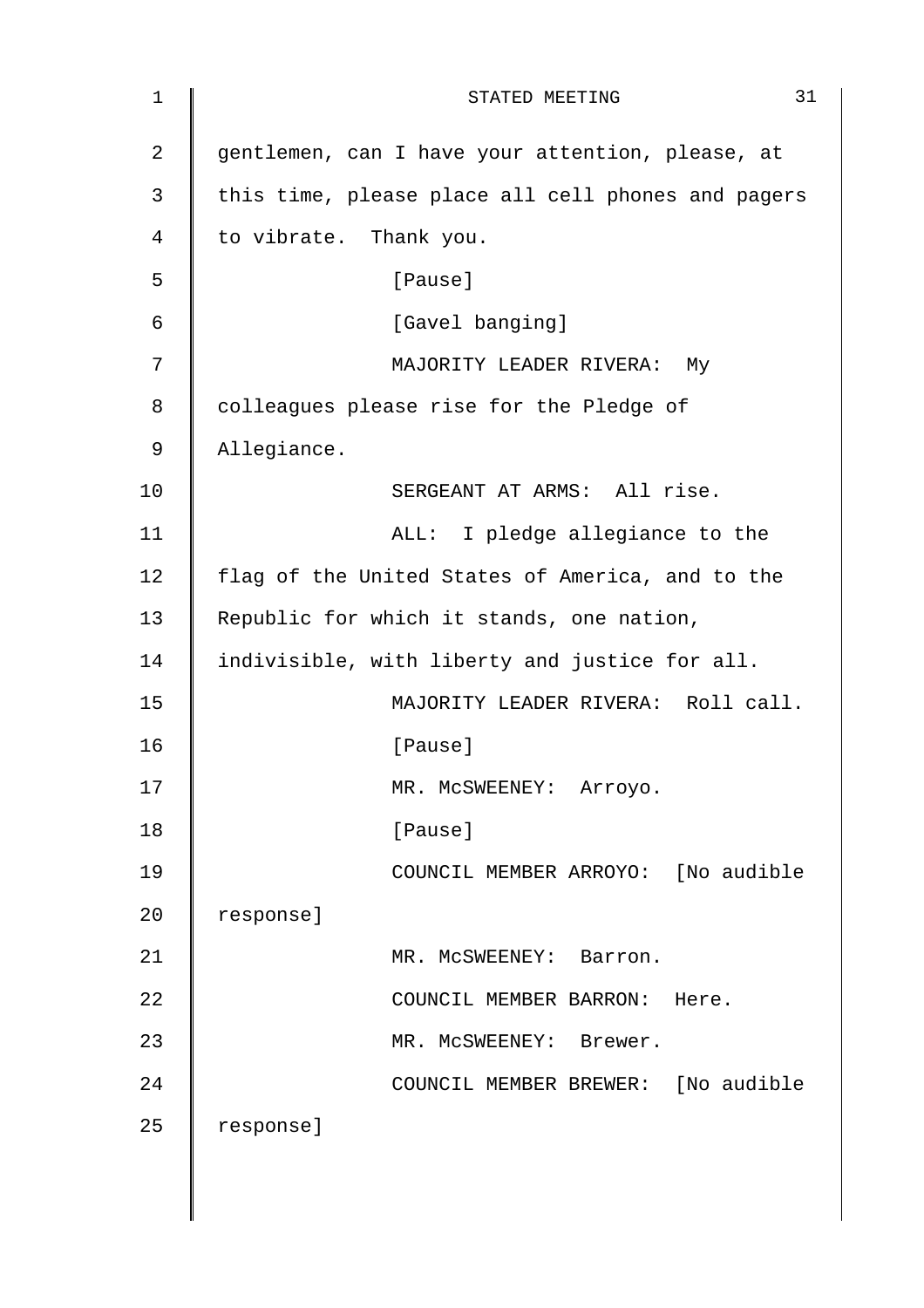gentlemen, can I have your attention, please, at this time, please place all cell phones and pagers to vibrate. Thank you.

[Pause]

[Gavel banging]

MAJORITY LEADER RIVERA: My colleagues please rise for the Pledge of Allegiance.

SERGEANT AT ARMS: All rise.

ALL: I pledge allegiance to the flag of the United States of America, and to the Republic for which it stands, one nation, indivisible, with liberty and justice for all.

MAJORITY LEADER RIVERA: Roll call.

[Pause]

MR. McSWEENEY: Arroyo.

[Pause]

COUNCIL MEMBER ARROYO: [No audible response]

MR. McSWEENEY: Barron.

COUNCIL MEMBER BARRON: Here.

MR. McSWEENEY: Brewer.

COUNCIL MEMBER BREWER: [No audible response]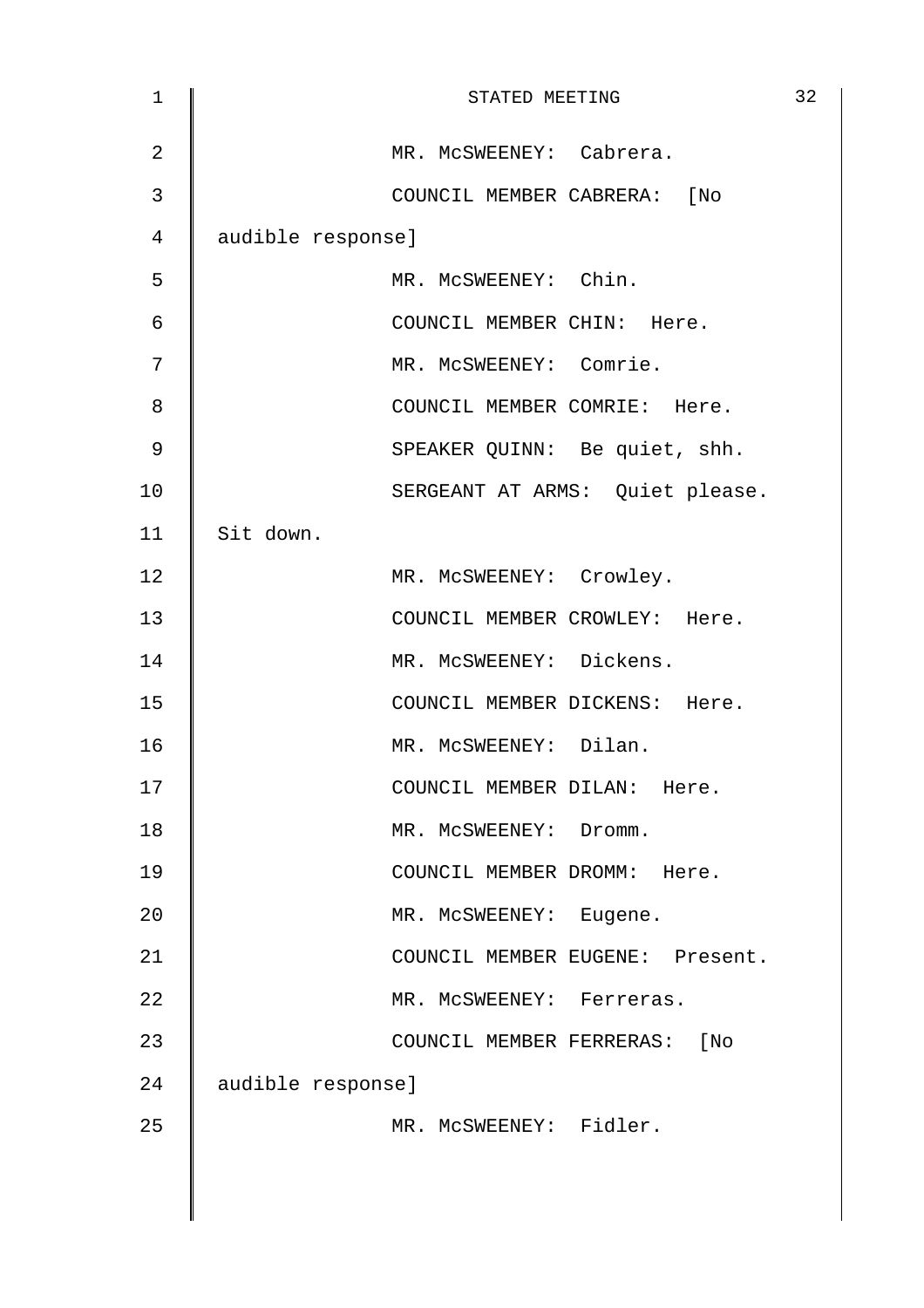MR. McSWEENEY: Cabrera.

COUNCIL MEMBER CABRERA: [No audible response]

MR. McSWEENEY: Chin.

COUNCIL MEMBER CHIN: Here.

MR. McSWEENEY: Comrie.

COUNCIL MEMBER COMRIE: Here.

SPEAKER QUINN: Be quiet, shh.

SERGEANT AT ARMS: Quiet please. Sit down.

MR. McSWEENEY: Crowley.

COUNCIL MEMBER CROWLEY: Here.

MR. McSWEENEY: Dickens.

COUNCIL MEMBER DICKENS: Here.

MR. McSWEENEY: Dilan.

COUNCIL MEMBER DILAN: Here.

MR. McSWEENEY: Dromm.

COUNCIL MEMBER DROMM: Here.

MR. McSWEENEY: Eugene.

COUNCIL MEMBER EUGENE: Present.

MR. McSWEENEY: Ferreras.

COUNCIL MEMBER FERRERAS: [No audible response]

MR. McSWEENEY: Fidler.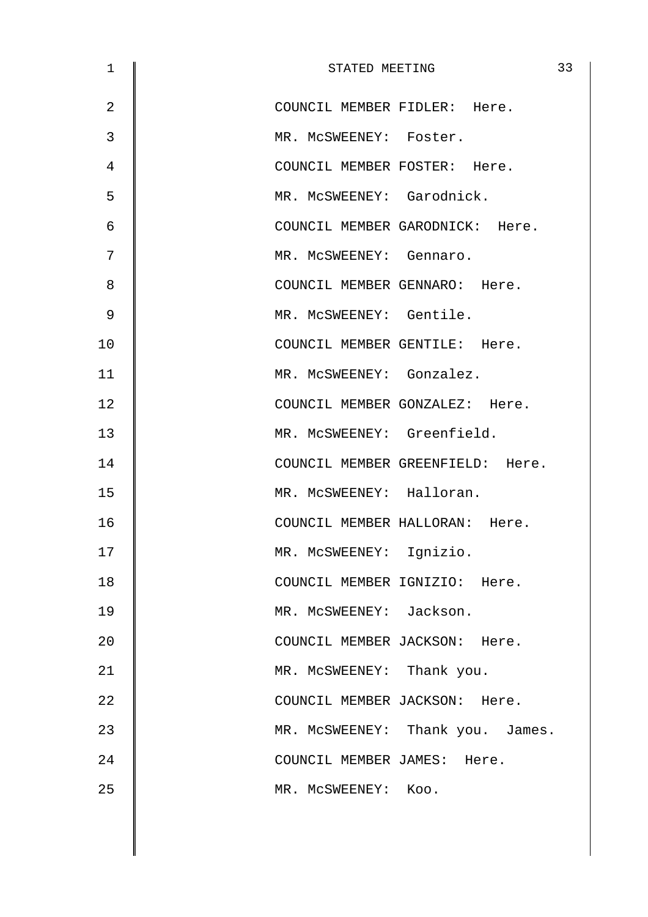COUNCIL MEMBER FIDLER: Here.

MR. McSWEENEY: Foster.

COUNCIL MEMBER FOSTER: Here.

MR. McSWEENEY: Garodnick.

COUNCIL MEMBER GARODNICK: Here.

MR. McSWEENEY: Gennaro.

COUNCIL MEMBER GENNARO: Here.

MR. McSWEENEY: Gentile.

COUNCIL MEMBER GENTILE: Here.

MR. McSWEENEY: Gonzalez.

COUNCIL MEMBER GONZALEZ: Here.

MR. McSWEENEY: Greenfield.

COUNCIL MEMBER GREENFIELD: Here.

MR. McSWEENEY: Halloran.

COUNCIL MEMBER HALLORAN: Here.

MR. McSWEENEY: Ignizio.

COUNCIL MEMBER IGNIZIO: Here.

MR. McSWEENEY: Jackson.

COUNCIL MEMBER JACKSON: Here.

MR. McSWEENEY: Thank you.

COUNCIL MEMBER JACKSON: Here.

MR. McSWEENEY: Thank you. James.

COUNCIL MEMBER JAMES: Here.

MR. McSWEENEY: Koo.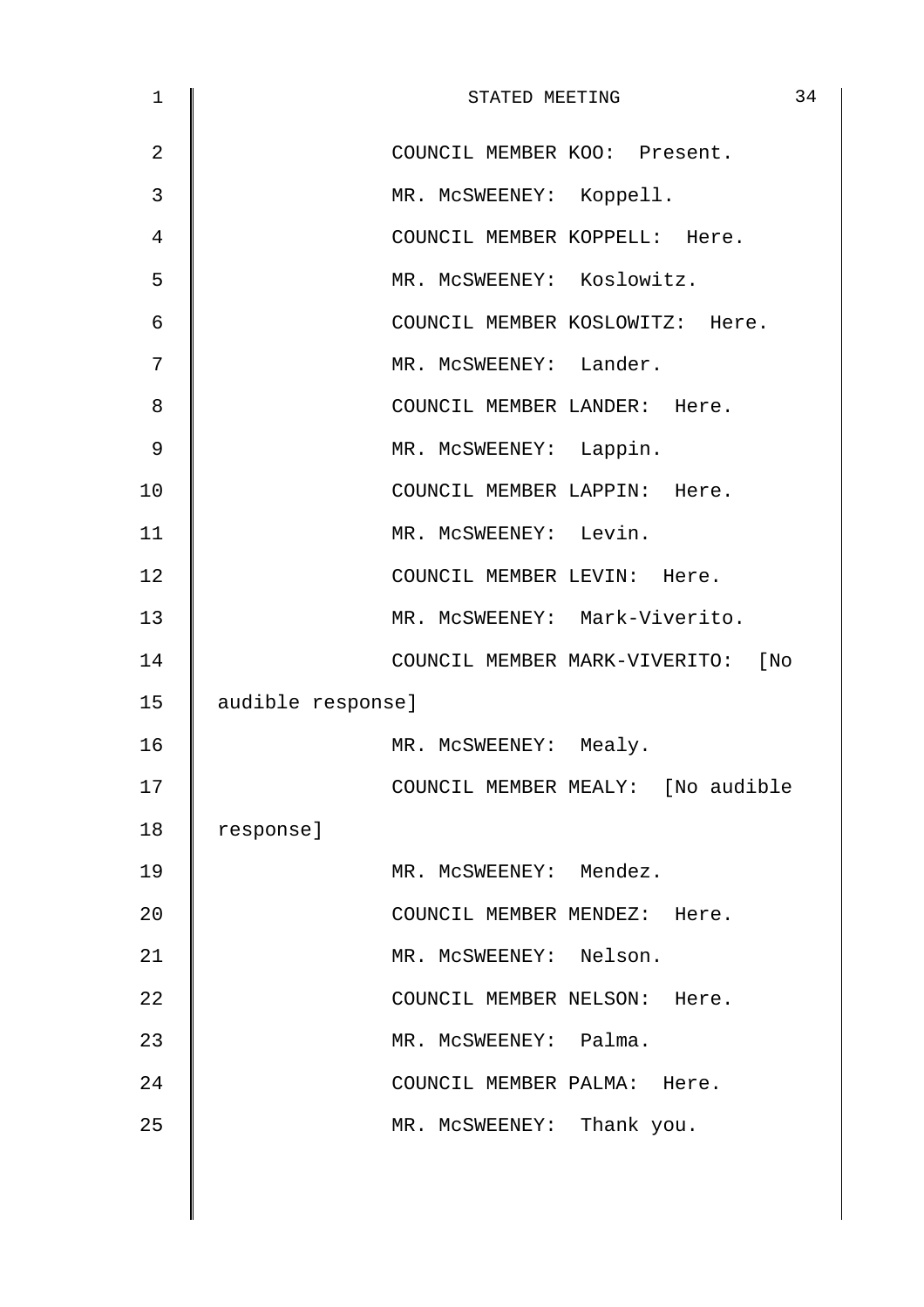COUNCIL MEMBER KOO: Present.

MR. McSWEENEY: Koppell.

COUNCIL MEMBER KOPPELL: Here.

MR. McSWEENEY: Koslowitz.

COUNCIL MEMBER KOSLOWITZ: Here.

MR. McSWEENEY: Lander.

COUNCIL MEMBER LANDER: Here.

MR. McSWEENEY: Lappin.

COUNCIL MEMBER LAPPIN: Here.

MR. McSWEENEY: Levin.

COUNCIL MEMBER LEVIN: Here.

MR. McSWEENEY: Mark-Viverito.

COUNCIL MEMBER MARK-VIVERITO: [No audible response]

MR. McSWEENEY: Mealy.

COUNCIL MEMBER MEALY: [No audible response]

MR. McSWEENEY: Mendez.

COUNCIL MEMBER MENDEZ: Here.

MR. McSWEENEY: Nelson.

COUNCIL MEMBER NELSON: Here.

MR. McSWEENEY: Palma.

COUNCIL MEMBER PALMA: Here.

MR. McSWEENEY: Thank you.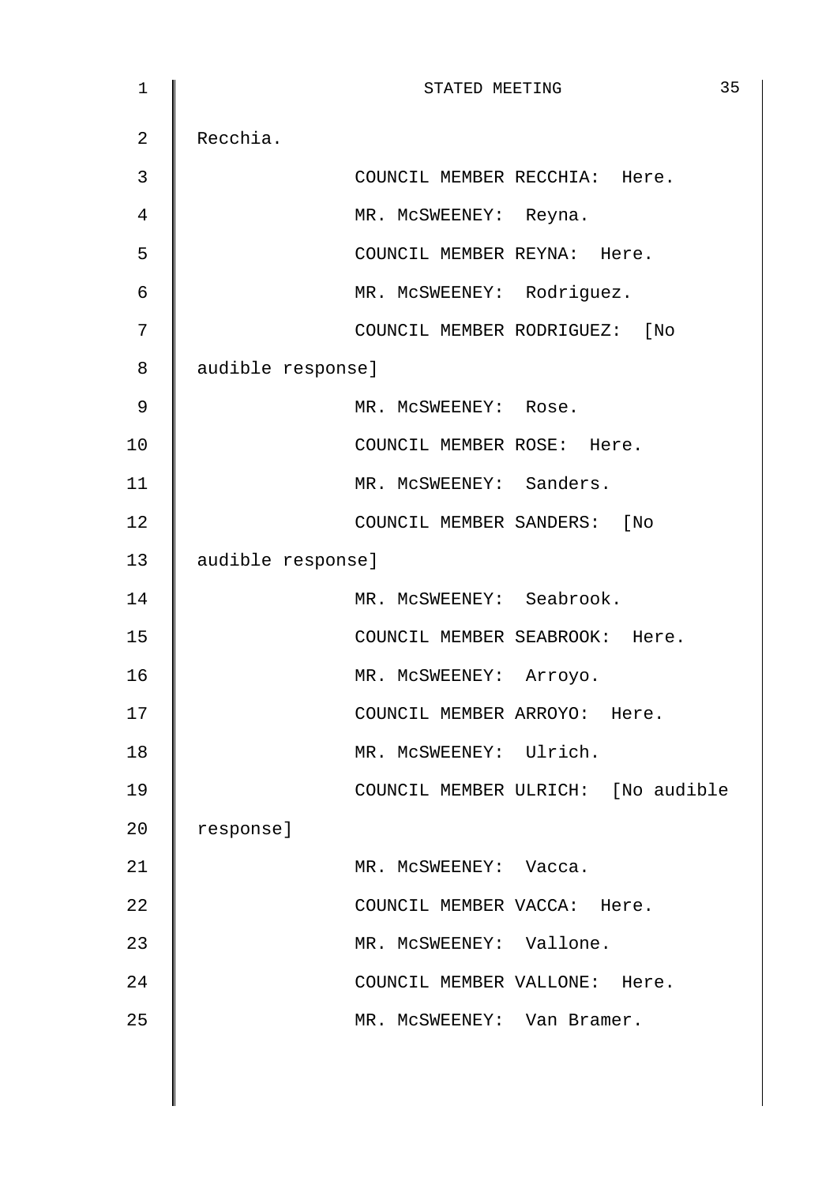Recchia.

COUNCIL MEMBER RECCHIA: Here.

MR. McSWEENEY: Reyna.

COUNCIL MEMBER REYNA: Here.

MR. McSWEENEY: Rodriguez.

COUNCIL MEMBER RODRIGUEZ: [No audible response]

MR. McSWEENEY: Rose.

COUNCIL MEMBER ROSE: Here.

MR. McSWEENEY: Sanders.

COUNCIL MEMBER SANDERS: [No audible response]

MR. McSWEENEY: Seabrook.

COUNCIL MEMBER SEABROOK: Here.

MR. McSWEENEY: Arroyo.

COUNCIL MEMBER ARROYO: Here.

MR. McSWEENEY: Ulrich.

COUNCIL MEMBER ULRICH: [No audible response]

MR. McSWEENEY: Vacca.

COUNCIL MEMBER VACCA: Here.

MR. McSWEENEY: Vallone.

COUNCIL MEMBER VALLONE: Here.

MR. McSWEENEY: Van Bramer.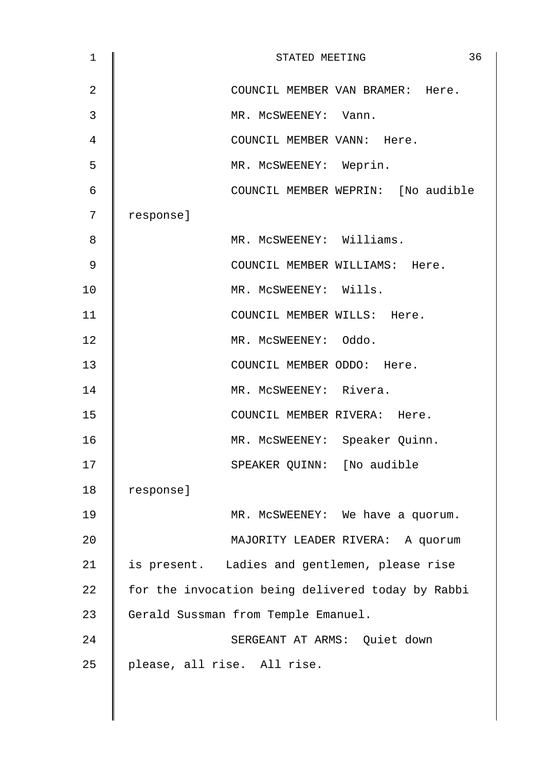COUNCIL MEMBER VAN BRAMER: Here.

MR. McSWEENEY: Vann.

COUNCIL MEMBER VANN: Here.

MR. McSWEENEY: Weprin.

COUNCIL MEMBER WEPRIN: [No audible response]

MR. McSWEENEY: Williams.

COUNCIL MEMBER WILLIAMS: Here.

MR. McSWEENEY: Wills.

COUNCIL MEMBER WILLS: Here.

MR. McSWEENEY: Oddo.

COUNCIL MEMBER ODDO: Here.

MR. McSWEENEY: Rivera.

COUNCIL MEMBER RIVERA: Here.

MR. McSWEENEY: Speaker Quinn.

SPEAKER QUINN: [No audible response]

MR. McSWEENEY: We have a quorum.

MAJORITY LEADER RIVERA: A quorum is present. Ladies and gentlemen, please rise for the invocation being delivered today by Rabbi Gerald Sussman from Temple Emanuel.

SERGEANT AT ARMS: Quiet down please, all rise. All rise.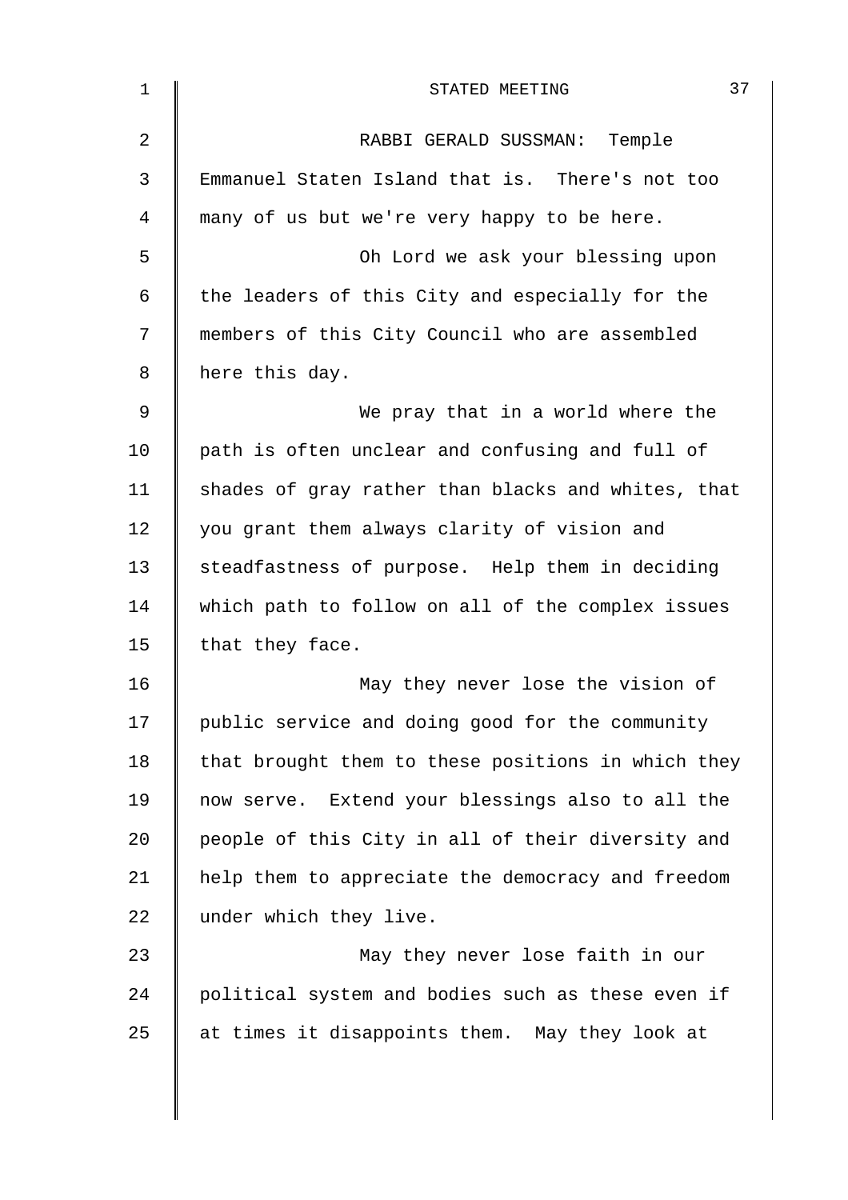RABBI GERALD SUSSMAN: Temple Emmanuel Staten Island that is. There's not too many of us but we're very happy to be here.

Oh Lord we ask your blessing upon the leaders of this City and especially for the members of this City Council who are assembled here this day.

We pray that in a world where the path is often unclear and confusing and full of shades of gray rather than blacks and whites, that you grant them always clarity of vision and steadfastness of purpose. Help them in deciding which path to follow on all of the complex issues that they face.

May they never lose the vision of public service and doing good for the community that brought them to these positions in which they now serve. Extend your blessings also to all the people of this City in all of their diversity and help them to appreciate the democracy and freedom under which they live.

May they never lose faith in our political system and bodies such as these even if at times it disappoints them. May they look at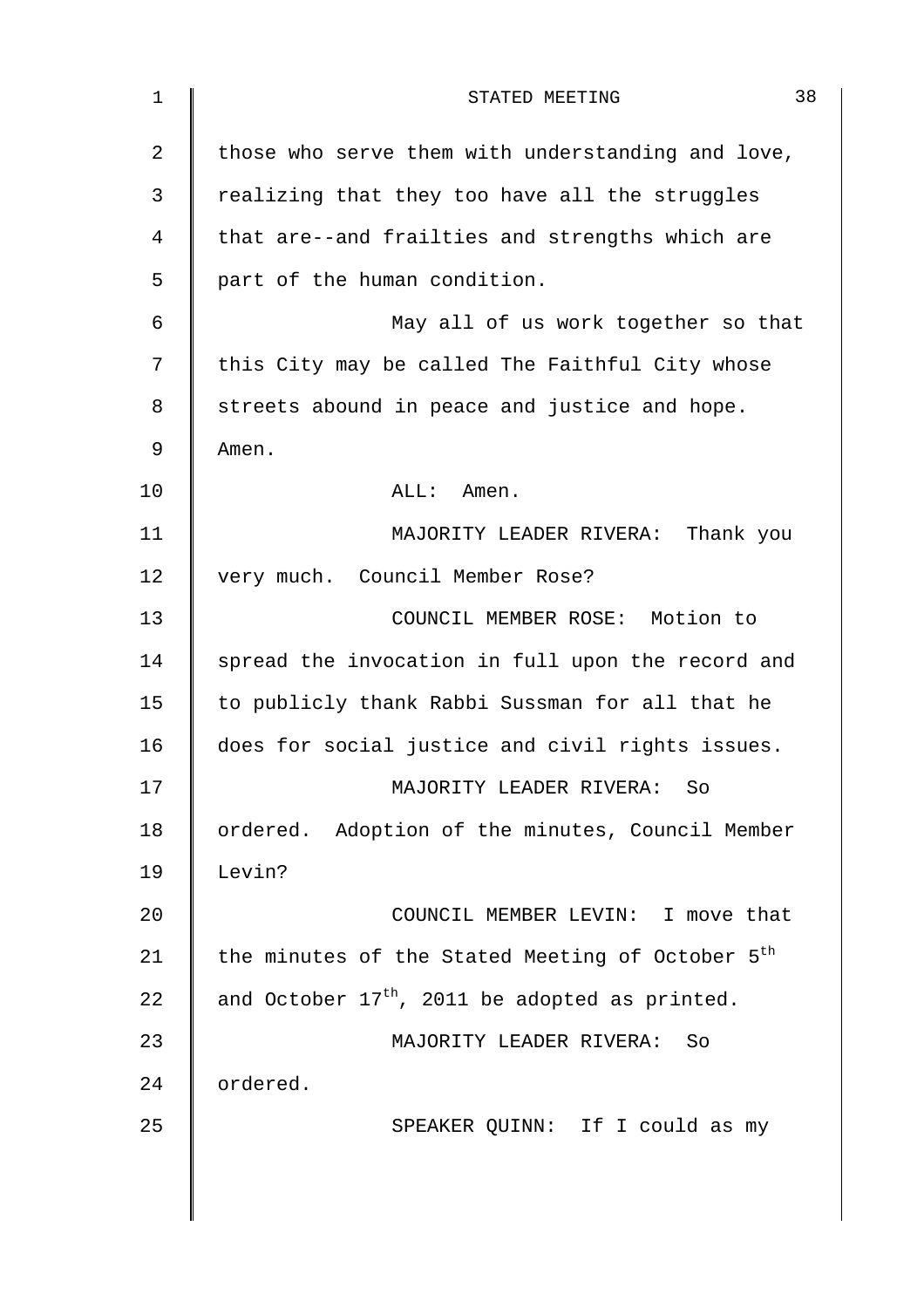those who serve them with understanding and love, realizing that they too have all the struggles that are--and frailties and strengths which are part of the human condition.

May all of us work together so that this City may be called The Faithful City whose streets abound in peace and justice and hope. Amen.

ALL: Amen.

MAJORITY LEADER RIVERA: Thank you very much. Council Member Rose?

COUNCIL MEMBER ROSE: Motion to spread the invocation in full upon the record and to publicly thank Rabbi Sussman for all that he does for social justice and civil rights issues.

MAJORITY LEADER RIVERA: So ordered. Adoption of the minutes, Council Member Levin?

COUNCIL MEMBER LEVIN: I move that the minutes of the Stated Meeting of October 5th and October 17th, 2011 be adopted as printed.

MAJORITY LEADER RIVERA: So ordered.

SPEAKER QUINN: If I could as my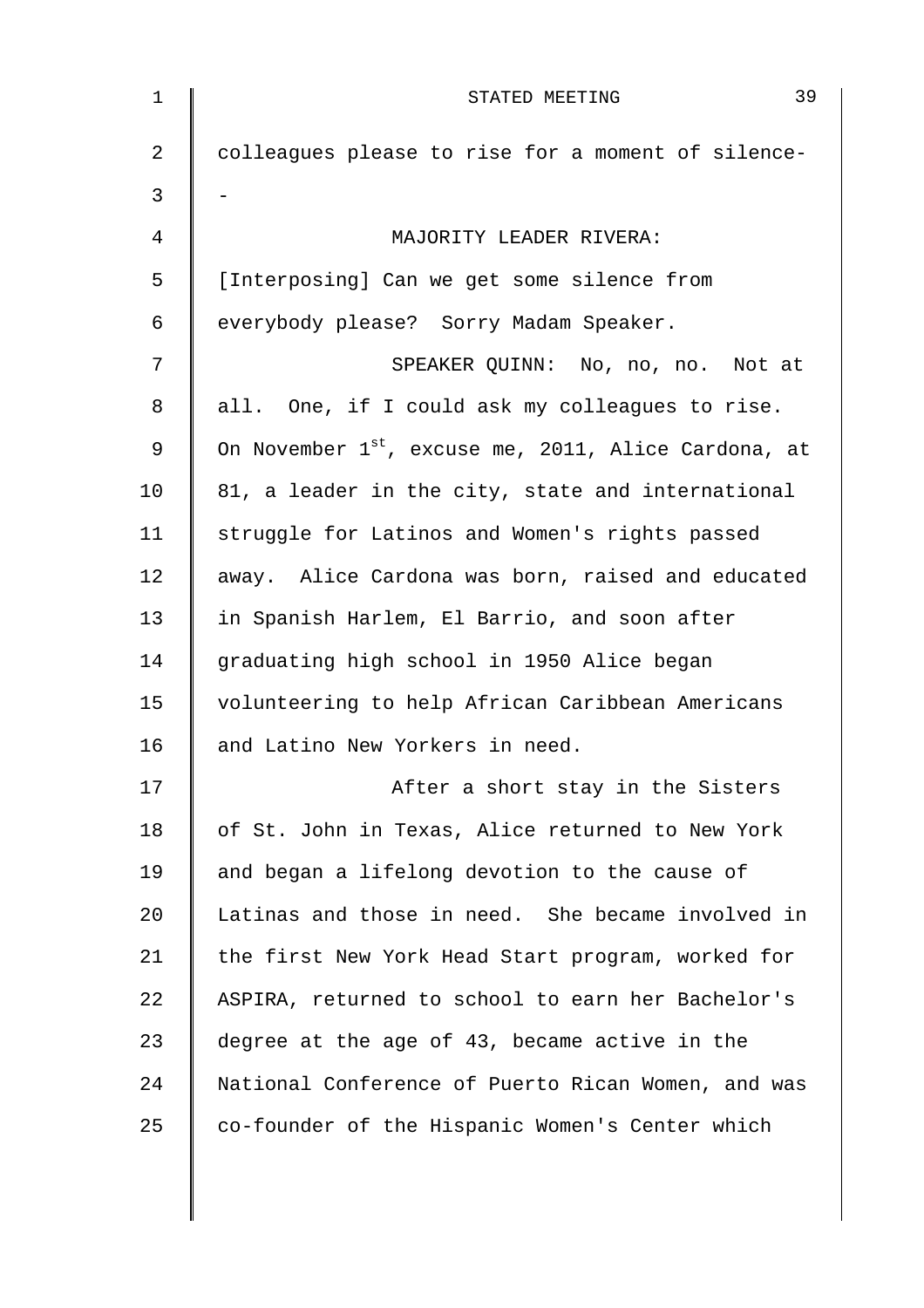colleagues please to rise for a moment of silence--

MAJORITY LEADER RIVERA: [Interposing] Can we get some silence from everybody please? Sorry Madam Speaker.

SPEAKER QUINN: No, no, no. Not at all. One, if I could ask my colleagues to rise. On November 1st, excuse me, 2011, Alice Cardona, at 81, a leader in the city, state and international struggle for Latinos and Women's rights passed away. Alice Cardona was born, raised and educated in Spanish Harlem, El Barrio, and soon after graduating high school in 1950 Alice began volunteering to help African Caribbean Americans and Latino New Yorkers in need.

After a short stay in the Sisters of St. John in Texas, Alice returned to New York and began a lifelong devotion to the cause of Latinas and those in need. She became involved in the first New York Head Start program, worked for ASPIRA, returned to school to earn her Bachelor's degree at the age of 43, became active in the National Conference of Puerto Rican Women, and was co-founder of the Hispanic Women's Center which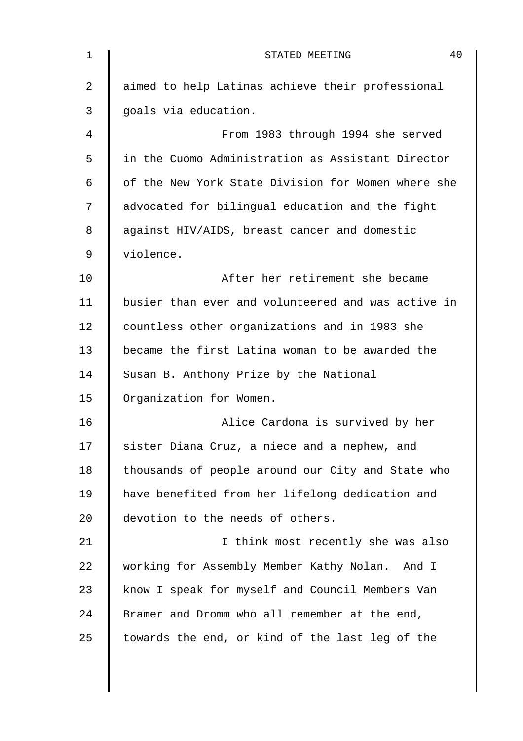aimed to help Latinas achieve their professional goals via education.

From 1983 through 1994 she served in the Cuomo Administration as Assistant Director of the New York State Division for Women where she advocated for bilingual education and the fight against HIV/AIDS, breast cancer and domestic violence.

After her retirement she became busier than ever and volunteered and was active in countless other organizations and in 1983 she became the first Latina woman to be awarded the Susan B. Anthony Prize by the National Organization for Women.

Alice Cardona is survived by her sister Diana Cruz, a niece and a nephew, and thousands of people around our City and State who have benefited from her lifelong dedication and devotion to the needs of others.

I think most recently she was also working for Assembly Member Kathy Nolan. And I know I speak for myself and Council Members Van Bramer and Dromm who all remember at the end, towards the end, or kind of the last leg of the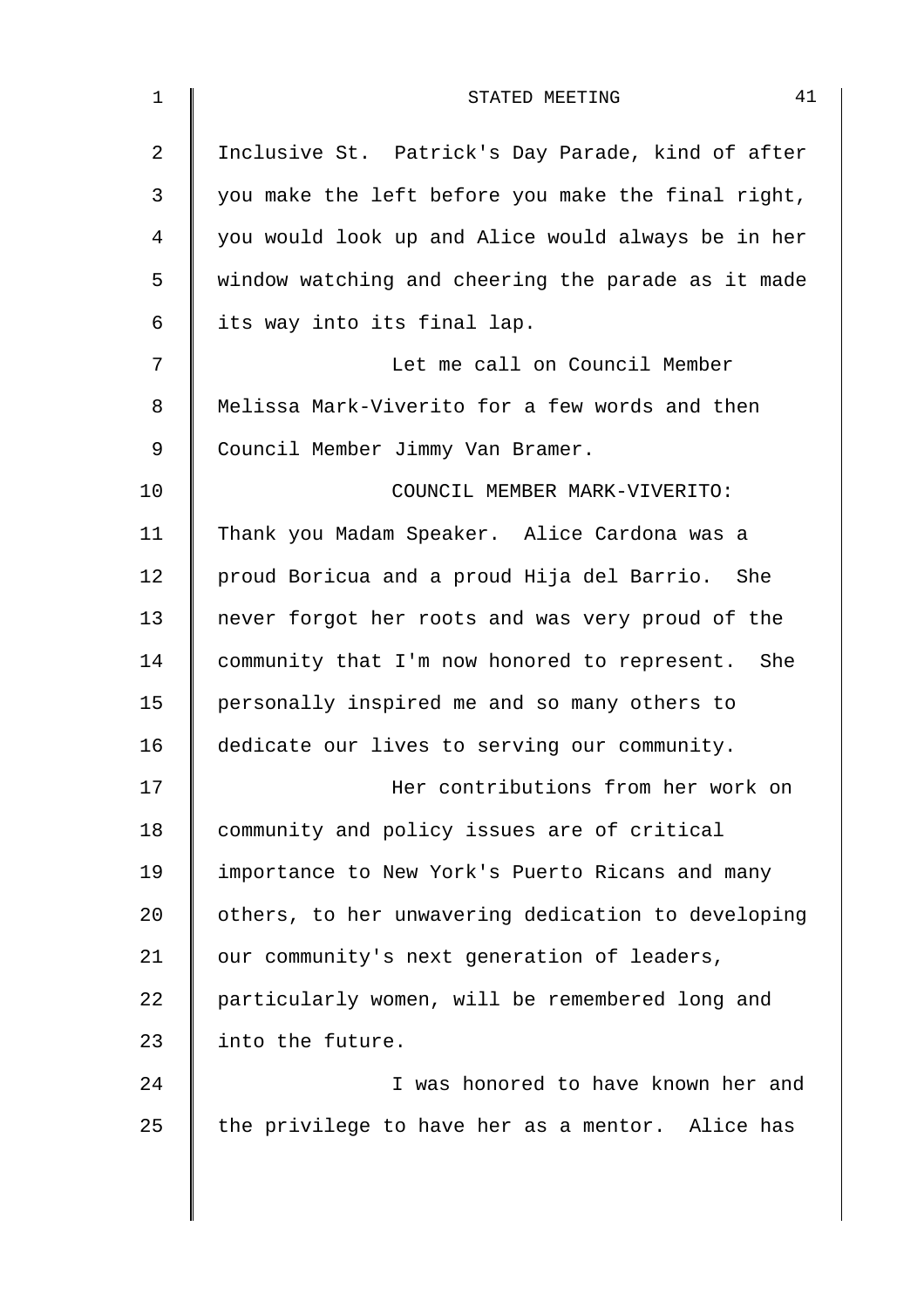Inclusive St. Patrick's Day Parade, kind of after you make the left before you make the final right, you would look up and Alice would always be in her window watching and cheering the parade as it made its way into its final lap.

Let me call on Council Member Melissa Mark-Viverito for a few words and then Council Member Jimmy Van Bramer.

COUNCIL MEMBER MARK-VIVERITO: Thank you Madam Speaker. Alice Cardona was a proud Boricua and a proud Hija del Barrio. She never forgot her roots and was very proud of the community that I'm now honored to represent. She personally inspired me and so many others to dedicate our lives to serving our community.

Her contributions from her work on community and policy issues are of critical importance to New York's Puerto Ricans and many others, to her unwavering dedication to developing our community's next generation of leaders, particularly women, will be remembered long and into the future.

I was honored to have known her and the privilege to have her as a mentor. Alice has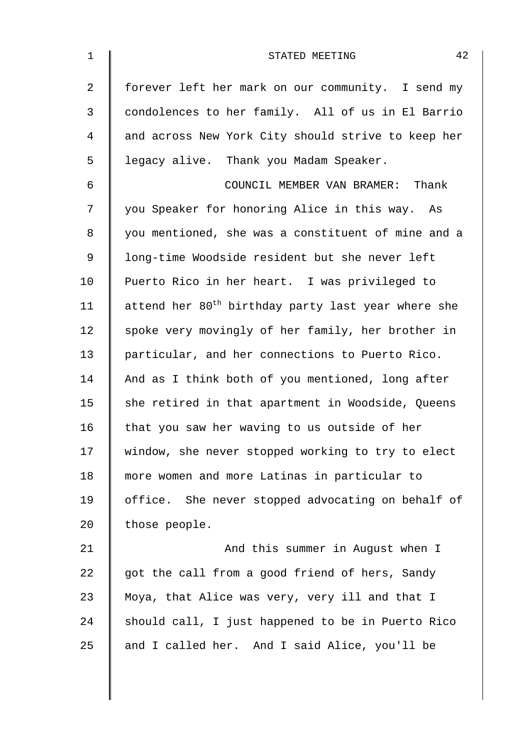forever left her mark on our community. I send my condolences to her family. All of us in El Barrio and across New York City should strive to keep her legacy alive. Thank you Madam Speaker.

COUNCIL MEMBER VAN BRAMER: Thank you Speaker for honoring Alice in this way. As you mentioned, she was a constituent of mine and a long-time Woodside resident but she never left Puerto Rico in her heart. I was privileged to attend her 80th birthday party last year where she spoke very movingly of her family, her brother in particular, and her connections to Puerto Rico. And as I think both of you mentioned, long after she retired in that apartment in Woodside, Queens that you saw her waving to us outside of her window, she never stopped working to try to elect more women and more Latinas in particular to office. She never stopped advocating on behalf of those people.

And this summer in August when I got the call from a good friend of hers, Sandy Moya, that Alice was very, very ill and that I should call, I just happened to be in Puerto Rico and I called her. And I said Alice, you'll be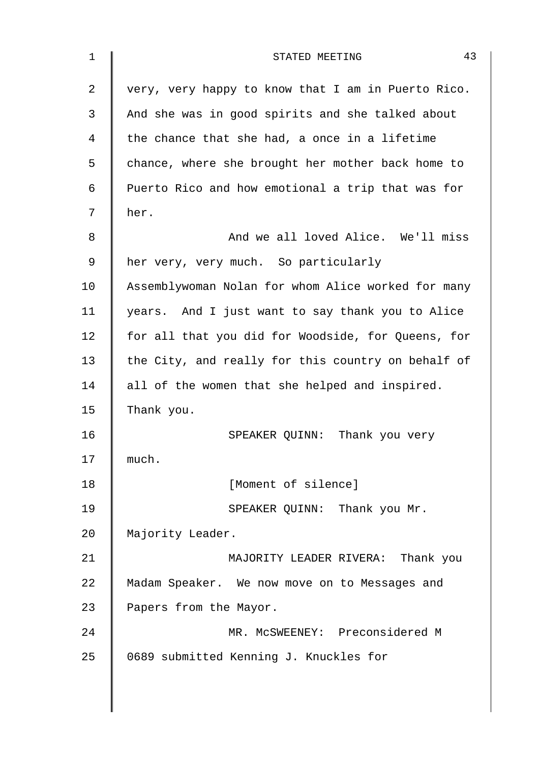very, very happy to know that I am in Puerto Rico. And she was in good spirits and she talked about the chance that she had, a once in a lifetime chance, where she brought her mother back home to Puerto Rico and how emotional a trip that was for her.

And we all loved Alice. We'll miss her very, very much. So particularly Assemblywoman Nolan for whom Alice worked for many years. And I just want to say thank you to Alice for all that you did for Woodside, for Queens, for the City, and really for this country on behalf of all of the women that she helped and inspired. Thank you.

SPEAKER QUINN: Thank you very much.

[Moment of silence]

SPEAKER QUINN: Thank you Mr. Majority Leader.

MAJORITY LEADER RIVERA: Thank you Madam Speaker. We now move on to Messages and Papers from the Mayor.

MR. McSWEENEY: Preconsidered M 0689 submitted Kenning J. Knuckles for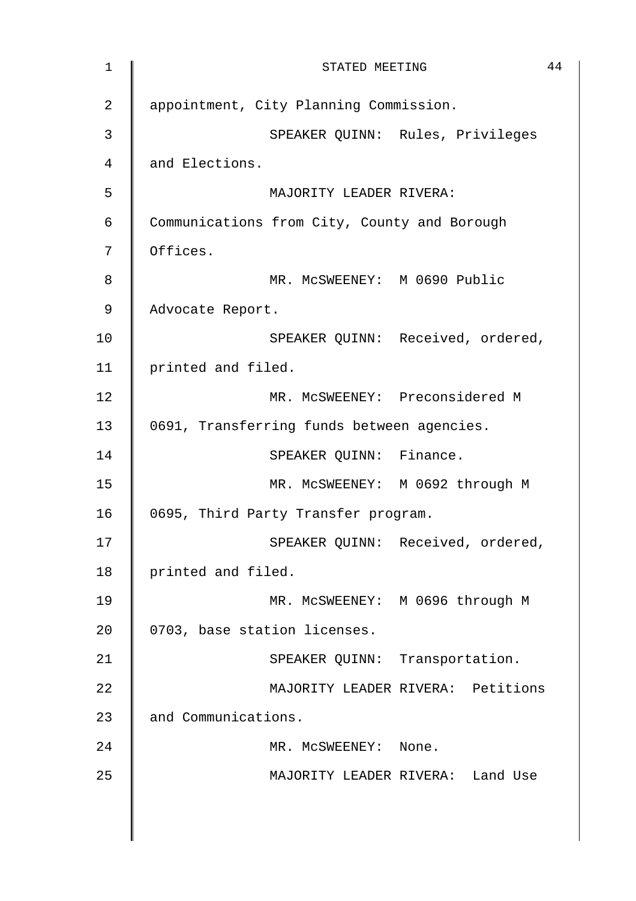appointment, City Planning Commission.

SPEAKER QUINN: Rules, Privileges and Elections.

MAJORITY LEADER RIVERA: Communications from City, County and Borough Offices.

MR. McSWEENEY: M 0690 Public Advocate Report.

SPEAKER QUINN: Received, ordered, printed and filed.

MR. McSWEENEY: Preconsidered M 0691, Transferring funds between agencies.

SPEAKER QUINN: Finance.

MR. McSWEENEY: M 0692 through M 0695, Third Party Transfer program.

SPEAKER QUINN: Received, ordered, printed and filed.

MR. McSWEENEY: M 0696 through M 0703, base station licenses.

SPEAKER QUINN: Transportation.

MAJORITY LEADER RIVERA: Petitions and Communications.

MR. McSWEENEY: None.

MAJORITY LEADER RIVERA: Land Use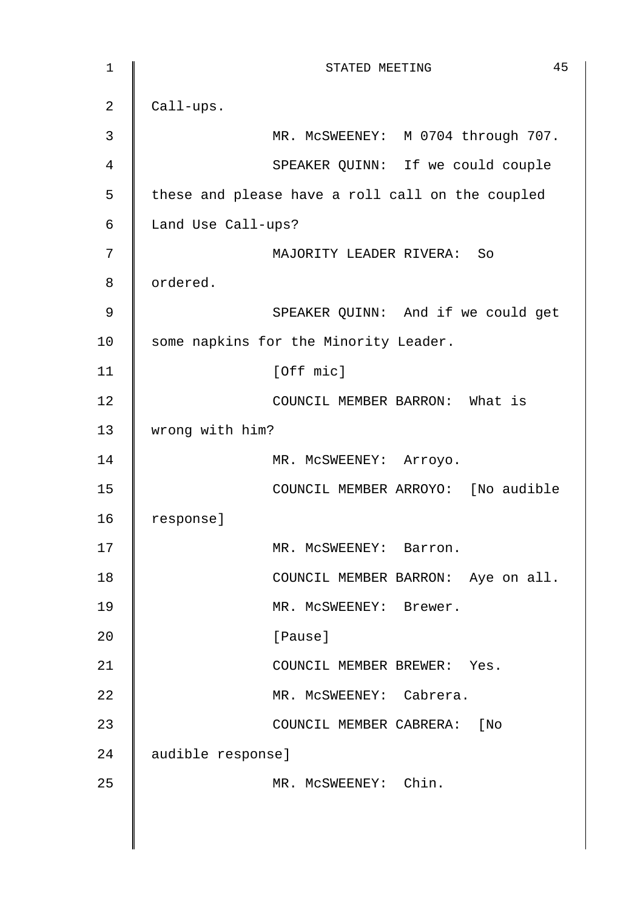Call-ups.

MR. McSWEENEY: M 0704 through 707.

SPEAKER QUINN: If we could couple these and please have a roll call on the coupled Land Use Call-ups?

MAJORITY LEADER RIVERA: So ordered.

SPEAKER QUINN: And if we could get some napkins for the Minority Leader.

[Off mic]

COUNCIL MEMBER BARRON: What is wrong with him?

MR. McSWEENEY: Arroyo.

COUNCIL MEMBER ARROYO: [No audible response]

MR. McSWEENEY: Barron.

COUNCIL MEMBER BARRON: Aye on all.

MR. McSWEENEY: Brewer.

[Pause]

COUNCIL MEMBER BREWER: Yes.

MR. McSWEENEY: Cabrera.

COUNCIL MEMBER CABRERA: [No audible response]

MR. McSWEENEY: Chin.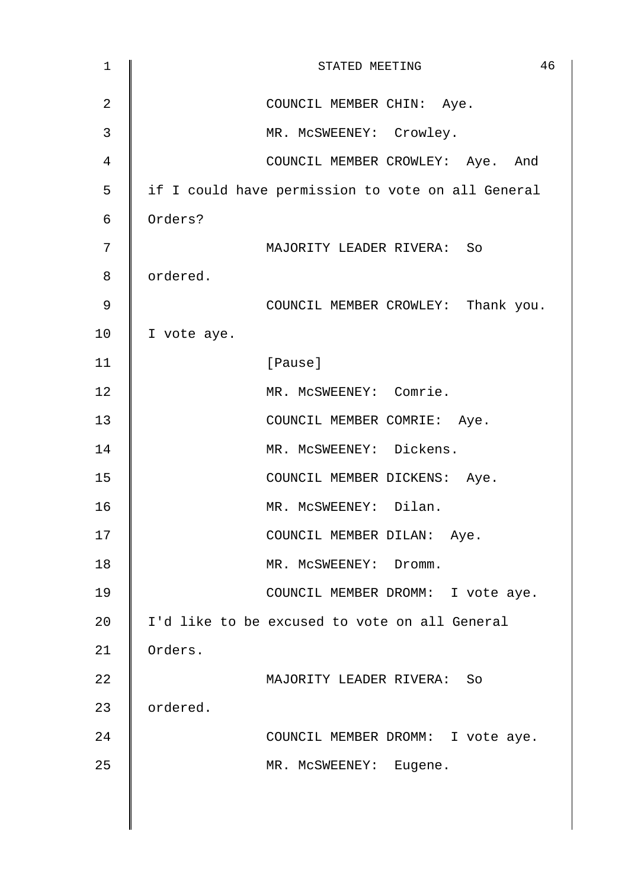COUNCIL MEMBER CHIN: Aye.

MR. McSWEENEY: Crowley.

COUNCIL MEMBER CROWLEY: Aye. And if I could have permission to vote on all General Orders?

MAJORITY LEADER RIVERA: So ordered.

COUNCIL MEMBER CROWLEY: Thank you. I vote aye.

[Pause]

MR. McSWEENEY: Comrie.

COUNCIL MEMBER COMRIE: Aye.

MR. McSWEENEY: Dickens.

COUNCIL MEMBER DICKENS: Aye.

MR. McSWEENEY: Dilan.

COUNCIL MEMBER DILAN: Aye.

MR. McSWEENEY: Dromm.

COUNCIL MEMBER DROMM: I vote aye. I'd like to be excused to vote on all General Orders.

MAJORITY LEADER RIVERA: So ordered.

COUNCIL MEMBER DROMM: I vote aye.

MR. McSWEENEY: Eugene.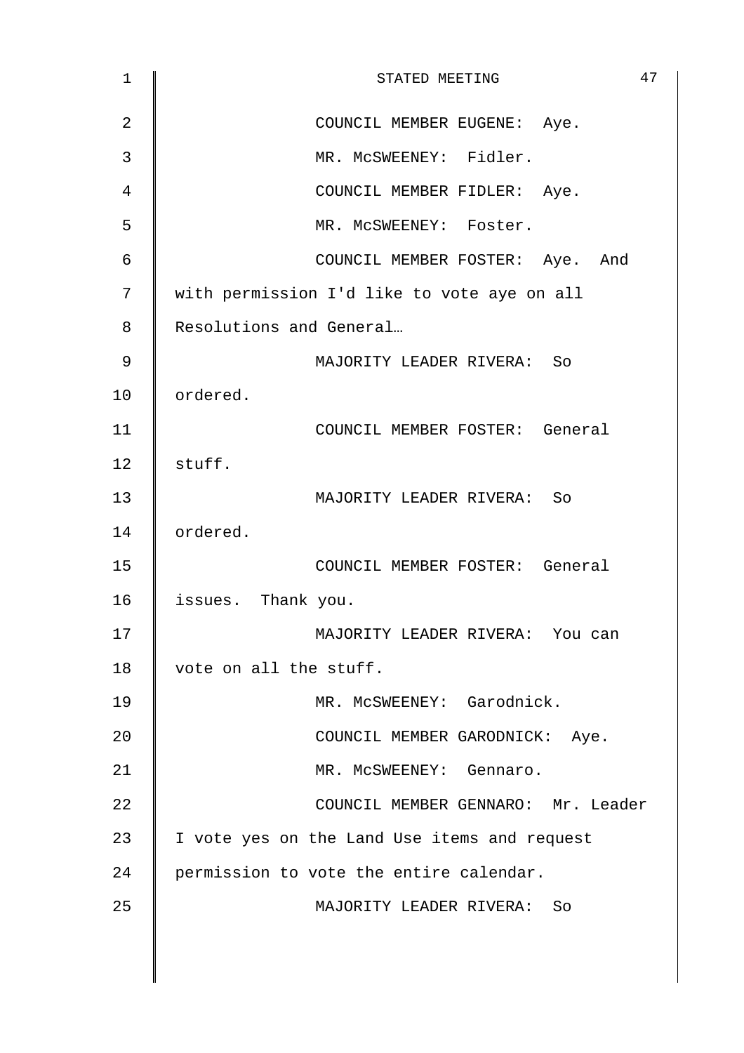COUNCIL MEMBER EUGENE: Aye.

MR. McSWEENEY: Fidler.

COUNCIL MEMBER FIDLER: Aye.

MR. McSWEENEY: Foster.

COUNCIL MEMBER FOSTER: Aye. And with permission I'd like to vote aye on all Resolutions and General…

MAJORITY LEADER RIVERA: So ordered.

COUNCIL MEMBER FOSTER: General stuff.

MAJORITY LEADER RIVERA: So ordered.

COUNCIL MEMBER FOSTER: General issues. Thank you.

MAJORITY LEADER RIVERA: You can vote on all the stuff.

MR. McSWEENEY: Garodnick.

COUNCIL MEMBER GARODNICK: Aye.

MR. McSWEENEY: Gennaro.

COUNCIL MEMBER GENNARO: Mr. Leader I vote yes on the Land Use items and request permission to vote the entire calendar.

MAJORITY LEADER RIVERA: So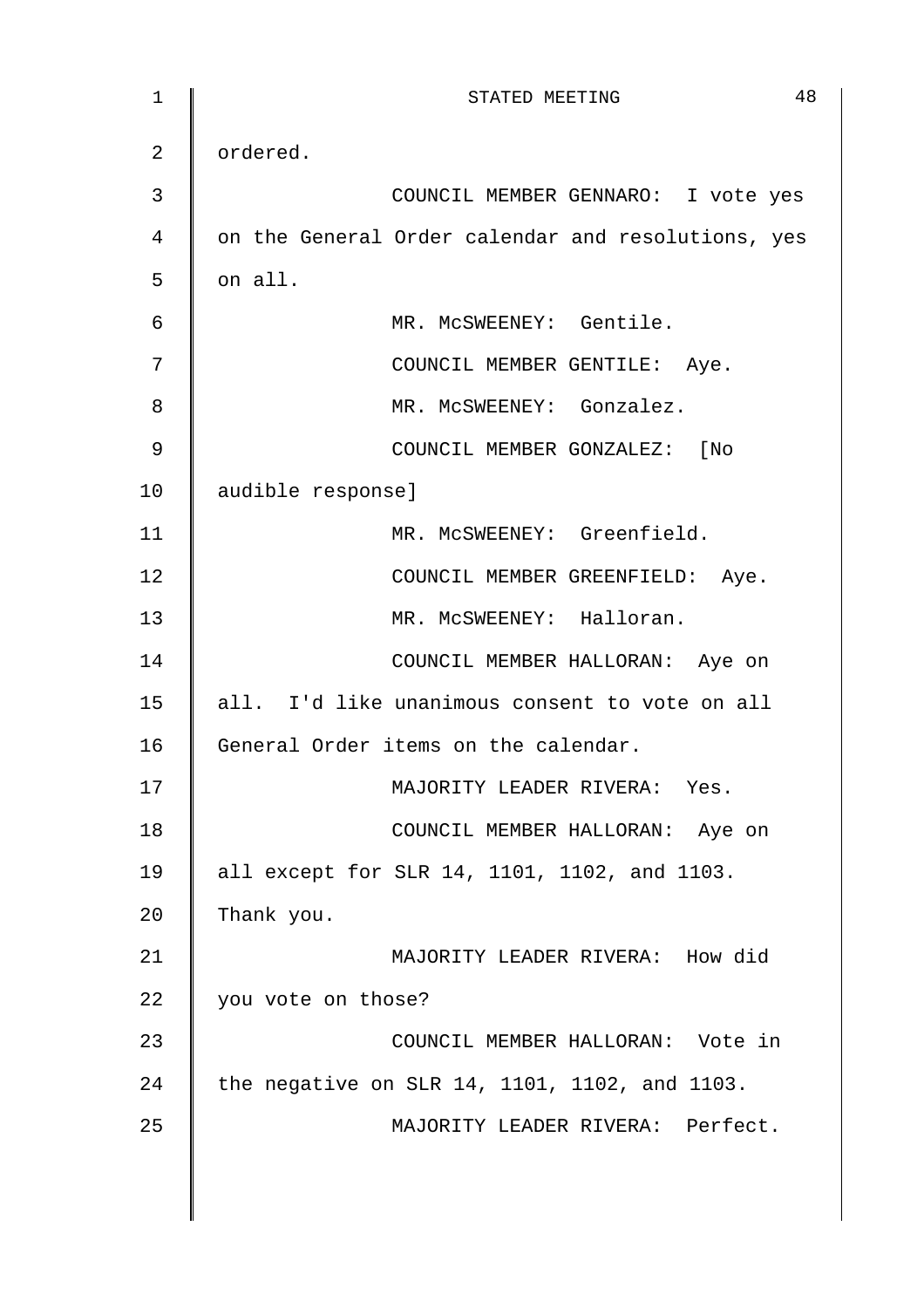ordered.

COUNCIL MEMBER GENNARO: I vote yes on the General Order calendar and resolutions, yes on all.

MR. McSWEENEY: Gentile.

COUNCIL MEMBER GENTILE: Aye.

MR. McSWEENEY: Gonzalez.

COUNCIL MEMBER GONZALEZ: [No audible response]

MR. McSWEENEY: Greenfield.

COUNCIL MEMBER GREENFIELD: Aye.

MR. McSWEENEY: Halloran.

COUNCIL MEMBER HALLORAN: Aye on all. I'd like unanimous consent to vote on all General Order items on the calendar.

MAJORITY LEADER RIVERA: Yes.

COUNCIL MEMBER HALLORAN: Aye on all except for SLR 14, 1101, 1102, and 1103. Thank you.

MAJORITY LEADER RIVERA: How did you vote on those?

COUNCIL MEMBER HALLORAN: Vote in the negative on SLR 14, 1101, 1102, and 1103.

MAJORITY LEADER RIVERA: Perfect.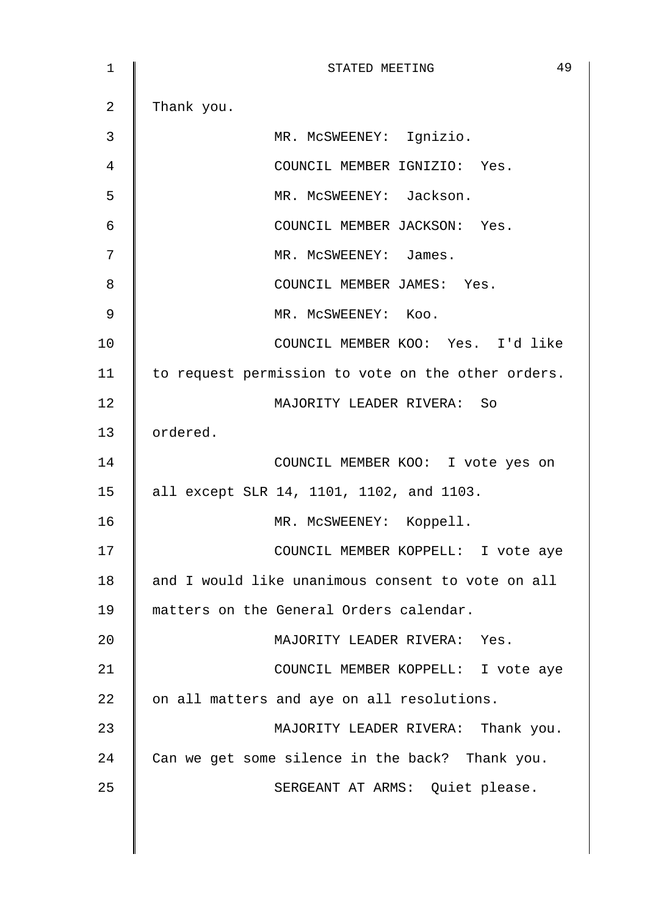Thank you.

MR. McSWEENEY: Ignizio.

COUNCIL MEMBER IGNIZIO: Yes.

MR. McSWEENEY: Jackson.

COUNCIL MEMBER JACKSON: Yes.

MR. McSWEENEY: James.

COUNCIL MEMBER JAMES: Yes.

MR. McSWEENEY: Koo.

COUNCIL MEMBER KOO: Yes. I'd like to request permission to vote on the other orders.

MAJORITY LEADER RIVERA: So ordered.

COUNCIL MEMBER KOO: I vote yes on all except SLR 14, 1101, 1102, and 1103.

MR. McSWEENEY: Koppell.

COUNCIL MEMBER KOPPELL: I vote aye and I would like unanimous consent to vote on all matters on the General Orders calendar.

MAJORITY LEADER RIVERA: Yes.

COUNCIL MEMBER KOPPELL: I vote aye on all matters and aye on all resolutions.

MAJORITY LEADER RIVERA: Thank you. Can we get some silence in the back? Thank you.

SERGEANT AT ARMS: Quiet please.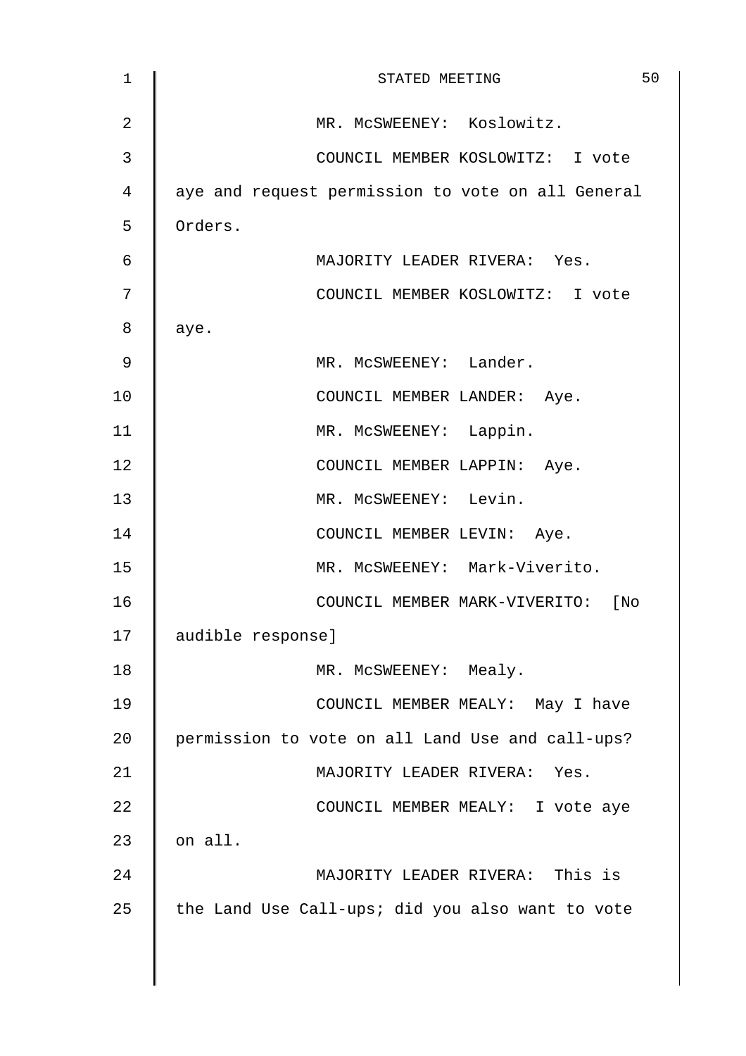MR. McSWEENEY: Koslowitz.

COUNCIL MEMBER KOSLOWITZ: I vote aye and request permission to vote on all General Orders.

MAJORITY LEADER RIVERA: Yes.

COUNCIL MEMBER KOSLOWITZ: I vote aye.

MR. McSWEENEY: Lander.

COUNCIL MEMBER LANDER: Aye.

MR. McSWEENEY: Lappin.

COUNCIL MEMBER LAPPIN: Aye.

MR. McSWEENEY: Levin.

COUNCIL MEMBER LEVIN: Aye.

MR. McSWEENEY: Mark-Viverito.

COUNCIL MEMBER MARK-VIVERITO: [No audible response]

MR. McSWEENEY: Mealy.

COUNCIL MEMBER MEALY: May I have permission to vote on all Land Use and call-ups?

MAJORITY LEADER RIVERA: Yes.

COUNCIL MEMBER MEALY: I vote aye on all.

MAJORITY LEADER RIVERA: This is the Land Use Call-ups; did you also want to vote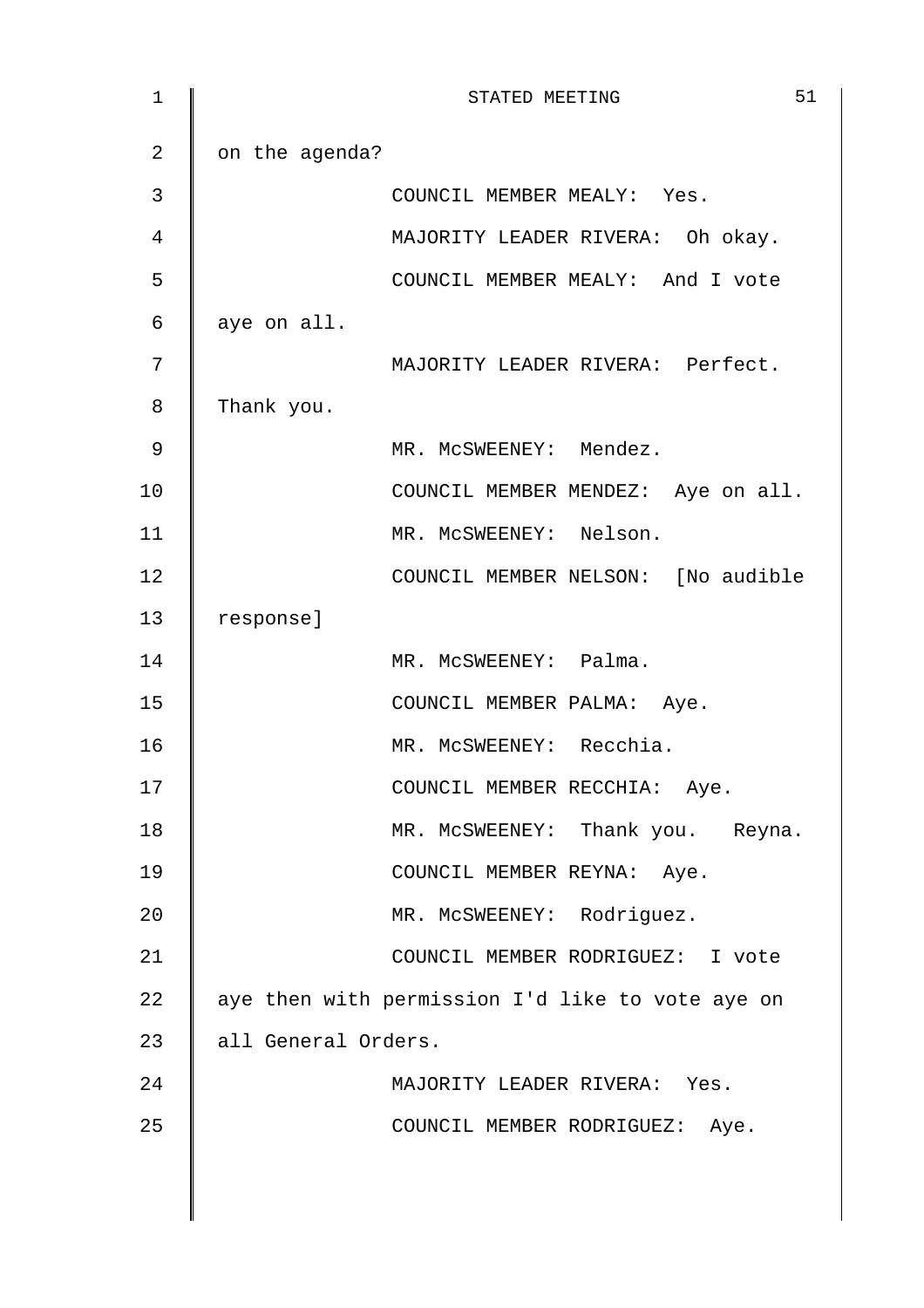on the agenda?

COUNCIL MEMBER MEALY: Yes.

MAJORITY LEADER RIVERA: Oh okay.

COUNCIL MEMBER MEALY: And I vote aye on all.

MAJORITY LEADER RIVERA: Perfect. Thank you.

MR. McSWEENEY: Mendez.

COUNCIL MEMBER MENDEZ: Aye on all.

MR. McSWEENEY: Nelson.

COUNCIL MEMBER NELSON: [No audible response]

MR. McSWEENEY: Palma.

COUNCIL MEMBER PALMA: Aye.

MR. McSWEENEY: Recchia.

COUNCIL MEMBER RECCHIA: Aye.

MR. McSWEENEY: Thank you. Reyna.

COUNCIL MEMBER REYNA: Aye.

MR. McSWEENEY: Rodriguez.

COUNCIL MEMBER RODRIGUEZ: I vote aye then with permission I'd like to vote aye on all General Orders.

MAJORITY LEADER RIVERA: Yes.

COUNCIL MEMBER RODRIGUEZ: Aye.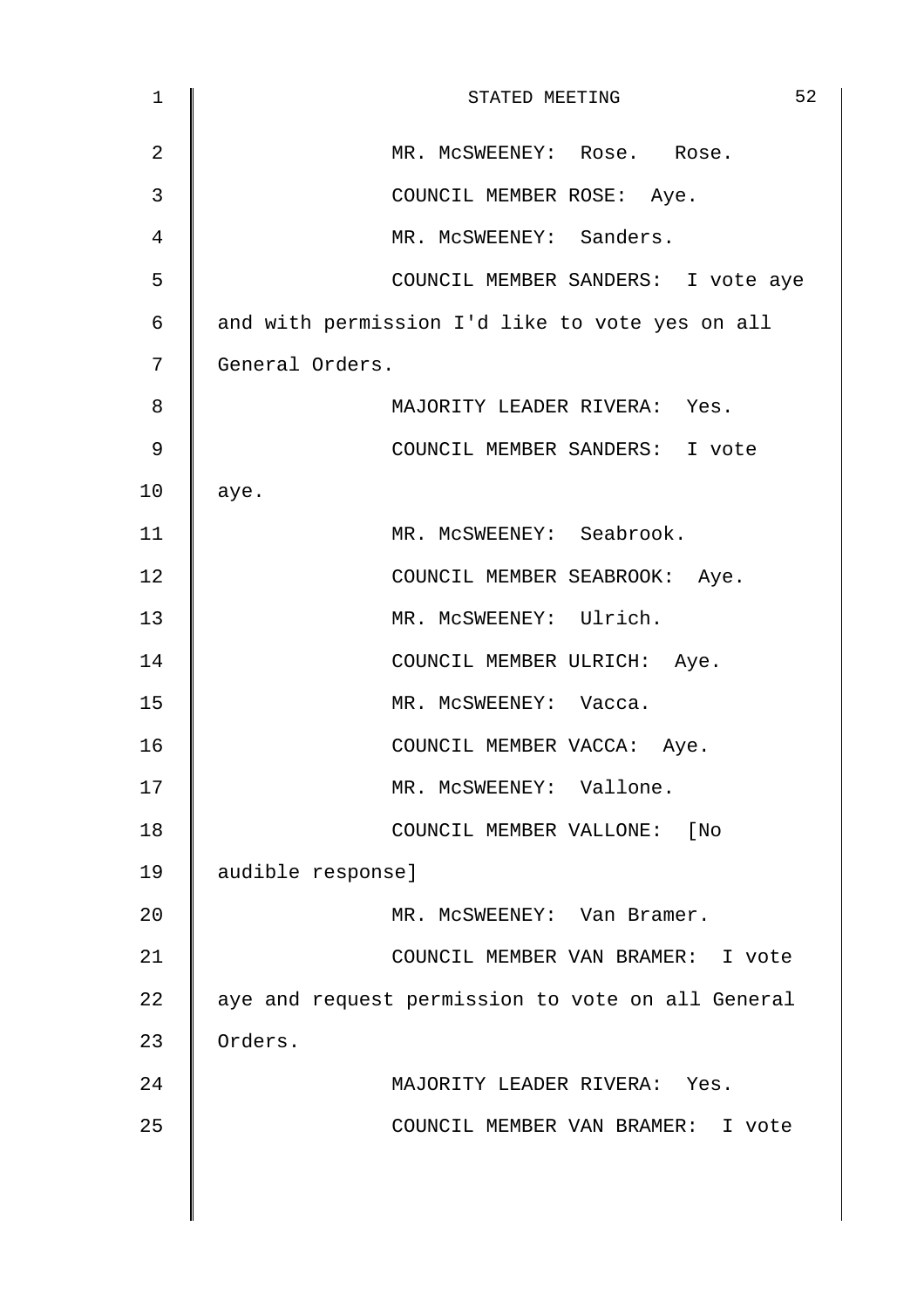MR. McSWEENEY: Rose. Rose.

COUNCIL MEMBER ROSE: Aye.

MR. McSWEENEY: Sanders.

COUNCIL MEMBER SANDERS: I vote aye and with permission I'd like to vote yes on all General Orders.

MAJORITY LEADER RIVERA: Yes.

COUNCIL MEMBER SANDERS: I vote aye.

MR. McSWEENEY: Seabrook.

COUNCIL MEMBER SEABROOK: Aye.

MR. McSWEENEY: Ulrich.

COUNCIL MEMBER ULRICH: Aye.

MR. McSWEENEY: Vacca.

COUNCIL MEMBER VACCA: Aye.

MR. McSWEENEY: Vallone.

COUNCIL MEMBER VALLONE: [No audible response]

MR. McSWEENEY: Van Bramer.

COUNCIL MEMBER VAN BRAMER: I vote aye and request permission to vote on all General Orders.

MAJORITY LEADER RIVERA: Yes.

COUNCIL MEMBER VAN BRAMER: I vote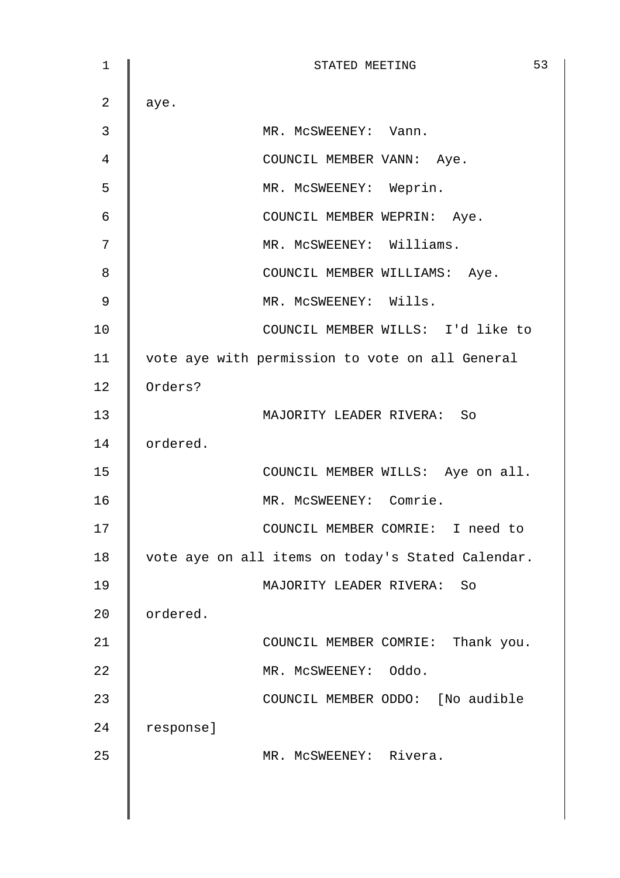aye.

MR. McSWEENEY: Vann.

COUNCIL MEMBER VANN: Aye.

MR. McSWEENEY: Weprin.

COUNCIL MEMBER WEPRIN: Aye.

MR. McSWEENEY: Williams.

COUNCIL MEMBER WILLIAMS: Aye.

MR. McSWEENEY: Wills.

COUNCIL MEMBER WILLS: I'd like to vote aye with permission to vote on all General Orders?

MAJORITY LEADER RIVERA: So ordered.

COUNCIL MEMBER WILLS: Aye on all.

MR. McSWEENEY: Comrie.

COUNCIL MEMBER COMRIE: I need to vote aye on all items on today's Stated Calendar.

MAJORITY LEADER RIVERA: So ordered.

COUNCIL MEMBER COMRIE: Thank you.

MR. McSWEENEY: Oddo.

COUNCIL MEMBER ODDO: [No audible response]

MR. McSWEENEY: Rivera.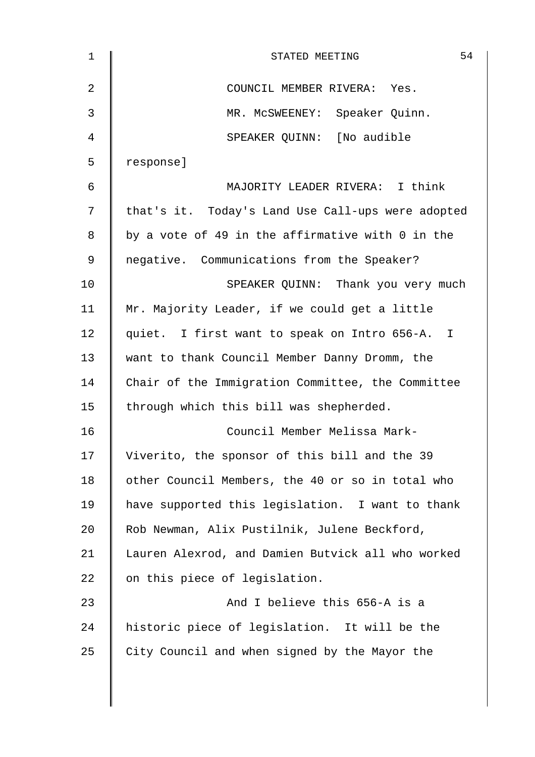COUNCIL MEMBER RIVERA: Yes.

MR. McSWEENEY: Speaker Quinn.

SPEAKER QUINN: [No audible response]

MAJORITY LEADER RIVERA: I think that's it. Today's Land Use Call-ups were adopted by a vote of 49 in the affirmative with 0 in the negative. Communications from the Speaker?

SPEAKER QUINN: Thank you very much Mr. Majority Leader, if we could get a little quiet. I first want to speak on Intro 656-A. I want to thank Council Member Danny Dromm, the Chair of the Immigration Committee, the Committee through which this bill was shepherded.

Council Member Melissa Mark-Viverito, the sponsor of this bill and the 39 other Council Members, the 40 or so in total who have supported this legislation. I want to thank Rob Newman, Alix Pustilnik, Julene Beckford, Lauren Alexrod, and Damien Butvick all who worked on this piece of legislation.

And I believe this 656-A is a historic piece of legislation. It will be the City Council and when signed by the Mayor the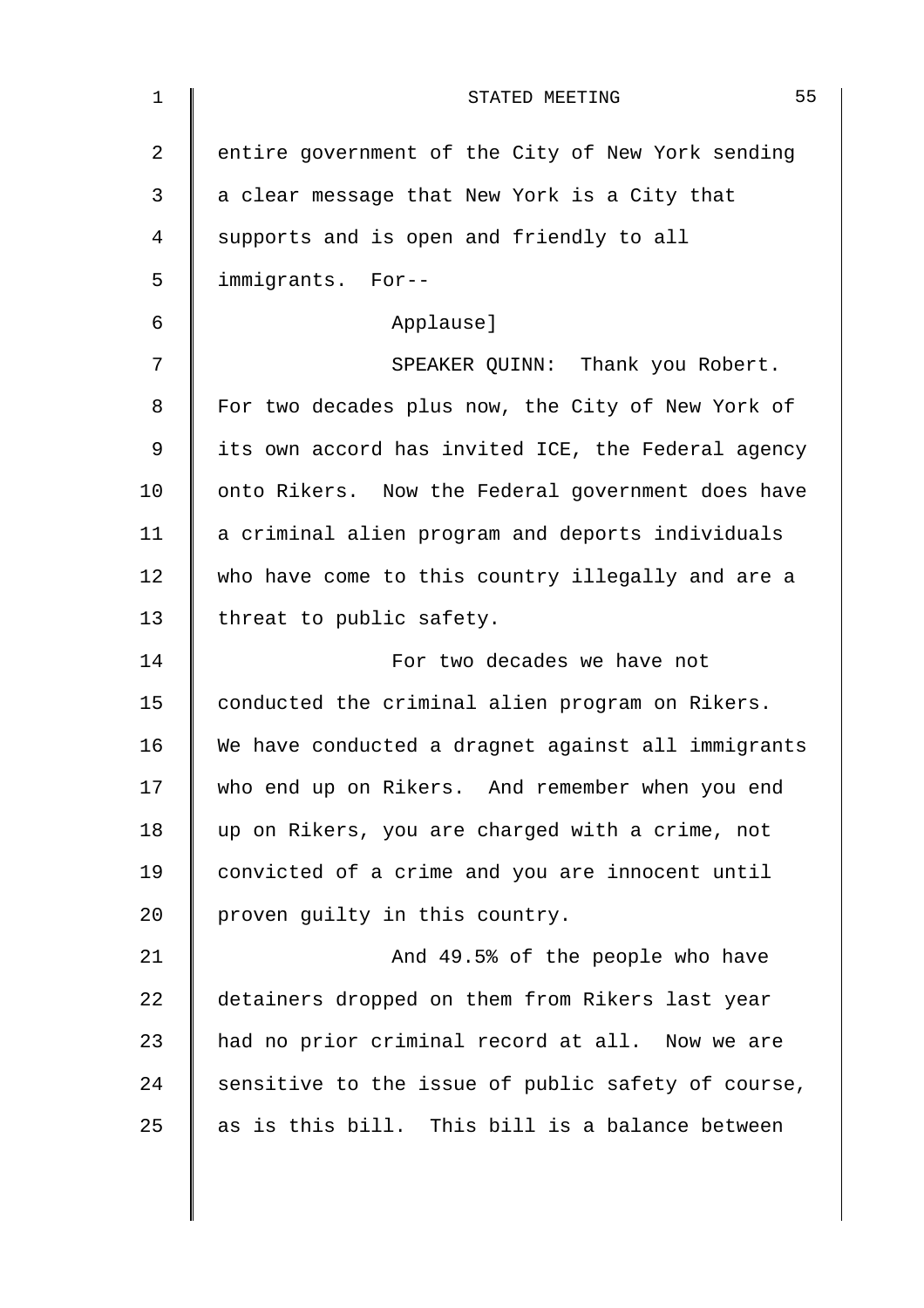entire government of the City of New York sending a clear message that New York is a City that supports and is open and friendly to all immigrants. For--

Applause]

SPEAKER QUINN: Thank you Robert. For two decades plus now, the City of New York of its own accord has invited ICE, the Federal agency onto Rikers. Now the Federal government does have a criminal alien program and deports individuals who have come to this country illegally and are a threat to public safety.

For two decades we have not conducted the criminal alien program on Rikers. We have conducted a dragnet against all immigrants who end up on Rikers. And remember when you end up on Rikers, you are charged with a crime, not convicted of a crime and you are innocent until proven guilty in this country.

And 49.5% of the people who have detainers dropped on them from Rikers last year had no prior criminal record at all. Now we are sensitive to the issue of public safety of course, as is this bill. This bill is a balance between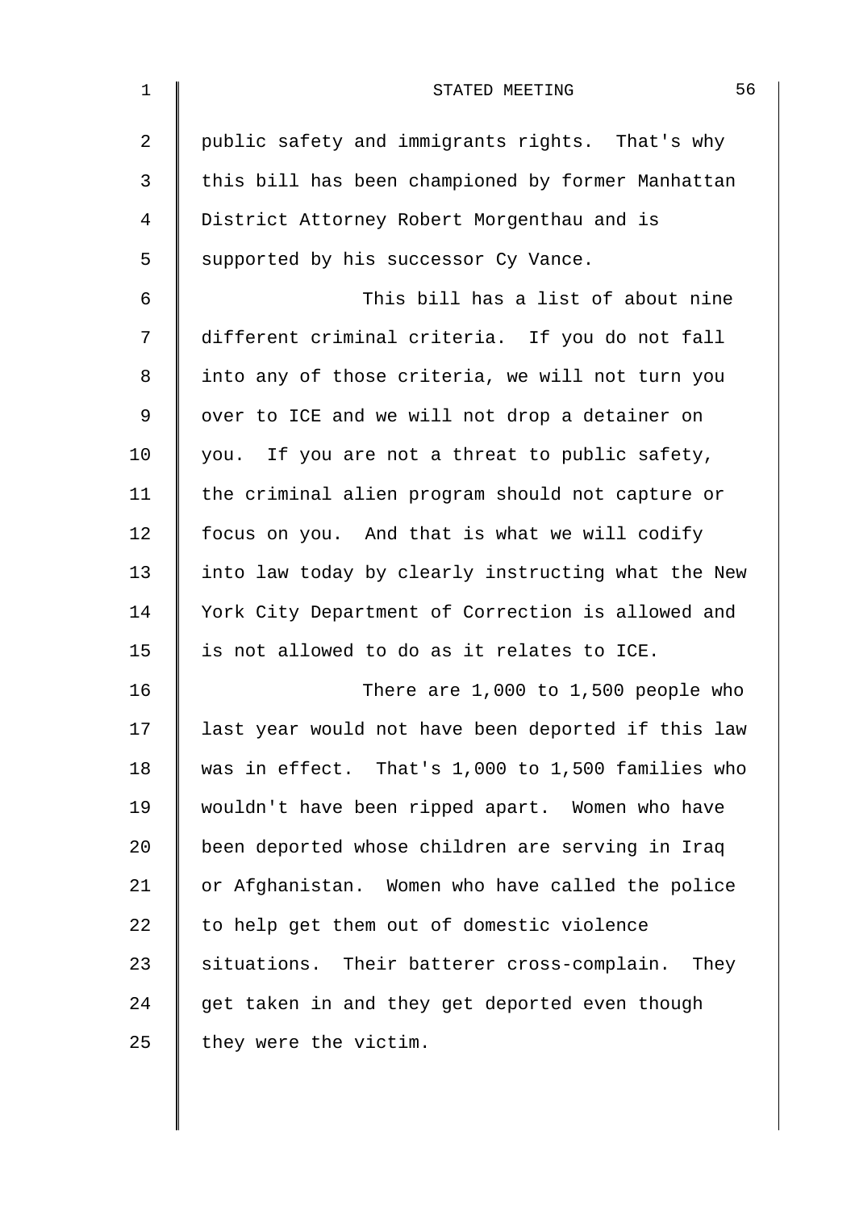public safety and immigrants rights. That's why this bill has been championed by former Manhattan District Attorney Robert Morgenthau and is supported by his successor Cy Vance.

This bill has a list of about nine different criminal criteria. If you do not fall into any of those criteria, we will not turn you over to ICE and we will not drop a detainer on you. If you are not a threat to public safety, the criminal alien program should not capture or focus on you. And that is what we will codify into law today by clearly instructing what the New York City Department of Correction is allowed and is not allowed to do as it relates to ICE.

There are 1,000 to 1,500 people who last year would not have been deported if this law was in effect. That's 1,000 to 1,500 families who wouldn't have been ripped apart. Women who have been deported whose children are serving in Iraq or Afghanistan. Women who have called the police to help get them out of domestic violence situations. Their batterer cross-complain. They get taken in and they get deported even though they were the victim.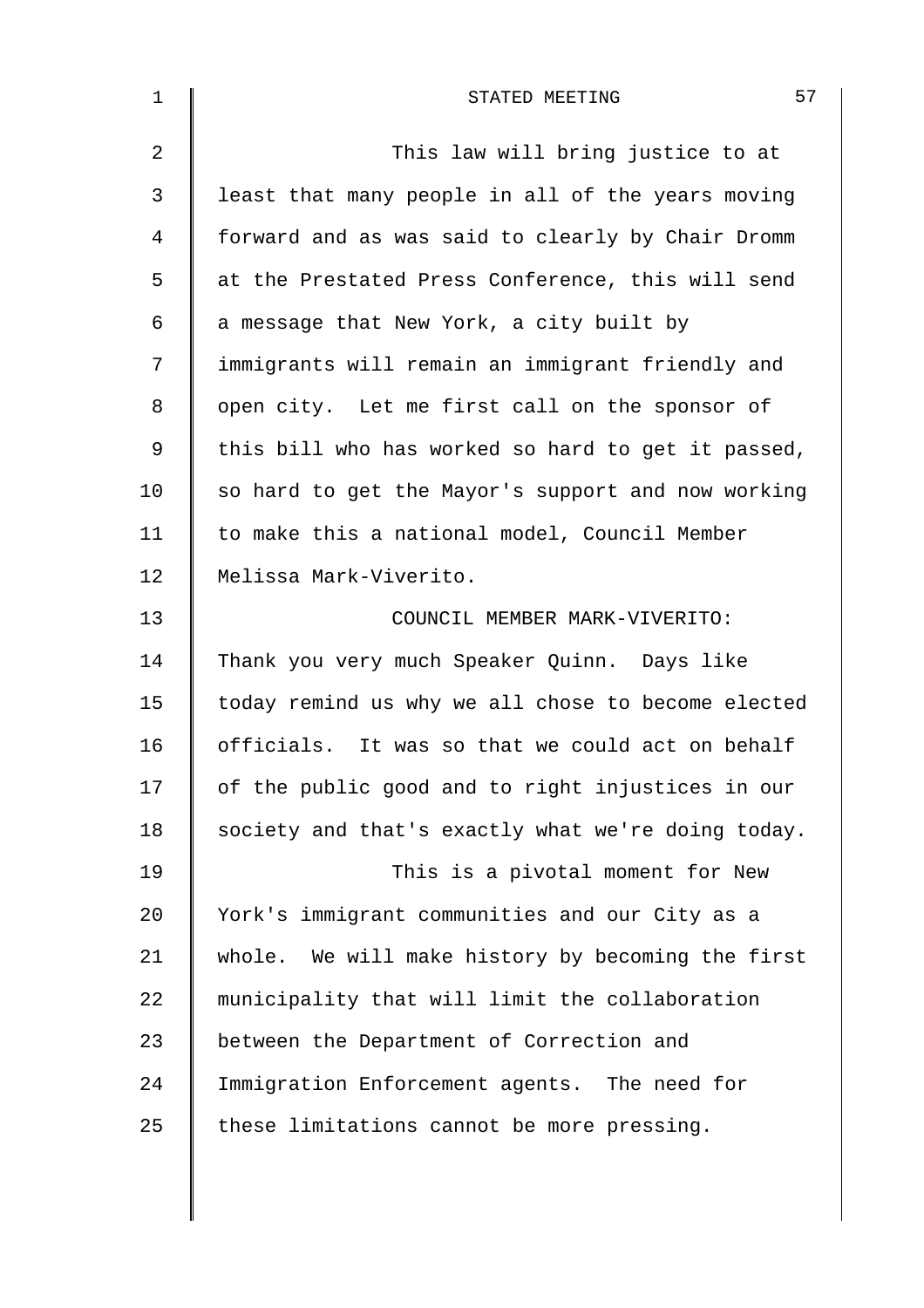This law will bring justice to at least that many people in all of the years moving forward and as was said to clearly by Chair Dromm at the Prestated Press Conference, this will send a message that New York, a city built by immigrants will remain an immigrant friendly and open city. Let me first call on the sponsor of this bill who has worked so hard to get it passed, so hard to get the Mayor's support and now working to make this a national model, Council Member Melissa Mark-Viverito.

COUNCIL MEMBER MARK-VIVERITO: Thank you very much Speaker Quinn. Days like today remind us why we all chose to become elected officials. It was so that we could act on behalf of the public good and to right injustices in our society and that's exactly what we're doing today.

This is a pivotal moment for New York's immigrant communities and our City as a whole. We will make history by becoming the first municipality that will limit the collaboration between the Department of Correction and Immigration Enforcement agents. The need for these limitations cannot be more pressing.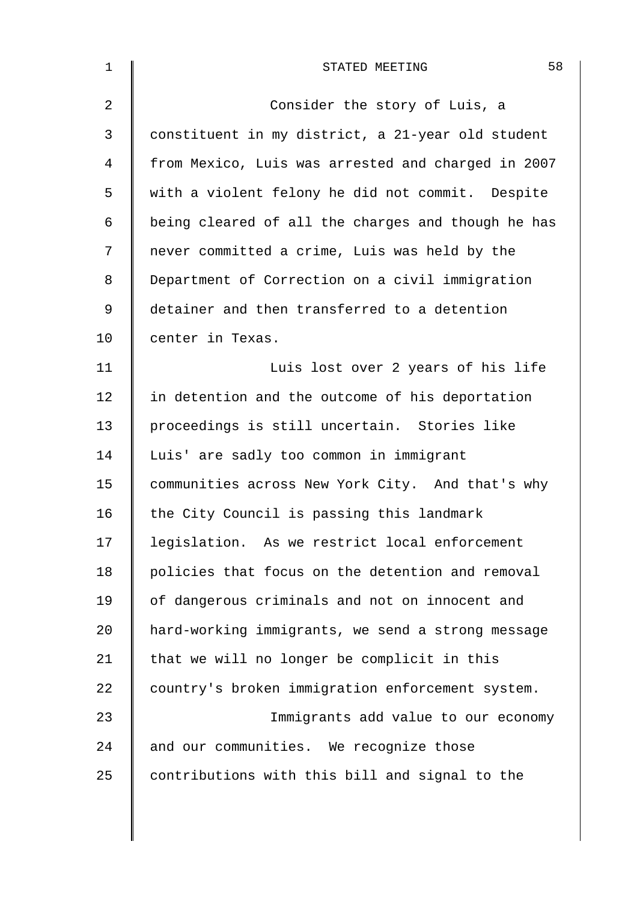Consider the story of Luis, a constituent in my district, a 21-year old student from Mexico, Luis was arrested and charged in 2007 with a violent felony he did not commit. Despite being cleared of all the charges and though he has never committed a crime, Luis was held by the Department of Correction on a civil immigration detainer and then transferred to a detention center in Texas.

Luis lost over 2 years of his life in detention and the outcome of his deportation proceedings is still uncertain. Stories like Luis' are sadly too common in immigrant communities across New York City. And that's why the City Council is passing this landmark legislation. As we restrict local enforcement policies that focus on the detention and removal of dangerous criminals and not on innocent and hard-working immigrants, we send a strong message that we will no longer be complicit in this country's broken immigration enforcement system.

Immigrants add value to our economy and our communities. We recognize those contributions with this bill and signal to the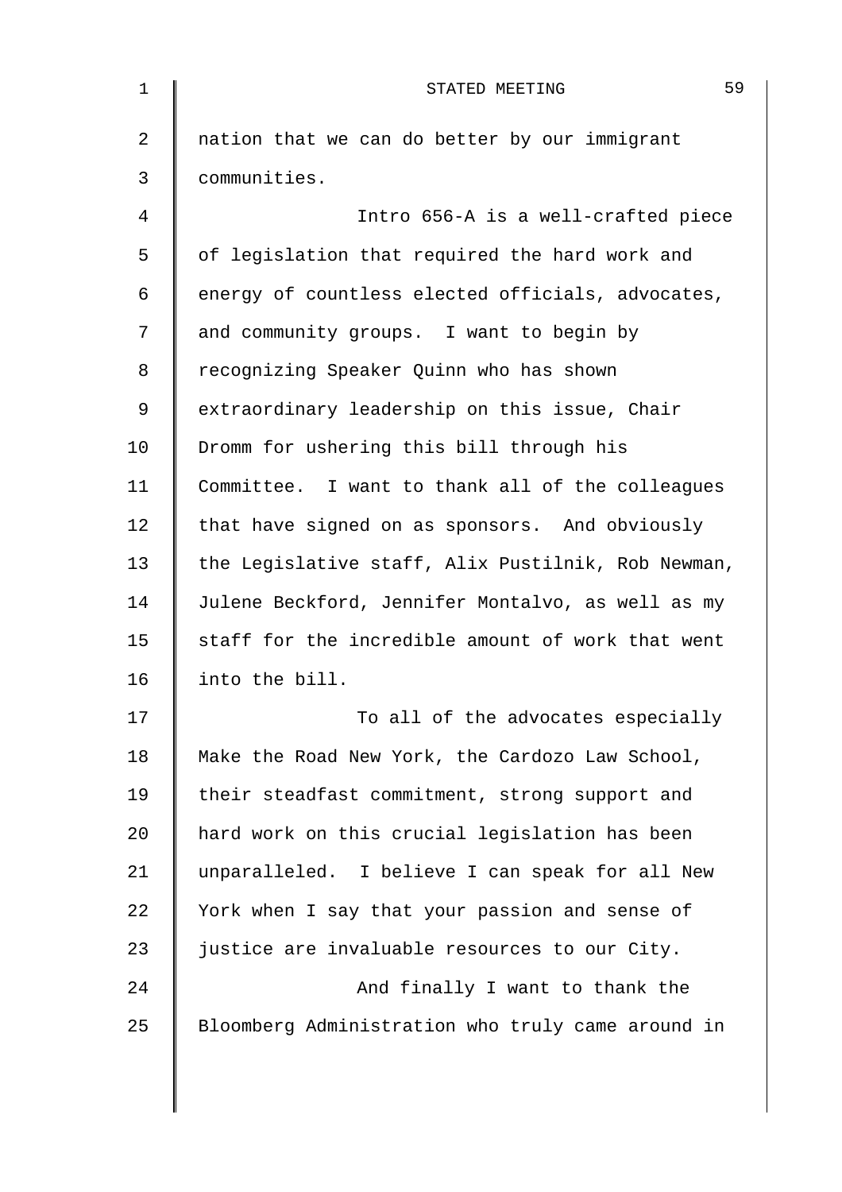nation that we can do better by our immigrant communities.

Intro 656-A is a well-crafted piece of legislation that required the hard work and energy of countless elected officials, advocates, and community groups. I want to begin by recognizing Speaker Quinn who has shown extraordinary leadership on this issue, Chair Dromm for ushering this bill through his Committee. I want to thank all of the colleagues that have signed on as sponsors. And obviously the Legislative staff, Alix Pustilnik, Rob Newman, Julene Beckford, Jennifer Montalvo, as well as my staff for the incredible amount of work that went into the bill.

To all of the advocates especially Make the Road New York, the Cardozo Law School, their steadfast commitment, strong support and hard work on this crucial legislation has been unparalleled. I believe I can speak for all New York when I say that your passion and sense of justice are invaluable resources to our City.

And finally I want to thank the Bloomberg Administration who truly came around in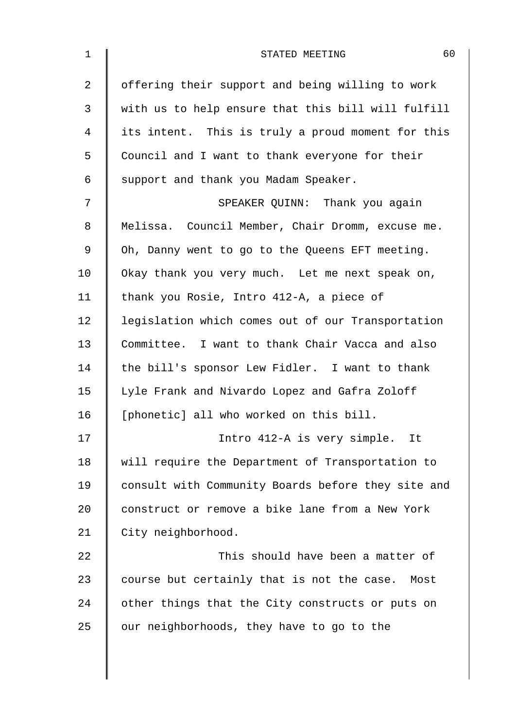offering their support and being willing to work with us to help ensure that this bill will fulfill its intent. This is truly a proud moment for this Council and I want to thank everyone for their support and thank you Madam Speaker.

SPEAKER QUINN: Thank you again Melissa. Council Member, Chair Dromm, excuse me. Oh, Danny went to go to the Queens EFT meeting. Okay thank you very much. Let me next speak on, thank you Rosie, Intro 412-A, a piece of legislation which comes out of our Transportation Committee. I want to thank Chair Vacca and also the bill's sponsor Lew Fidler. I want to thank Lyle Frank and Nivardo Lopez and Gafra Zoloff [phonetic] all who worked on this bill.

Intro 412-A is very simple. It will require the Department of Transportation to consult with Community Boards before they site and construct or remove a bike lane from a New York City neighborhood.

This should have been a matter of course but certainly that is not the case. Most other things that the City constructs or puts on our neighborhoods, they have to go to the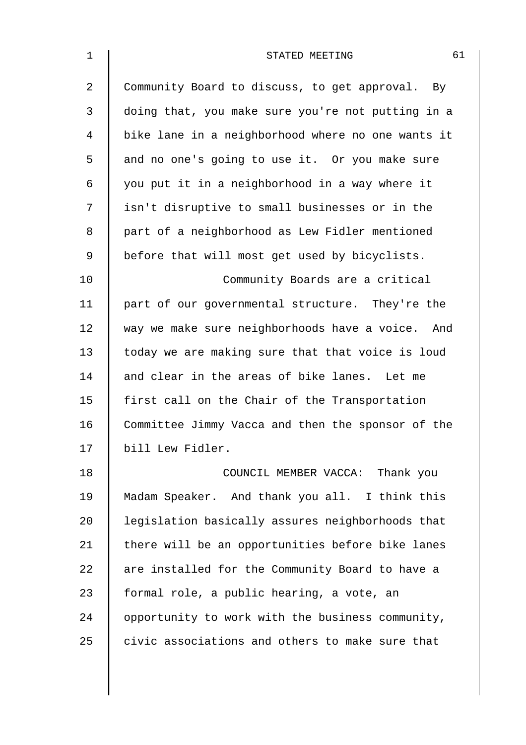Community Board to discuss, to get approval. By doing that, you make sure you're not putting in a bike lane in a neighborhood where no one wants it and no one's going to use it. Or you make sure you put it in a neighborhood in a way where it isn't disruptive to small businesses or in the part of a neighborhood as Lew Fidler mentioned before that will most get used by bicyclists.

Community Boards are a critical part of our governmental structure. They're the way we make sure neighborhoods have a voice. And today we are making sure that that voice is loud and clear in the areas of bike lanes. Let me first call on the Chair of the Transportation Committee Jimmy Vacca and then the sponsor of the bill Lew Fidler.

COUNCIL MEMBER VACCA: Thank you Madam Speaker. And thank you all. I think this legislation basically assures neighborhoods that there will be an opportunities before bike lanes are installed for the Community Board to have a formal role, a public hearing, a vote, an opportunity to work with the business community, civic associations and others to make sure that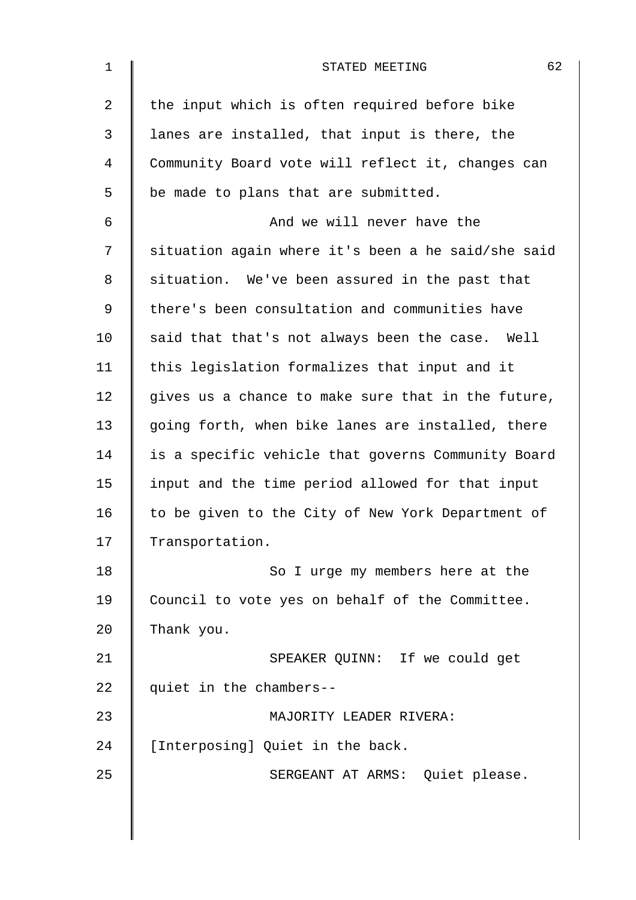the input which is often required before bike lanes are installed, that input is there, the Community Board vote will reflect it, changes can be made to plans that are submitted.

And we will never have the situation again where it's been a he said/she said situation. We've been assured in the past that there's been consultation and communities have said that that's not always been the case. Well this legislation formalizes that input and it gives us a chance to make sure that in the future, going forth, when bike lanes are installed, there is a specific vehicle that governs Community Board input and the time period allowed for that input to be given to the City of New York Department of Transportation.

So I urge my members here at the Council to vote yes on behalf of the Committee. Thank you.

SPEAKER QUINN: If we could get quiet in the chambers--

MAJORITY LEADER RIVERA: [Interposing] Quiet in the back.

SERGEANT AT ARMS: Quiet please.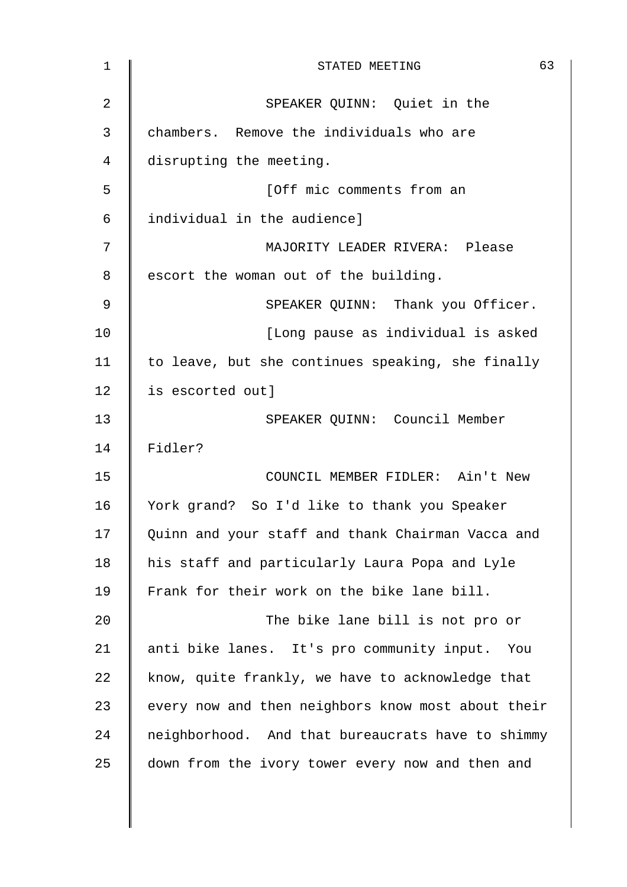SPEAKER QUINN: Quiet in the chambers. Remove the individuals who are disrupting the meeting.

[Off mic comments from an individual in the audience]

MAJORITY LEADER RIVERA: Please escort the woman out of the building.

SPEAKER QUINN: Thank you Officer.

[Long pause as individual is asked to leave, but she continues speaking, she finally is escorted out]

SPEAKER QUINN: Council Member Fidler?

COUNCIL MEMBER FIDLER: Ain't New York grand? So I'd like to thank you Speaker Quinn and your staff and thank Chairman Vacca and his staff and particularly Laura Popa and Lyle Frank for their work on the bike lane bill.

The bike lane bill is not pro or anti bike lanes. It's pro community input. You know, quite frankly, we have to acknowledge that every now and then neighbors know most about their neighborhood. And that bureaucrats have to shimmy down from the ivory tower every now and then and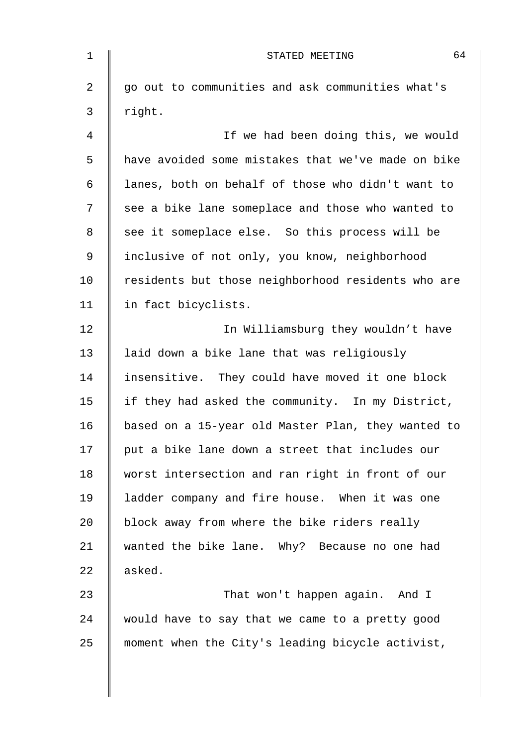go out to communities and ask communities what's right.

If we had been doing this, we would have avoided some mistakes that we've made on bike lanes, both on behalf of those who didn't want to see a bike lane someplace and those who wanted to see it someplace else. So this process will be inclusive of not only, you know, neighborhood residents but those neighborhood residents who are in fact bicyclists.

In Williamsburg they wouldn’t have laid down a bike lane that was religiously insensitive. They could have moved it one block if they had asked the community. In my District, based on a 15-year old Master Plan, they wanted to put a bike lane down a street that includes our worst intersection and ran right in front of our ladder company and fire house. When it was one block away from where the bike riders really wanted the bike lane. Why? Because no one had asked.

That won't happen again. And I would have to say that we came to a pretty good moment when the City's leading bicycle activist,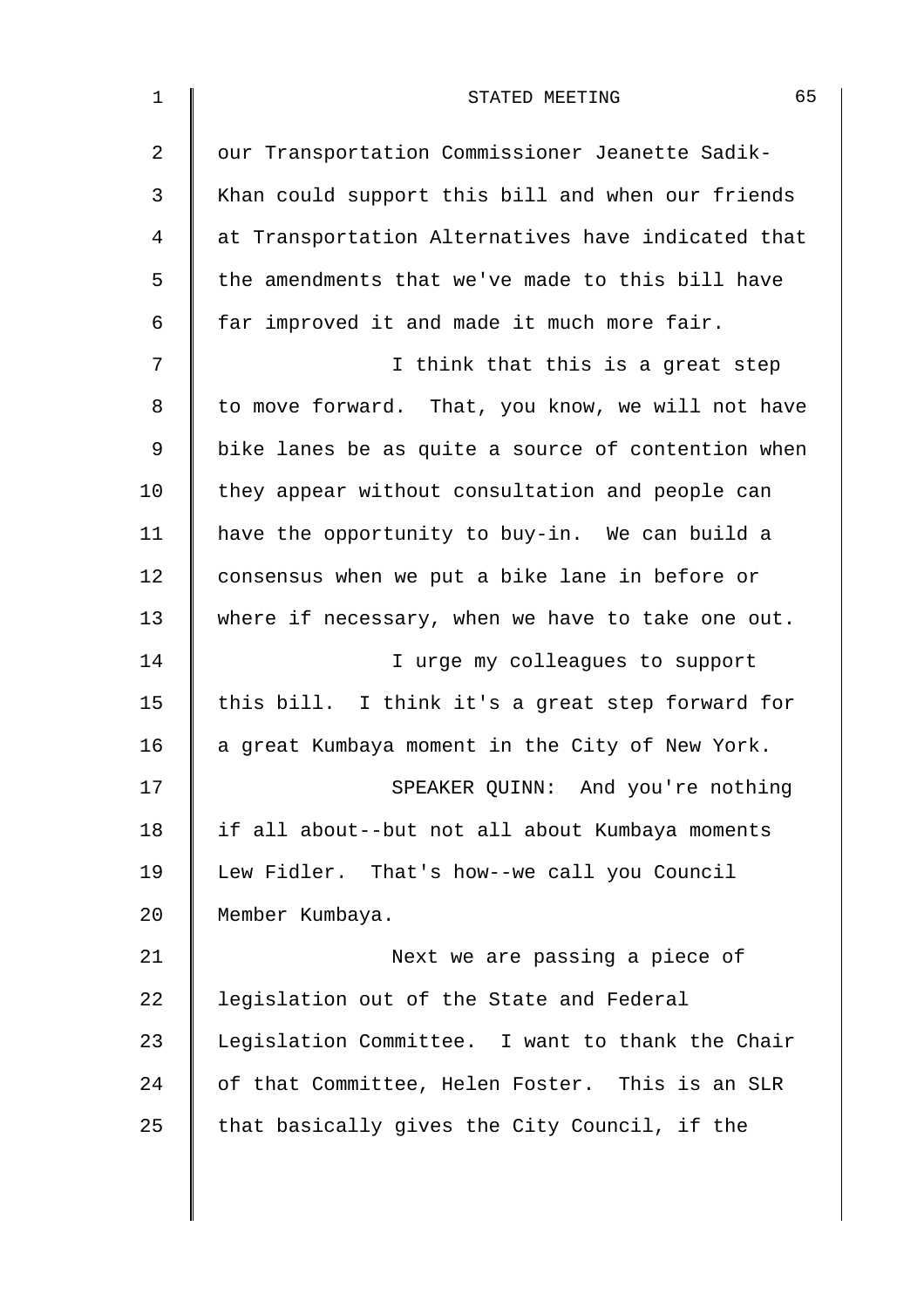our Transportation Commissioner Jeanette Sadik-Khan could support this bill and when our friends at Transportation Alternatives have indicated that the amendments that we've made to this bill have far improved it and made it much more fair.

I think that this is a great step to move forward. That, you know, we will not have bike lanes be as quite a source of contention when they appear without consultation and people can have the opportunity to buy-in. We can build a consensus when we put a bike lane in before or where if necessary, when we have to take one out.

I urge my colleagues to support this bill. I think it's a great step forward for a great Kumbaya moment in the City of New York.

SPEAKER QUINN: And you're nothing if all about--but not all about Kumbaya moments Lew Fidler. That's how--we call you Council Member Kumbaya.

Next we are passing a piece of legislation out of the State and Federal Legislation Committee. I want to thank the Chair of that Committee, Helen Foster. This is an SLR that basically gives the City Council, if the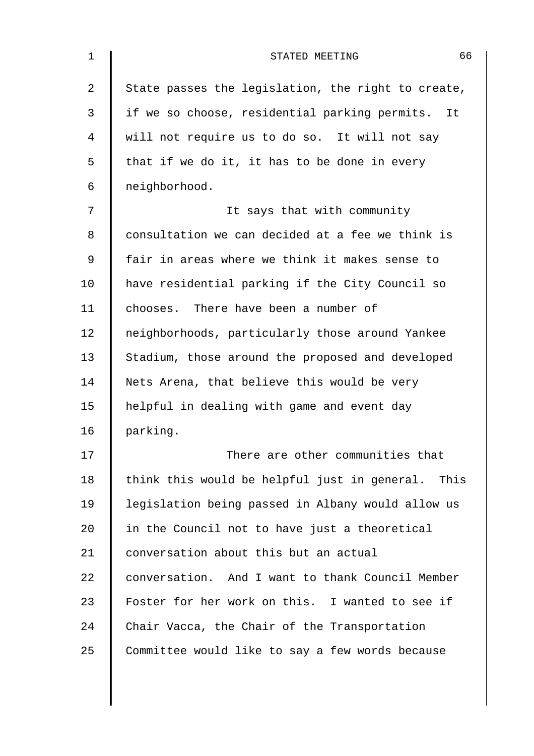State passes the legislation, the right to create, if we so choose, residential parking permits. It will not require us to do so. It will not say that if we do it, it has to be done in every neighborhood.

It says that with community consultation we can decided at a fee we think is fair in areas where we think it makes sense to have residential parking if the City Council so chooses. There have been a number of neighborhoods, particularly those around Yankee Stadium, those around the proposed and developed Nets Arena, that believe this would be very helpful in dealing with game and event day parking.

There are other communities that think this would be helpful just in general. This legislation being passed in Albany would allow us in the Council not to have just a theoretical conversation about this but an actual conversation. And I want to thank Council Member Foster for her work on this. I wanted to see if Chair Vacca, the Chair of the Transportation Committee would like to say a few words because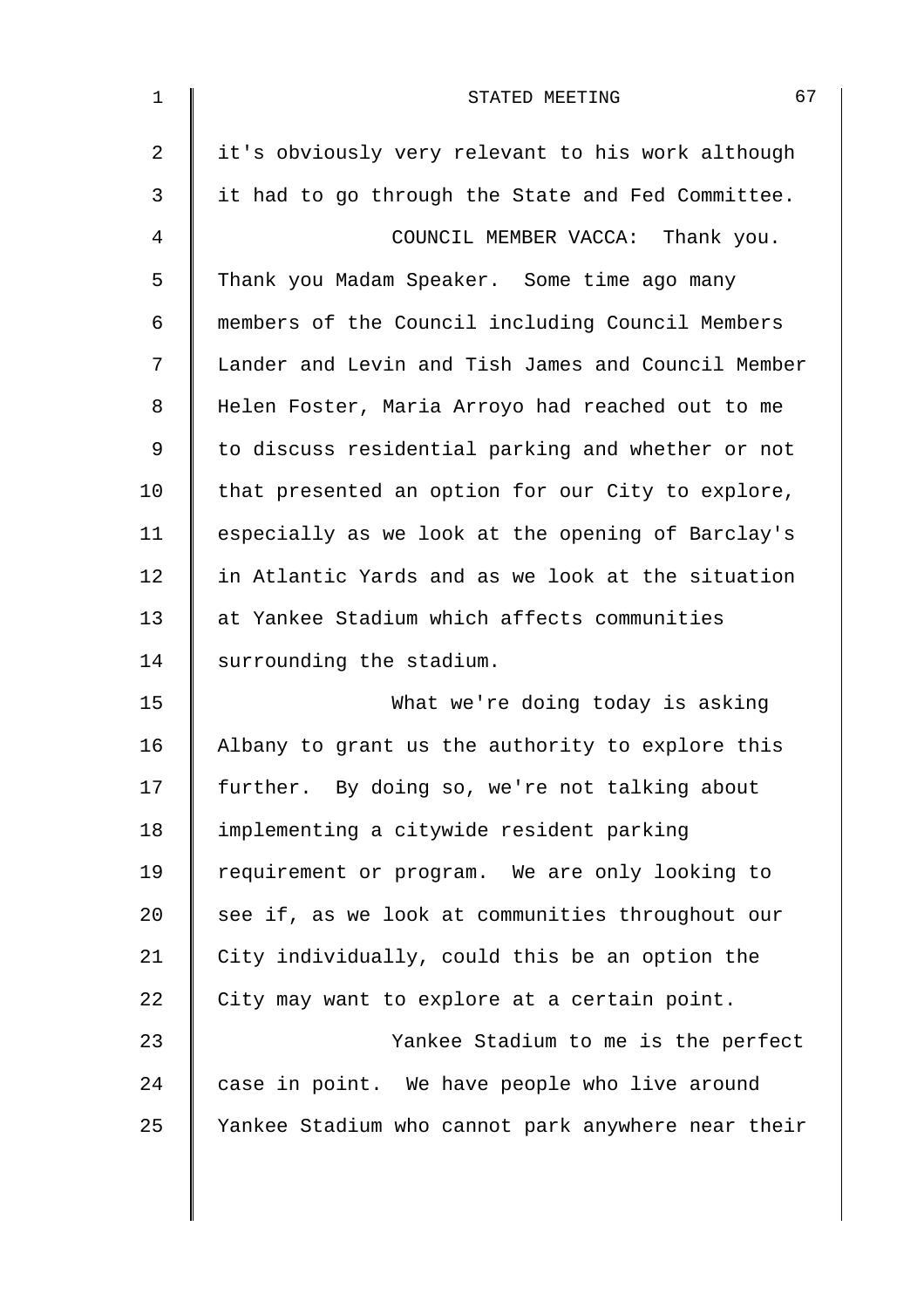it's obviously very relevant to his work although it had to go through the State and Fed Committee.

COUNCIL MEMBER VACCA: Thank you. Thank you Madam Speaker. Some time ago many members of the Council including Council Members Lander and Levin and Tish James and Council Member Helen Foster, Maria Arroyo had reached out to me to discuss residential parking and whether or not that presented an option for our City to explore, especially as we look at the opening of Barclay's in Atlantic Yards and as we look at the situation at Yankee Stadium which affects communities surrounding the stadium.

What we're doing today is asking Albany to grant us the authority to explore this further. By doing so, we're not talking about implementing a citywide resident parking requirement or program. We are only looking to see if, as we look at communities throughout our City individually, could this be an option the City may want to explore at a certain point.

Yankee Stadium to me is the perfect case in point. We have people who live around Yankee Stadium who cannot park anywhere near their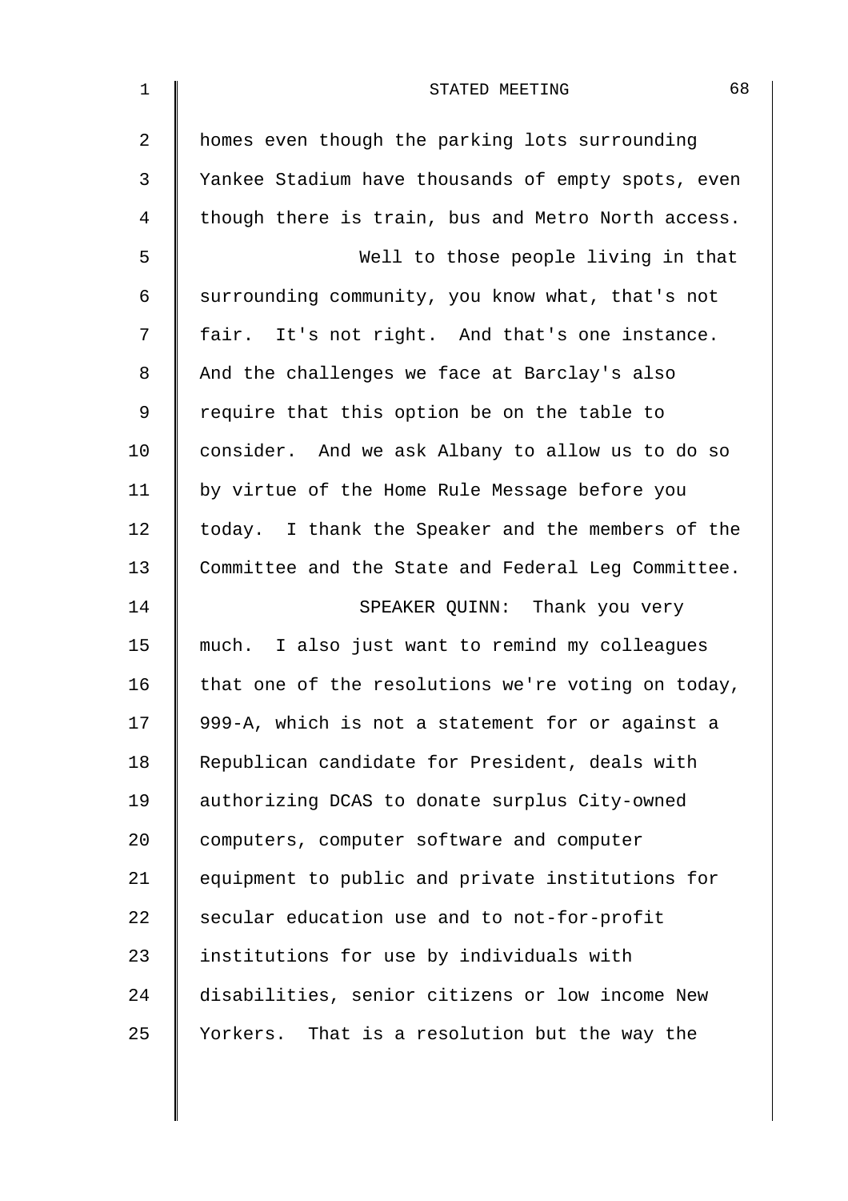homes even though the parking lots surrounding Yankee Stadium have thousands of empty spots, even though there is train, bus and Metro North access.

Well to those people living in that surrounding community, you know what, that's not fair. It's not right. And that's one instance. And the challenges we face at Barclay's also require that this option be on the table to consider. And we ask Albany to allow us to do so by virtue of the Home Rule Message before you today. I thank the Speaker and the members of the Committee and the State and Federal Leg Committee.

SPEAKER QUINN: Thank you very much. I also just want to remind my colleagues that one of the resolutions we're voting on today, 999-A, which is not a statement for or against a Republican candidate for President, deals with authorizing DCAS to donate surplus City-owned computers, computer software and computer equipment to public and private institutions for secular education use and to not-for-profit institutions for use by individuals with disabilities, senior citizens or low income New Yorkers. That is a resolution but the way the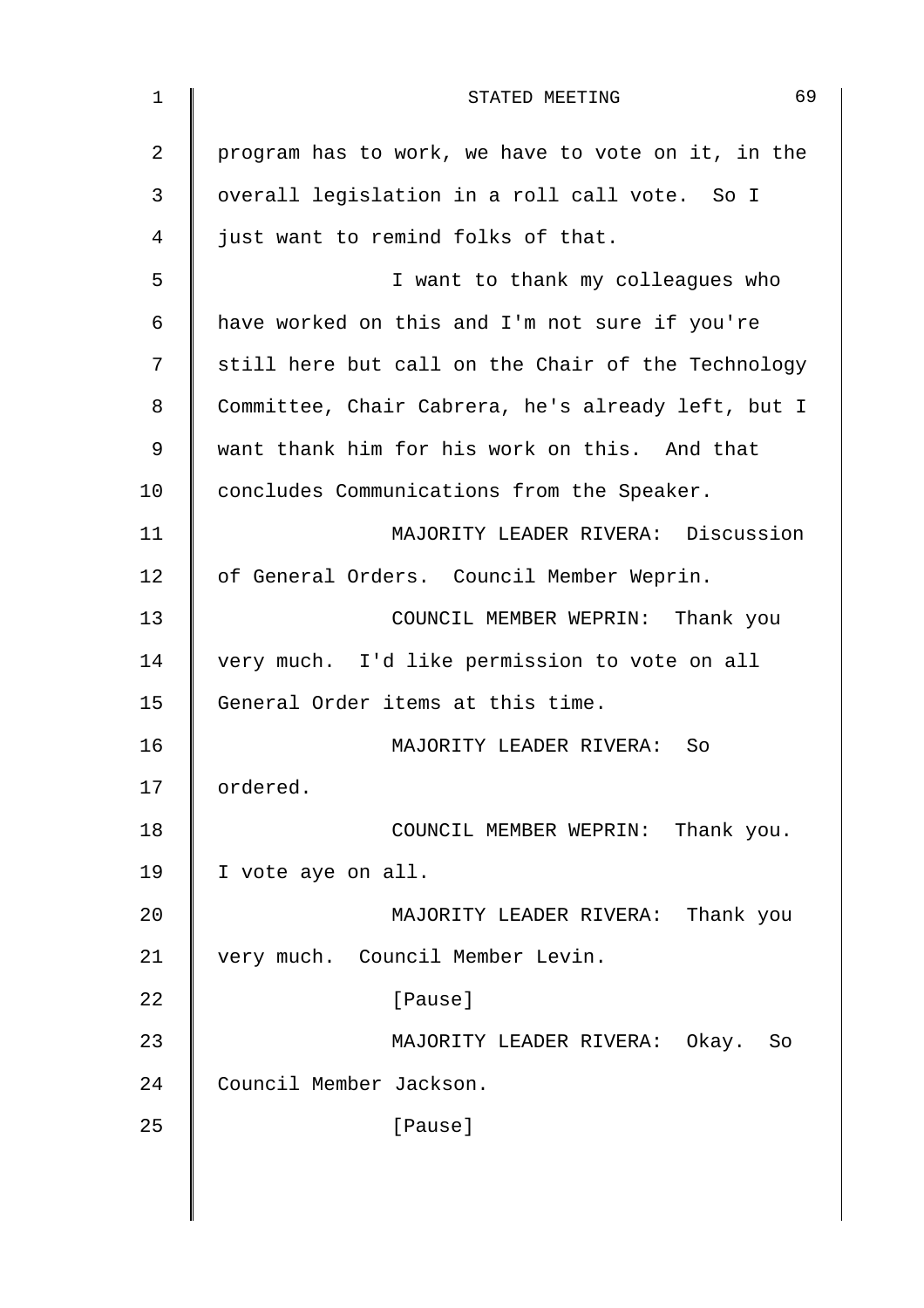program has to work, we have to vote on it, in the overall legislation in a roll call vote. So I just want to remind folks of that.

I want to thank my colleagues who have worked on this and I'm not sure if you're still here but call on the Chair of the Technology Committee, Chair Cabrera, he's already left, but I want thank him for his work on this. And that concludes Communications from the Speaker.

MAJORITY LEADER RIVERA: Discussion of General Orders. Council Member Weprin.

COUNCIL MEMBER WEPRIN: Thank you very much. I'd like permission to vote on all General Order items at this time.

MAJORITY LEADER RIVERA: So ordered.

COUNCIL MEMBER WEPRIN: Thank you. I vote aye on all.

MAJORITY LEADER RIVERA: Thank you very much. Council Member Levin.

[Pause]

MAJORITY LEADER RIVERA: Okay. So Council Member Jackson.

[Pause]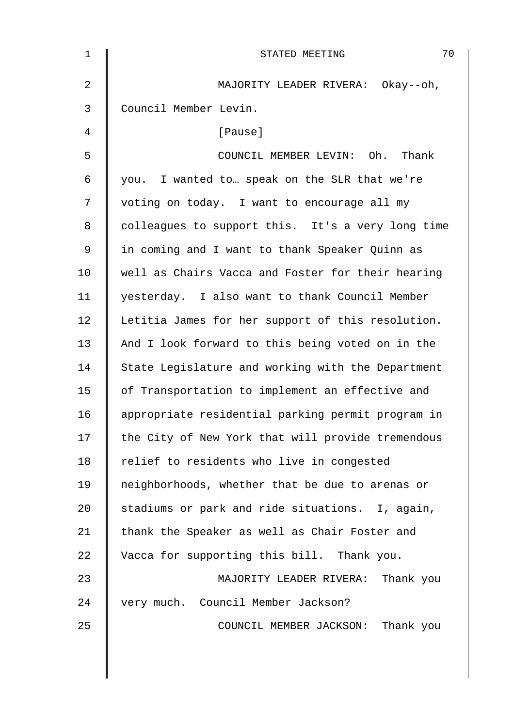MAJORITY LEADER RIVERA: Okay--oh, Council Member Levin.

[Pause]

COUNCIL MEMBER LEVIN: Oh. Thank you. I wanted to… speak on the SLR that we're voting on today. I want to encourage all my colleagues to support this. It's a very long time in coming and I want to thank Speaker Quinn as well as Chairs Vacca and Foster for their hearing yesterday. I also want to thank Council Member Letitia James for her support of this resolution. And I look forward to this being voted on in the State Legislature and working with the Department of Transportation to implement an effective and appropriate residential parking permit program in the City of New York that will provide tremendous relief to residents who live in congested neighborhoods, whether that be due to arenas or stadiums or park and ride situations. I, again, thank the Speaker as well as Chair Foster and Vacca for supporting this bill. Thank you.

MAJORITY LEADER RIVERA: Thank you very much. Council Member Jackson?

COUNCIL MEMBER JACKSON: Thank you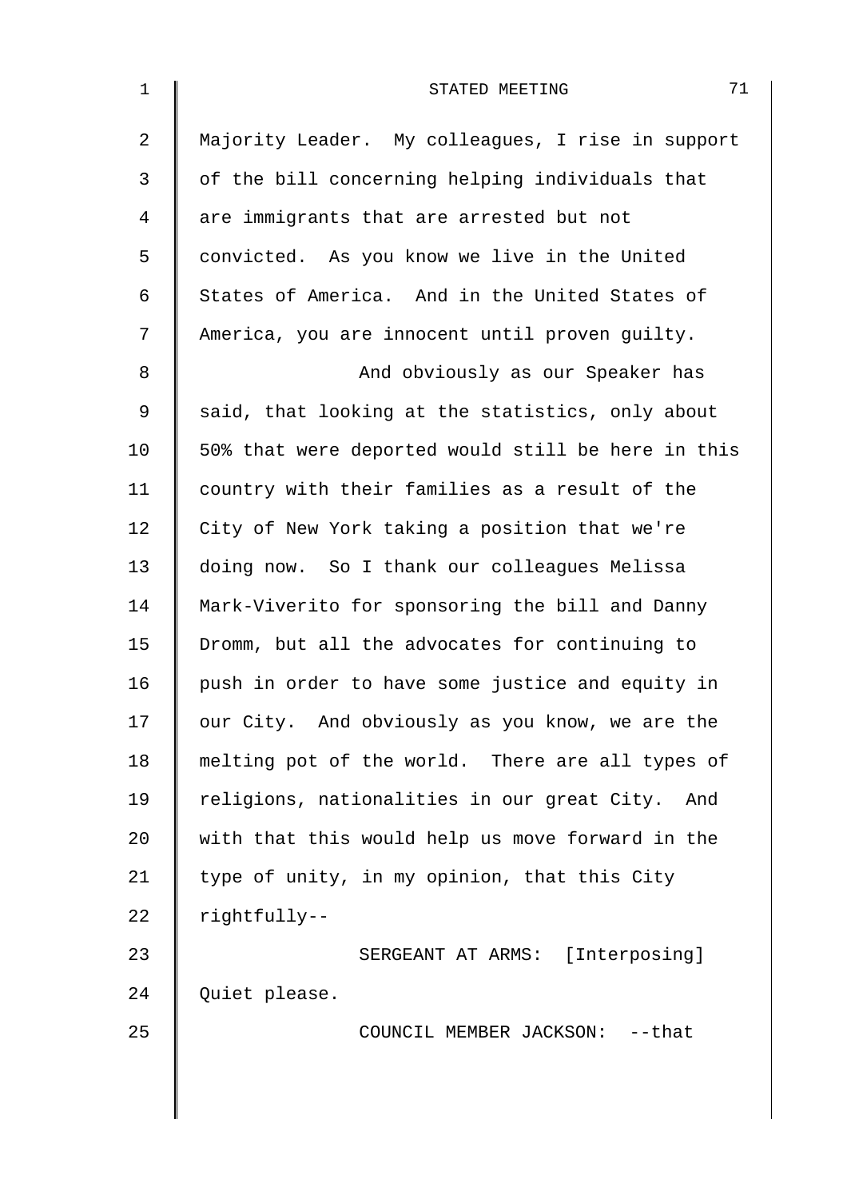Majority Leader. My colleagues, I rise in support of the bill concerning helping individuals that are immigrants that are arrested but not convicted. As you know we live in the United States of America. And in the United States of America, you are innocent until proven guilty.

And obviously as our Speaker has said, that looking at the statistics, only about 50% that were deported would still be here in this country with their families as a result of the City of New York taking a position that we're doing now. So I thank our colleagues Melissa Mark-Viverito for sponsoring the bill and Danny Dromm, but all the advocates for continuing to push in order to have some justice and equity in our City. And obviously as you know, we are the melting pot of the world. There are all types of religions, nationalities in our great City. And with that this would help us move forward in the type of unity, in my opinion, that this City rightfully--

SERGEANT AT ARMS: [Interposing] Quiet please.

COUNCIL MEMBER JACKSON: --that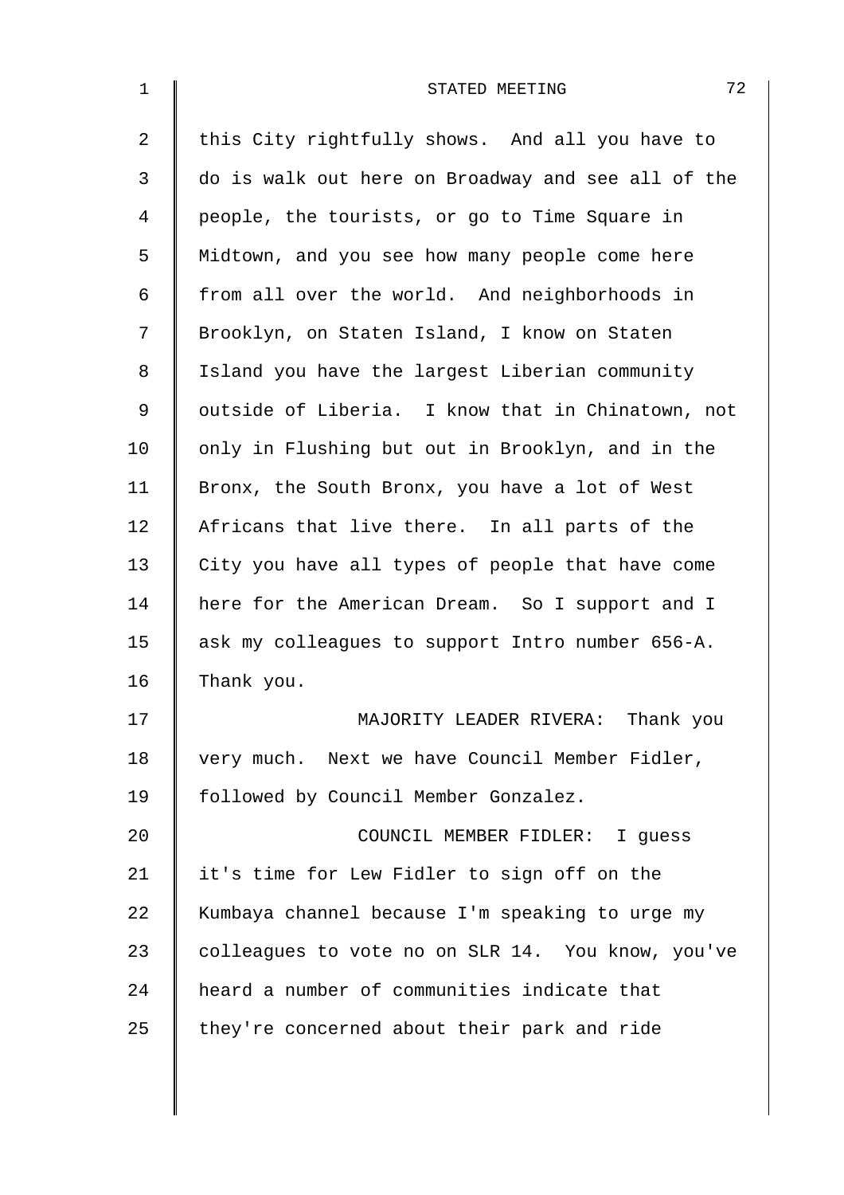this City rightfully shows. And all you have to do is walk out here on Broadway and see all of the people, the tourists, or go to Time Square in Midtown, and you see how many people come here from all over the world. And neighborhoods in Brooklyn, on Staten Island, I know on Staten Island you have the largest Liberian community outside of Liberia. I know that in Chinatown, not only in Flushing but out in Brooklyn, and in the Bronx, the South Bronx, you have a lot of West Africans that live there. In all parts of the City you have all types of people that have come here for the American Dream. So I support and I ask my colleagues to support Intro number 656-A. Thank you.

MAJORITY LEADER RIVERA: Thank you very much. Next we have Council Member Fidler, followed by Council Member Gonzalez.

COUNCIL MEMBER FIDLER: I guess it's time for Lew Fidler to sign off on the Kumbaya channel because I'm speaking to urge my colleagues to vote no on SLR 14. You know, you've heard a number of communities indicate that they're concerned about their park and ride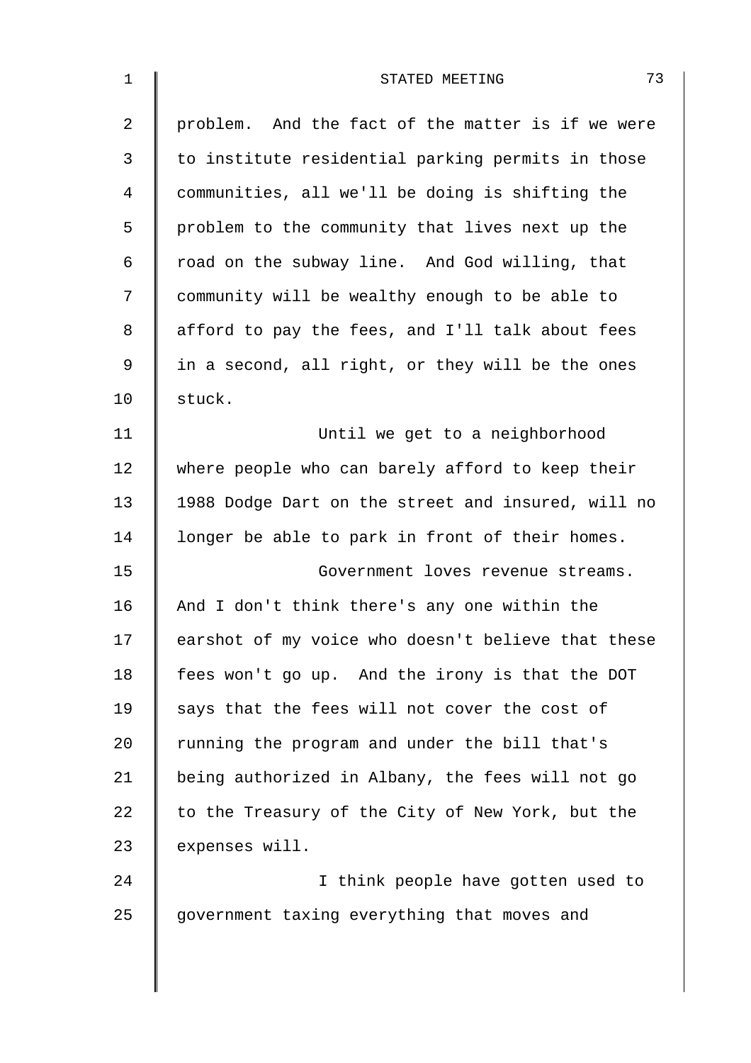problem. And the fact of the matter is if we were to institute residential parking permits in those communities, all we'll be doing is shifting the problem to the community that lives next up the road on the subway line. And God willing, that community will be wealthy enough to be able to afford to pay the fees, and I'll talk about fees in a second, all right, or they will be the ones stuck.

Until we get to a neighborhood where people who can barely afford to keep their 1988 Dodge Dart on the street and insured, will no longer be able to park in front of their homes.

Government loves revenue streams. And I don't think there's any one within the earshot of my voice who doesn't believe that these fees won't go up. And the irony is that the DOT says that the fees will not cover the cost of running the program and under the bill that's being authorized in Albany, the fees will not go to the Treasury of the City of New York, but the expenses will.

I think people have gotten used to government taxing everything that moves and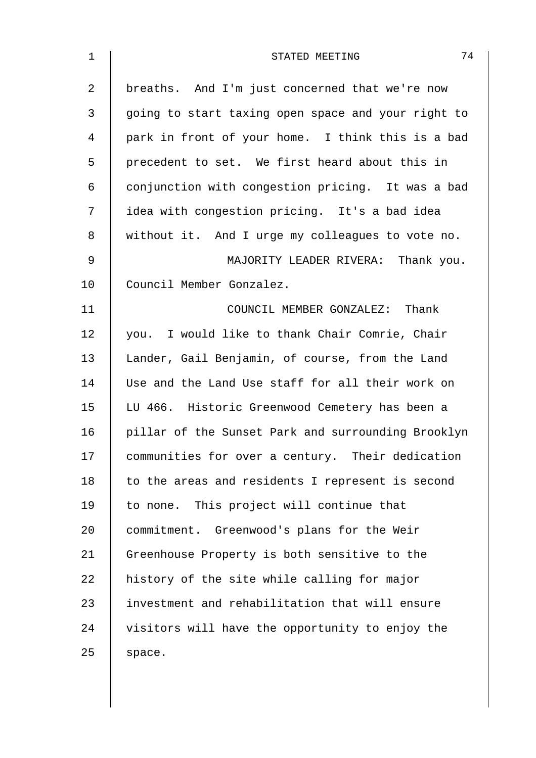breaths. And I'm just concerned that we're now going to start taxing open space and your right to park in front of your home. I think this is a bad precedent to set. We first heard about this in conjunction with congestion pricing. It was a bad idea with congestion pricing. It's a bad idea without it. And I urge my colleagues to vote no.

MAJORITY LEADER RIVERA: Thank you. Council Member Gonzalez.

COUNCIL MEMBER GONZALEZ: Thank you. I would like to thank Chair Comrie, Chair Lander, Gail Benjamin, of course, from the Land Use and the Land Use staff for all their work on LU 466. Historic Greenwood Cemetery has been a pillar of the Sunset Park and surrounding Brooklyn communities for over a century. Their dedication to the areas and residents I represent is second to none. This project will continue that commitment. Greenwood's plans for the Weir Greenhouse Property is both sensitive to the history of the site while calling for major investment and rehabilitation that will ensure visitors will have the opportunity to enjoy the space.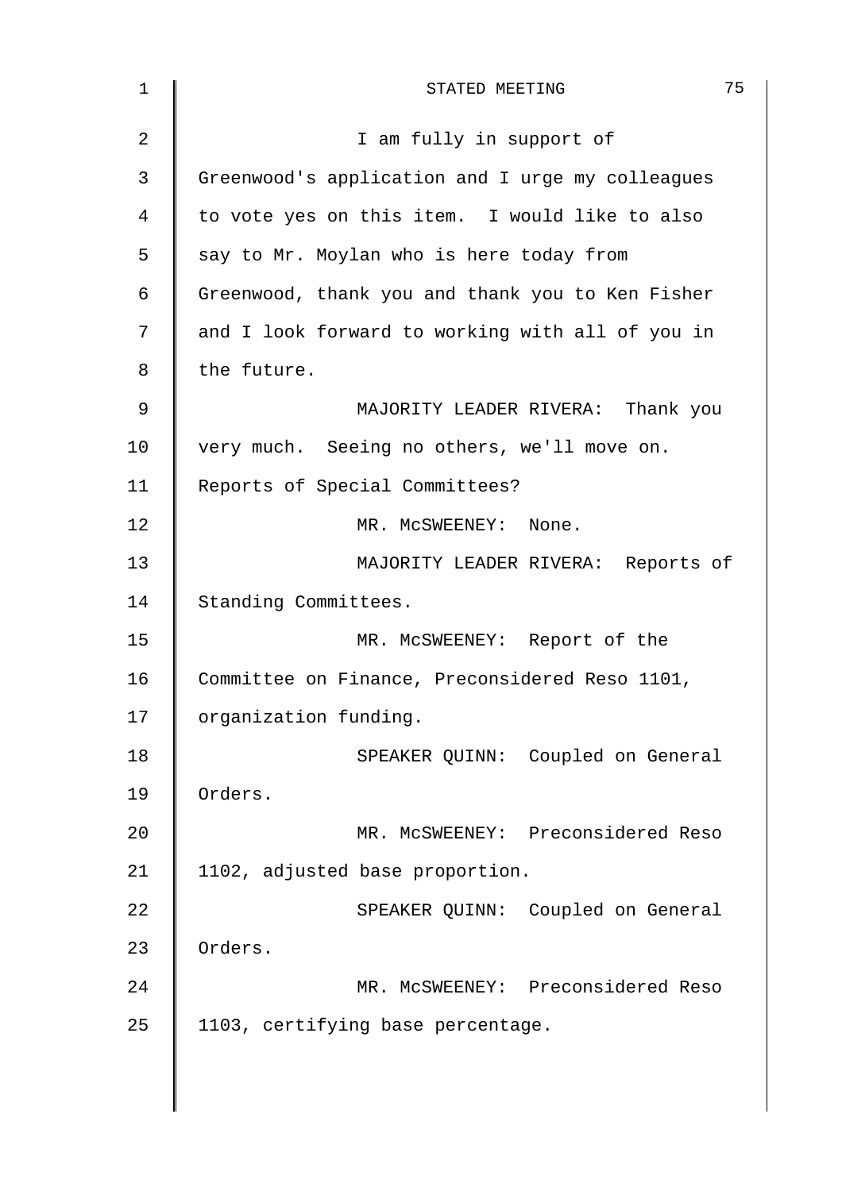I am fully in support of Greenwood's application and I urge my colleagues to vote yes on this item. I would like to also say to Mr. Moylan who is here today from Greenwood, thank you and thank you to Ken Fisher and I look forward to working with all of you in the future.

MAJORITY LEADER RIVERA: Thank you very much. Seeing no others, we'll move on. Reports of Special Committees?

MR. McSWEENEY: None.

MAJORITY LEADER RIVERA: Reports of Standing Committees.

MR. McSWEENEY: Report of the Committee on Finance, Preconsidered Reso 1101, organization funding.

SPEAKER QUINN: Coupled on General Orders.

MR. McSWEENEY: Preconsidered Reso 1102, adjusted base proportion.

SPEAKER QUINN: Coupled on General Orders.

MR. McSWEENEY: Preconsidered Reso 1103, certifying base percentage.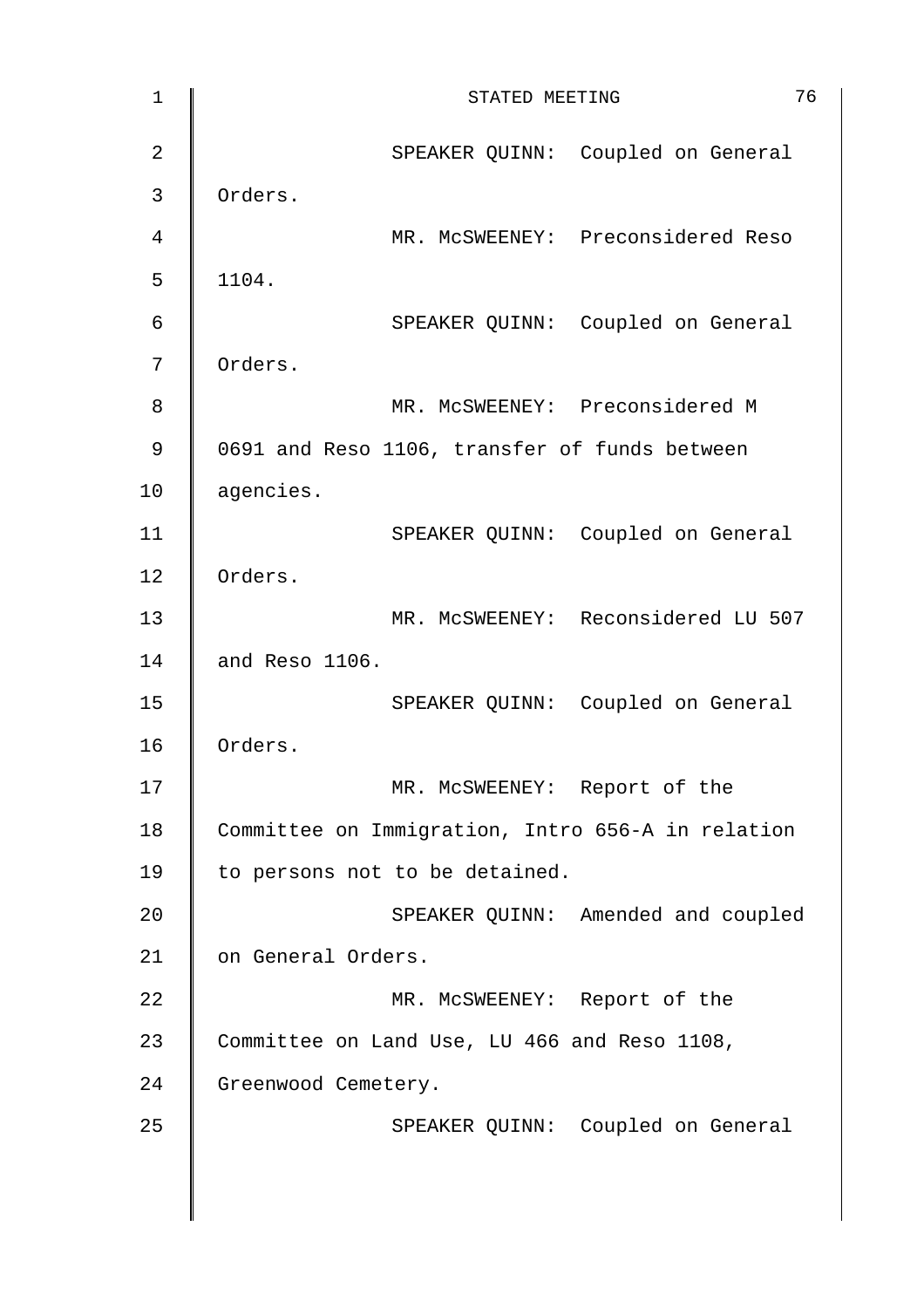SPEAKER QUINN: Coupled on General Orders.

MR. McSWEENEY: Preconsidered Reso 1104.

SPEAKER QUINN: Coupled on General Orders.

MR. McSWEENEY: Preconsidered M 0691 and Reso 1106, transfer of funds between agencies.

SPEAKER QUINN: Coupled on General Orders.

MR. McSWEENEY: Reconsidered LU 507 and Reso 1106.

SPEAKER QUINN: Coupled on General Orders.

MR. McSWEENEY: Report of the Committee on Immigration, Intro 656-A in relation to persons not to be detained.

SPEAKER QUINN: Amended and coupled on General Orders.

MR. McSWEENEY: Report of the Committee on Land Use, LU 466 and Reso 1108, Greenwood Cemetery.

SPEAKER QUINN: Coupled on General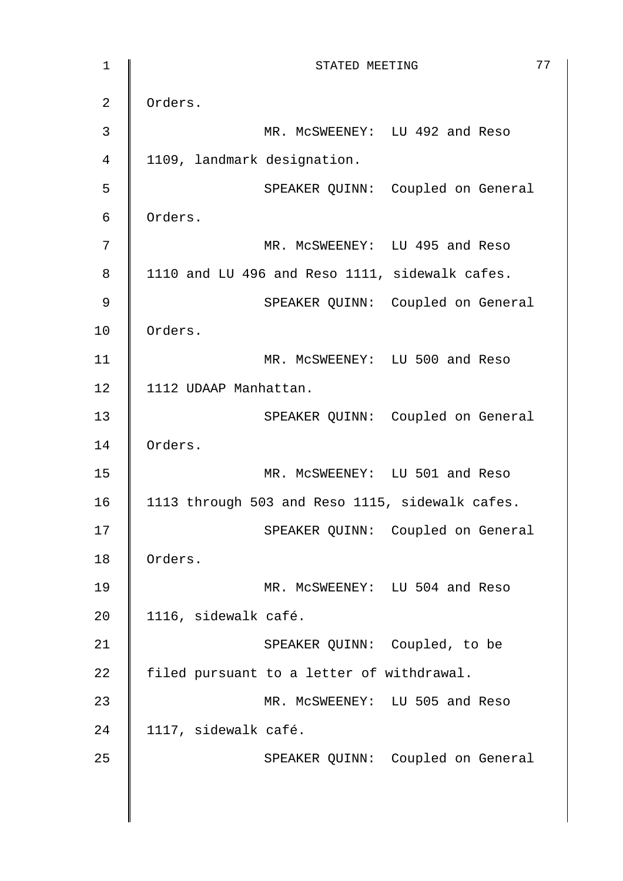Orders.

MR. McSWEENEY: LU 492 and Reso 1109, landmark designation.

SPEAKER QUINN: Coupled on General Orders.

MR. McSWEENEY: LU 495 and Reso 1110 and LU 496 and Reso 1111, sidewalk cafes.

SPEAKER QUINN: Coupled on General Orders.

MR. McSWEENEY: LU 500 and Reso 1112 UDAAP Manhattan.

SPEAKER QUINN: Coupled on General Orders.

MR. McSWEENEY: LU 501 and Reso 1113 through 503 and Reso 1115, sidewalk cafes.

SPEAKER QUINN: Coupled on General Orders.

MR. McSWEENEY: LU 504 and Reso 1116, sidewalk café.

SPEAKER QUINN: Coupled, to be filed pursuant to a letter of withdrawal.

MR. McSWEENEY: LU 505 and Reso 1117, sidewalk café.

SPEAKER QUINN: Coupled on General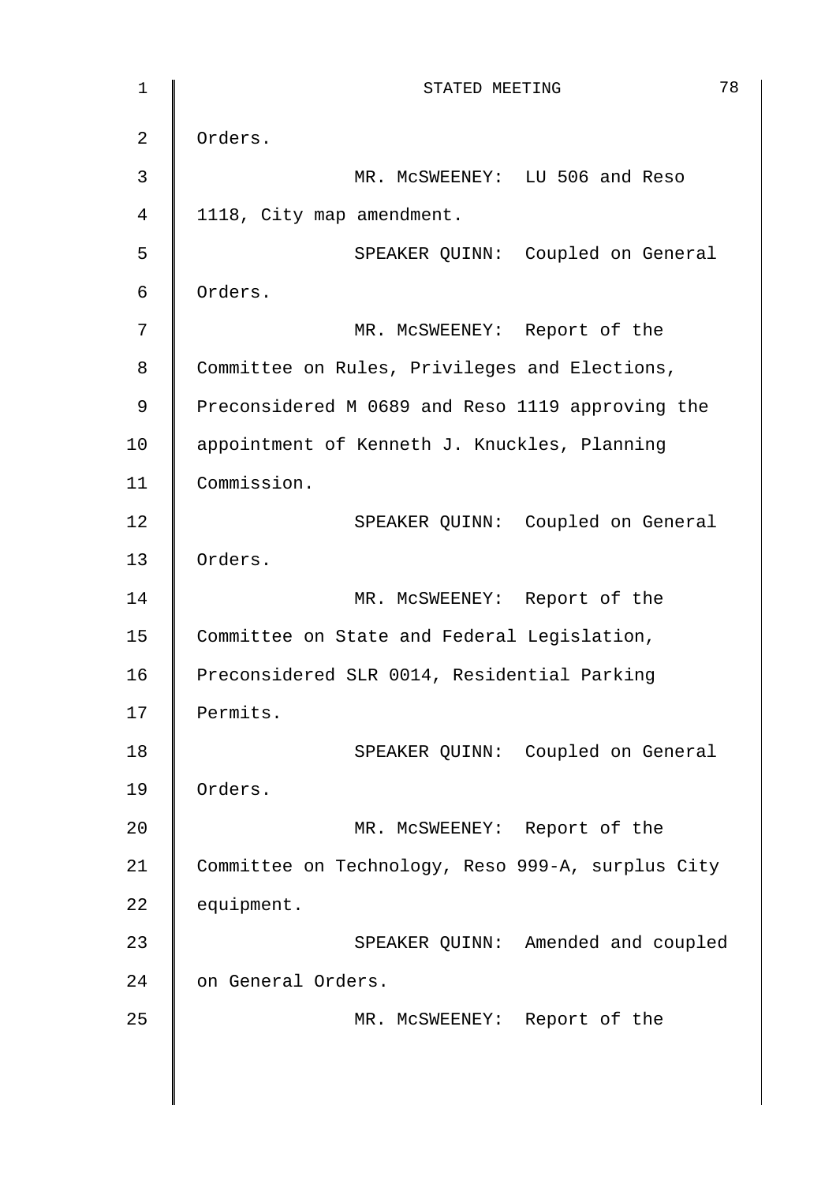Orders.

MR. McSWEENEY: LU 506 and Reso 1118, City map amendment.

SPEAKER QUINN: Coupled on General Orders.

MR. McSWEENEY: Report of the Committee on Rules, Privileges and Elections, Preconsidered M 0689 and Reso 1119 approving the appointment of Kenneth J. Knuckles, Planning Commission.

SPEAKER QUINN: Coupled on General Orders.

MR. McSWEENEY: Report of the Committee on State and Federal Legislation, Preconsidered SLR 0014, Residential Parking Permits.

SPEAKER QUINN: Coupled on General Orders.

MR. McSWEENEY: Report of the Committee on Technology, Reso 999-A, surplus City equipment.

SPEAKER QUINN: Amended and coupled on General Orders.

MR. McSWEENEY: Report of the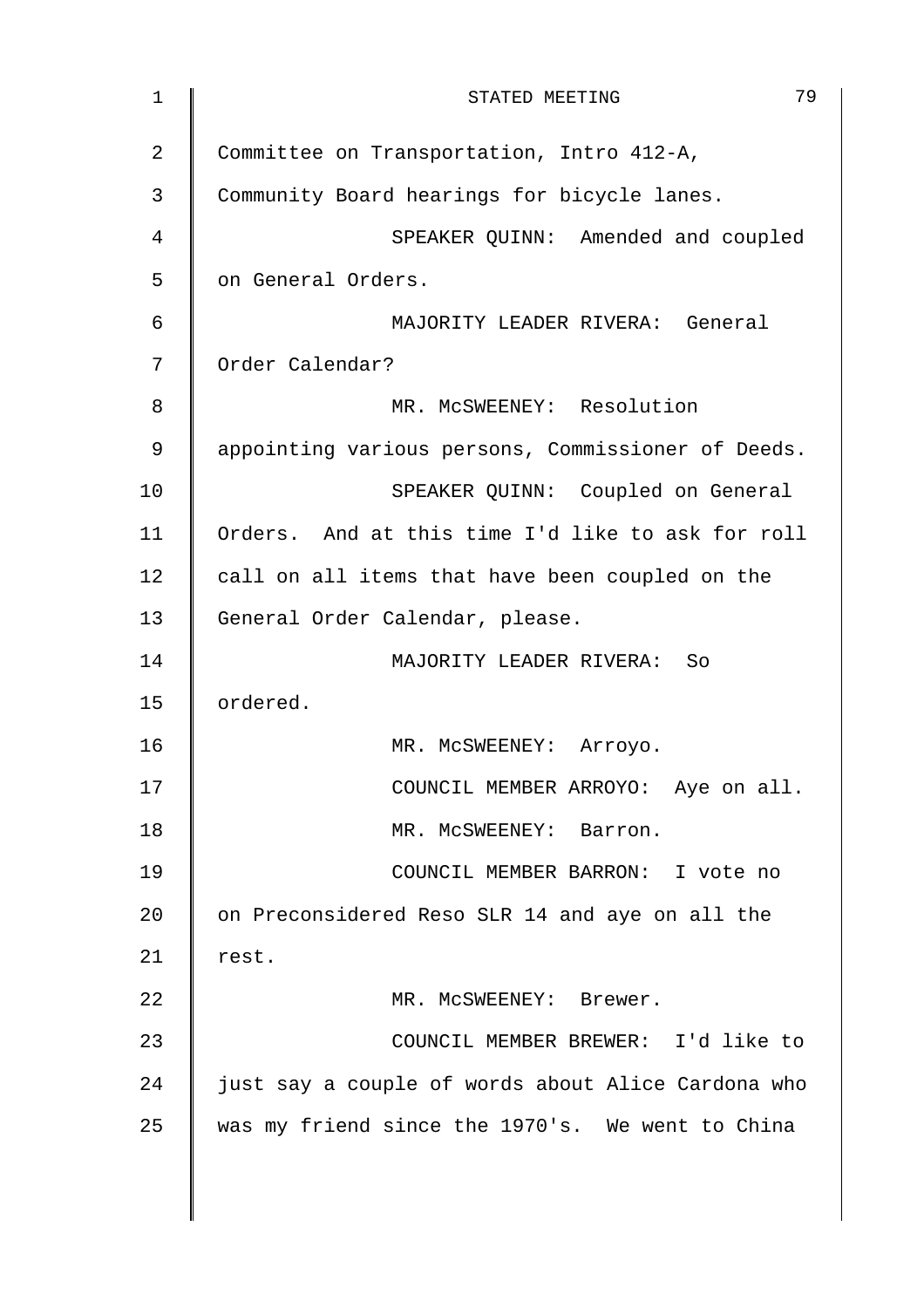Committee on Transportation, Intro 412-A, Community Board hearings for bicycle lanes.

SPEAKER QUINN: Amended and coupled on General Orders.

MAJORITY LEADER RIVERA: General Order Calendar?

MR. McSWEENEY: Resolution appointing various persons, Commissioner of Deeds.

SPEAKER QUINN: Coupled on General Orders. And at this time I'd like to ask for roll call on all items that have been coupled on the General Order Calendar, please.

MAJORITY LEADER RIVERA: So ordered.

MR. McSWEENEY: Arroyo.

COUNCIL MEMBER ARROYO: Aye on all.

MR. McSWEENEY: Barron.

COUNCIL MEMBER BARRON: I vote no on Preconsidered Reso SLR 14 and aye on all the rest.

MR. McSWEENEY: Brewer.

COUNCIL MEMBER BREWER: I'd like to just say a couple of words about Alice Cardona who was my friend since the 1970's. We went to China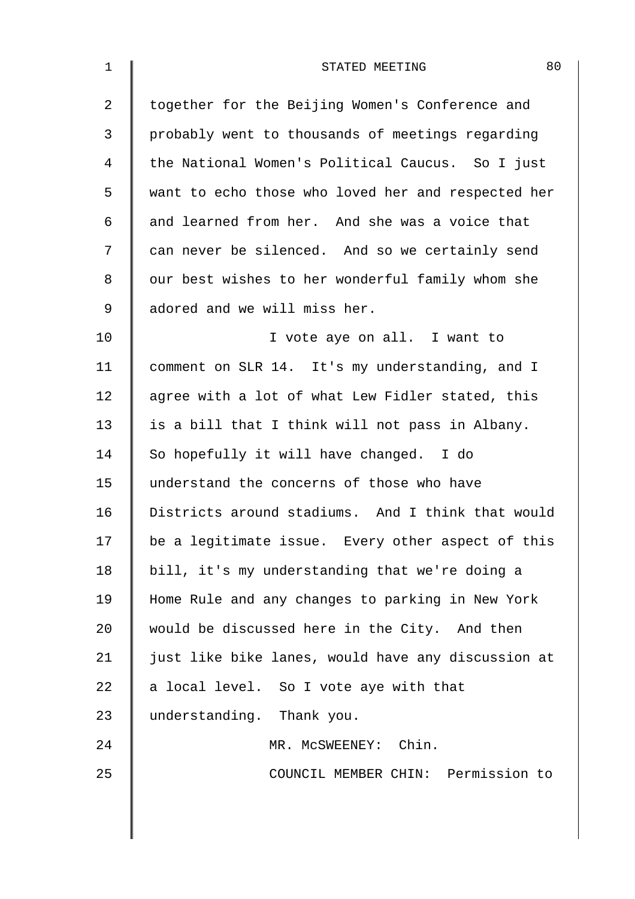together for the Beijing Women's Conference and probably went to thousands of meetings regarding the National Women's Political Caucus. So I just want to echo those who loved her and respected her and learned from her. And she was a voice that can never be silenced. And so we certainly send our best wishes to her wonderful family whom she adored and we will miss her.

I vote aye on all. I want to comment on SLR 14. It's my understanding, and I agree with a lot of what Lew Fidler stated, this is a bill that I think will not pass in Albany. So hopefully it will have changed. I do understand the concerns of those who have Districts around stadiums. And I think that would be a legitimate issue. Every other aspect of this bill, it's my understanding that we're doing a Home Rule and any changes to parking in New York would be discussed here in the City. And then just like bike lanes, would have any discussion at a local level. So I vote aye with that understanding. Thank you.

MR. McSWEENEY: Chin.

COUNCIL MEMBER CHIN: Permission to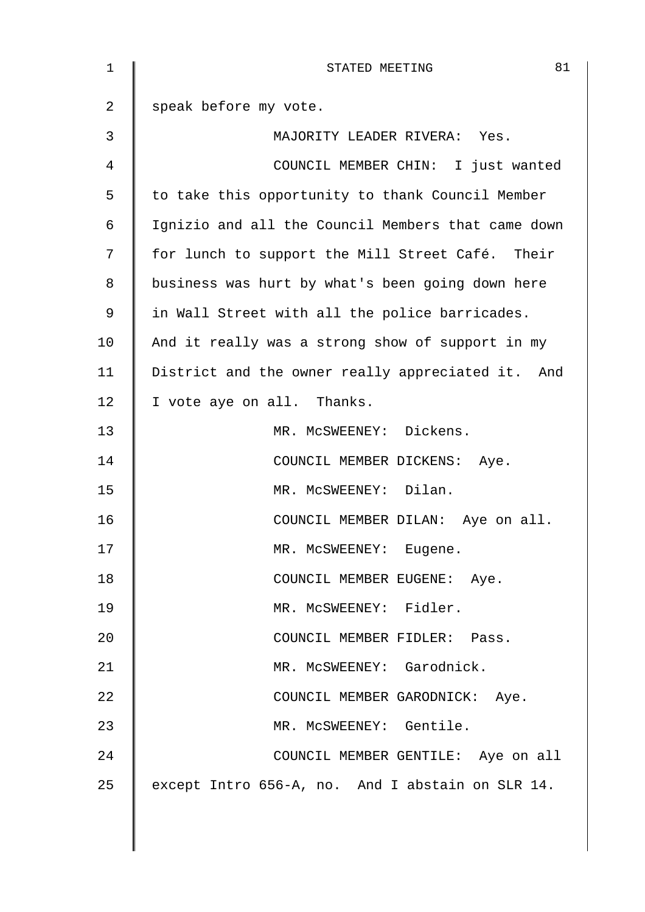speak before my vote.

MAJORITY LEADER RIVERA: Yes.

COUNCIL MEMBER CHIN: I just wanted to take this opportunity to thank Council Member Ignizio and all the Council Members that came down for lunch to support the Mill Street Café. Their business was hurt by what's been going down here in Wall Street with all the police barricades. And it really was a strong show of support in my District and the owner really appreciated it. And I vote aye on all. Thanks.

MR. McSWEENEY: Dickens.

COUNCIL MEMBER DICKENS: Aye.

MR. McSWEENEY: Dilan.

COUNCIL MEMBER DILAN: Aye on all.

MR. McSWEENEY: Eugene.

COUNCIL MEMBER EUGENE: Aye.

MR. McSWEENEY: Fidler.

COUNCIL MEMBER FIDLER: Pass.

MR. McSWEENEY: Garodnick.

COUNCIL MEMBER GARODNICK: Aye.

MR. McSWEENEY: Gentile.

COUNCIL MEMBER GENTILE: Aye on all except Intro 656-A, no. And I abstain on SLR 14.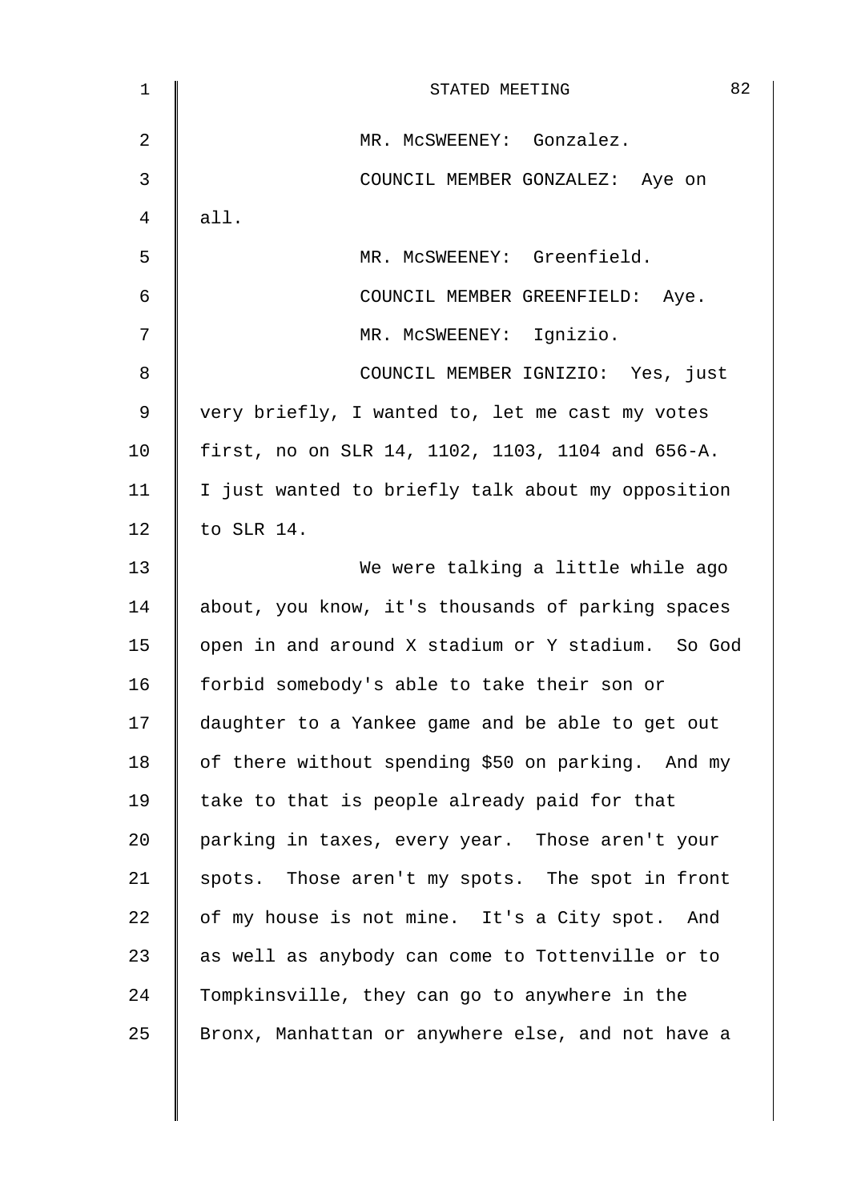MR. McSWEENEY: Gonzalez.

COUNCIL MEMBER GONZALEZ: Aye on all.

MR. McSWEENEY: Greenfield.

COUNCIL MEMBER GREENFIELD: Aye.

MR. McSWEENEY: Ignizio.

COUNCIL MEMBER IGNIZIO: Yes, just very briefly, I wanted to, let me cast my votes first, no on SLR 14, 1102, 1103, 1104 and 656-A. I just wanted to briefly talk about my opposition to SLR 14.

We were talking a little while ago about, you know, it's thousands of parking spaces open in and around X stadium or Y stadium. So God forbid somebody's able to take their son or daughter to a Yankee game and be able to get out of there without spending $50 on parking. And my take to that is people already paid for that parking in taxes, every year. Those aren't your spots. Those aren't my spots. The spot in front of my house is not mine. It's a City spot. And as well as anybody can come to Tottenville or to Tompkinsville, they can go to anywhere in the Bronx, Manhattan or anywhere else, and not have a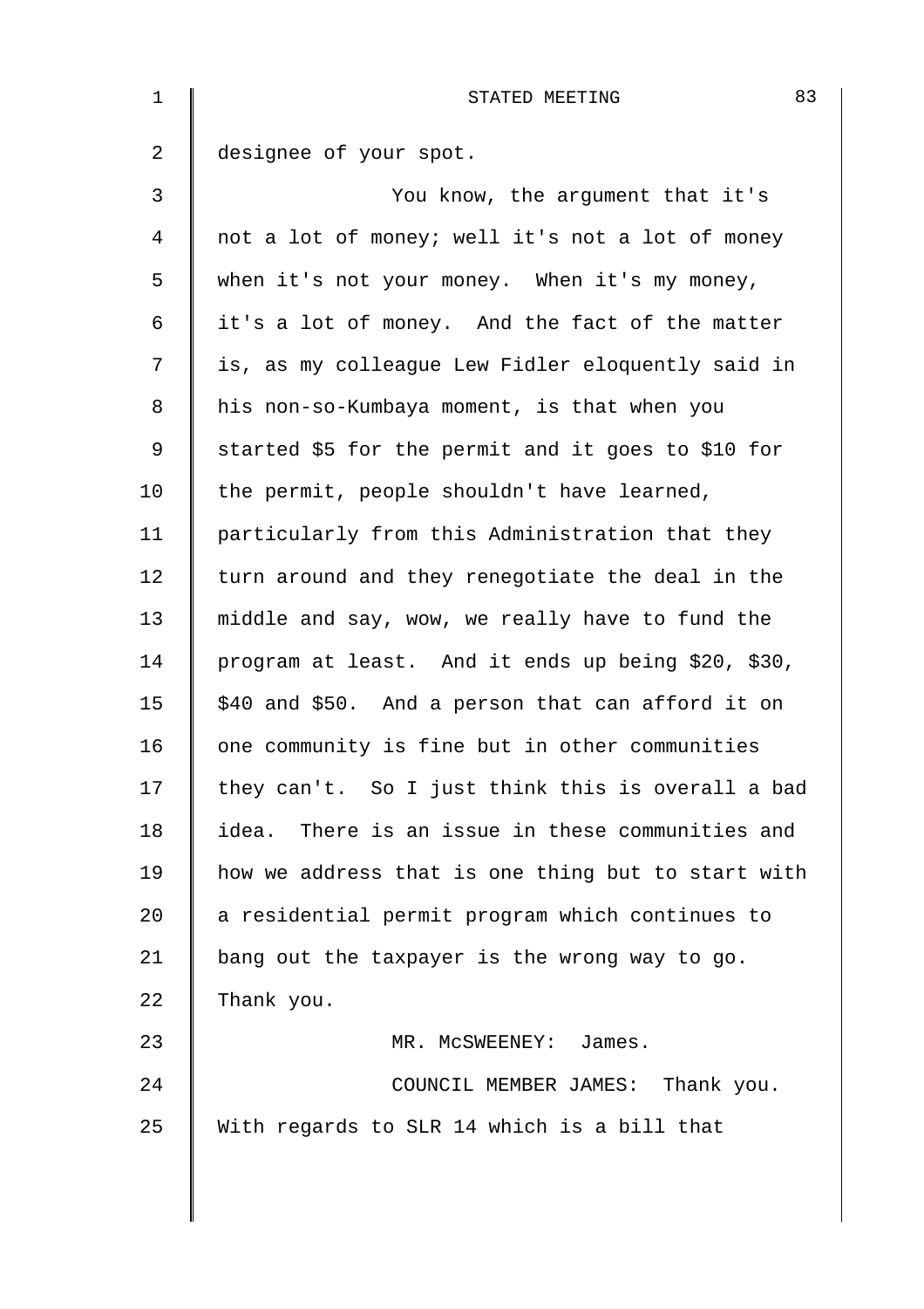designee of your spot.

You know, the argument that it's not a lot of money; well it's not a lot of money when it's not your money. When it's my money, it's a lot of money. And the fact of the matter is, as my colleague Lew Fidler eloquently said in his non-so-Kumbaya moment, is that when you started $5 for the permit and it goes to $10 for the permit, people shouldn't have learned, particularly from this Administration that they turn around and they renegotiate the deal in the middle and say, wow, we really have to fund the program at least. And it ends up being $20, $30, $40 and $50. And a person that can afford it on one community is fine but in other communities they can't. So I just think this is overall a bad idea. There is an issue in these communities and how we address that is one thing but to start with a residential permit program which continues to bang out the taxpayer is the wrong way to go. Thank you.

MR. McSWEENEY: James.

COUNCIL MEMBER JAMES: Thank you. With regards to SLR 14 which is a bill that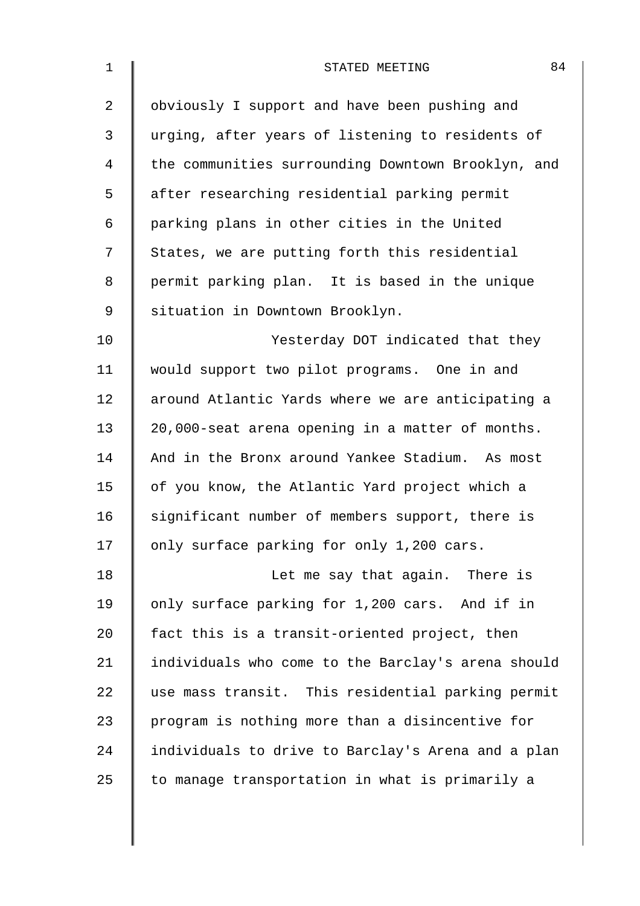obviously I support and have been pushing and urging, after years of listening to residents of the communities surrounding Downtown Brooklyn, and after researching residential parking permit parking plans in other cities in the United States, we are putting forth this residential permit parking plan. It is based in the unique situation in Downtown Brooklyn.

Yesterday DOT indicated that they would support two pilot programs. One in and around Atlantic Yards where we are anticipating a 20,000-seat arena opening in a matter of months. And in the Bronx around Yankee Stadium. As most of you know, the Atlantic Yard project which a significant number of members support, there is only surface parking for only 1,200 cars.

Let me say that again. There is only surface parking for 1,200 cars. And if in fact this is a transit-oriented project, then individuals who come to the Barclay's arena should use mass transit. This residential parking permit program is nothing more than a disincentive for individuals to drive to Barclay's Arena and a plan to manage transportation in what is primarily a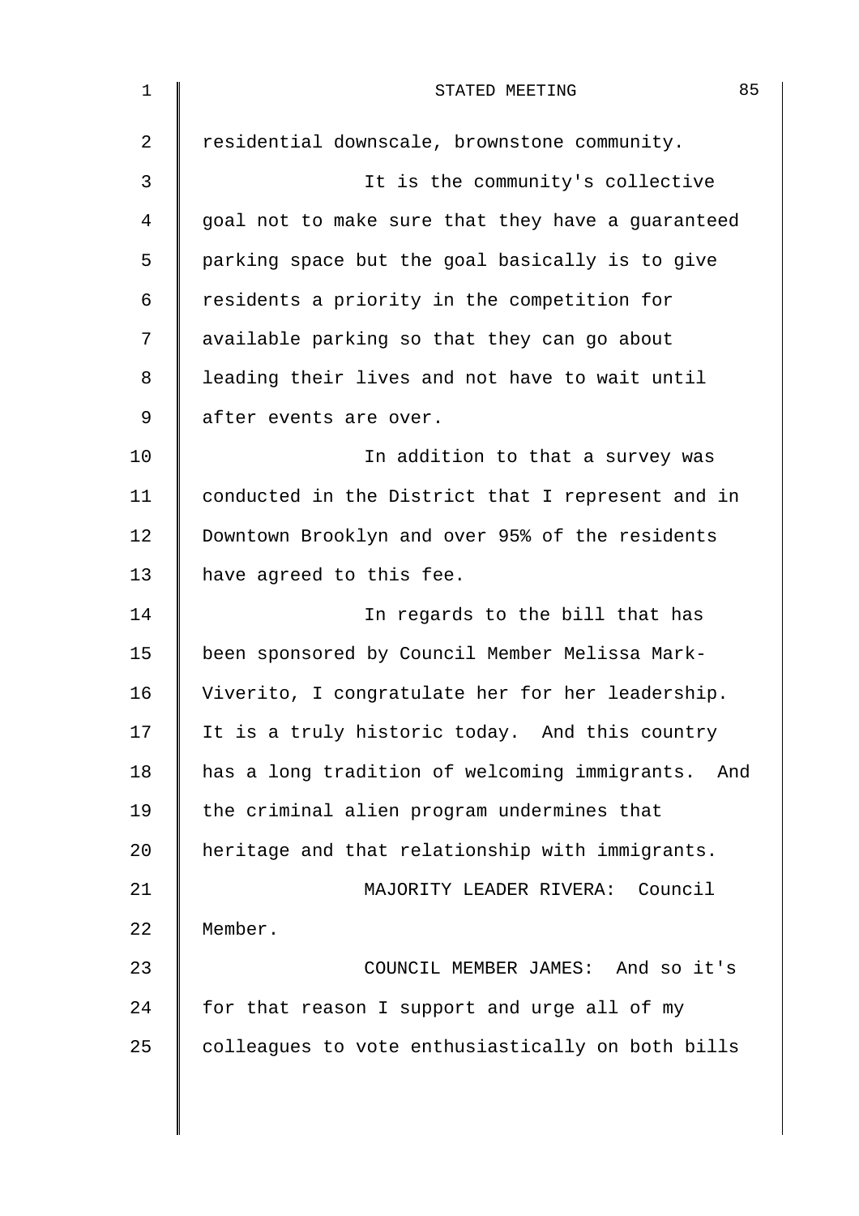residential downscale, brownstone community.

It is the community's collective goal not to make sure that they have a guaranteed parking space but the goal basically is to give residents a priority in the competition for available parking so that they can go about leading their lives and not have to wait until after events are over.

In addition to that a survey was conducted in the District that I represent and in Downtown Brooklyn and over 95% of the residents have agreed to this fee.

In regards to the bill that has been sponsored by Council Member Melissa Mark-Viverito, I congratulate her for her leadership. It is a truly historic today. And this country has a long tradition of welcoming immigrants. And the criminal alien program undermines that heritage and that relationship with immigrants.

MAJORITY LEADER RIVERA: Council Member.

COUNCIL MEMBER JAMES: And so it's for that reason I support and urge all of my colleagues to vote enthusiastically on both bills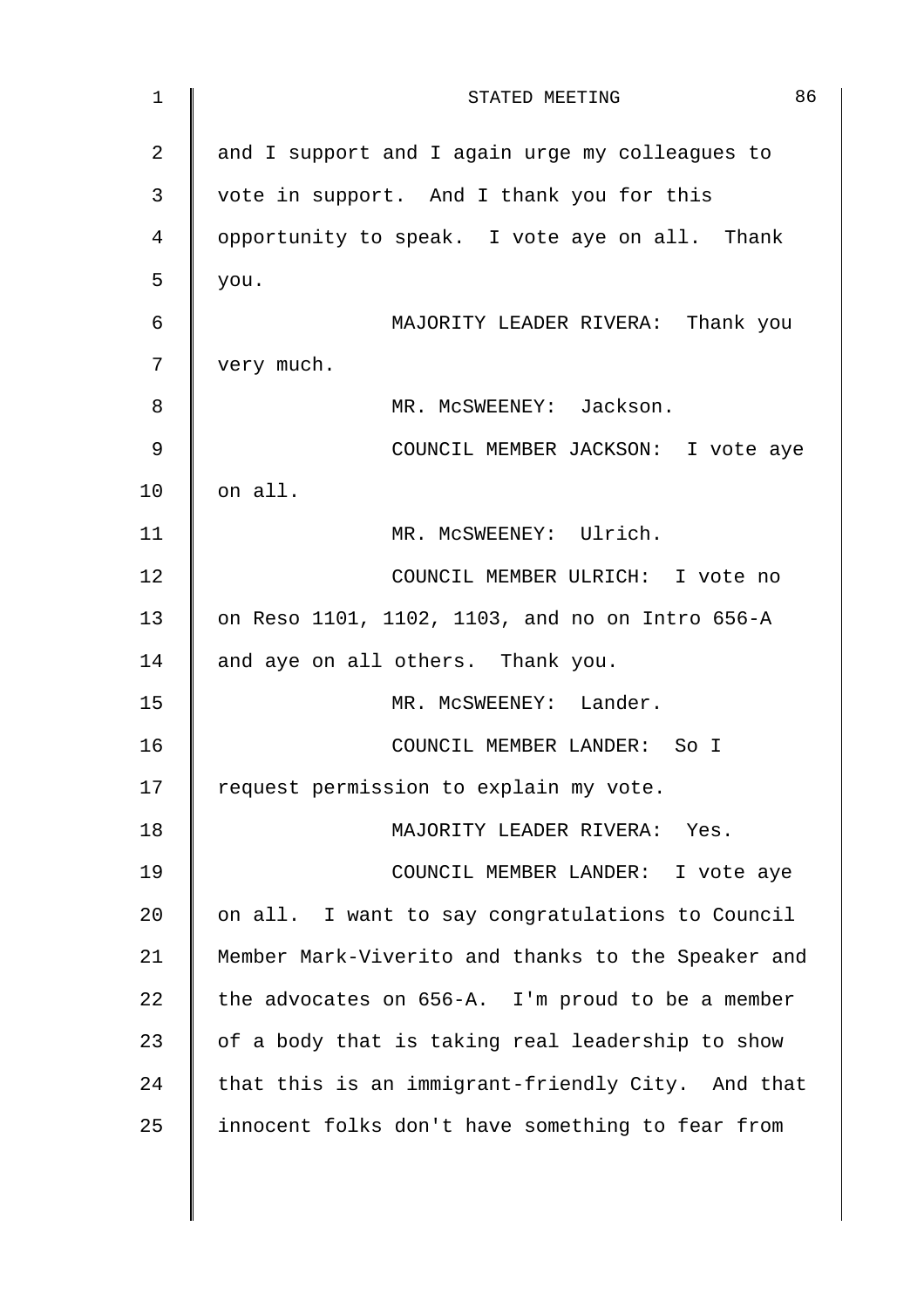and I support and I again urge my colleagues to vote in support. And I thank you for this opportunity to speak. I vote aye on all. Thank you.

MAJORITY LEADER RIVERA: Thank you very much.

MR. McSWEENEY: Jackson.

COUNCIL MEMBER JACKSON: I vote aye on all.

MR. McSWEENEY: Ulrich.

COUNCIL MEMBER ULRICH: I vote no on Reso 1101, 1102, 1103, and no on Intro 656-A and aye on all others. Thank you.

MR. McSWEENEY: Lander.

COUNCIL MEMBER LANDER: So I request permission to explain my vote.

MAJORITY LEADER RIVERA: Yes.

COUNCIL MEMBER LANDER: I vote aye on all. I want to say congratulations to Council Member Mark-Viverito and thanks to the Speaker and the advocates on 656-A. I'm proud to be a member of a body that is taking real leadership to show that this is an immigrant-friendly City. And that innocent folks don't have something to fear from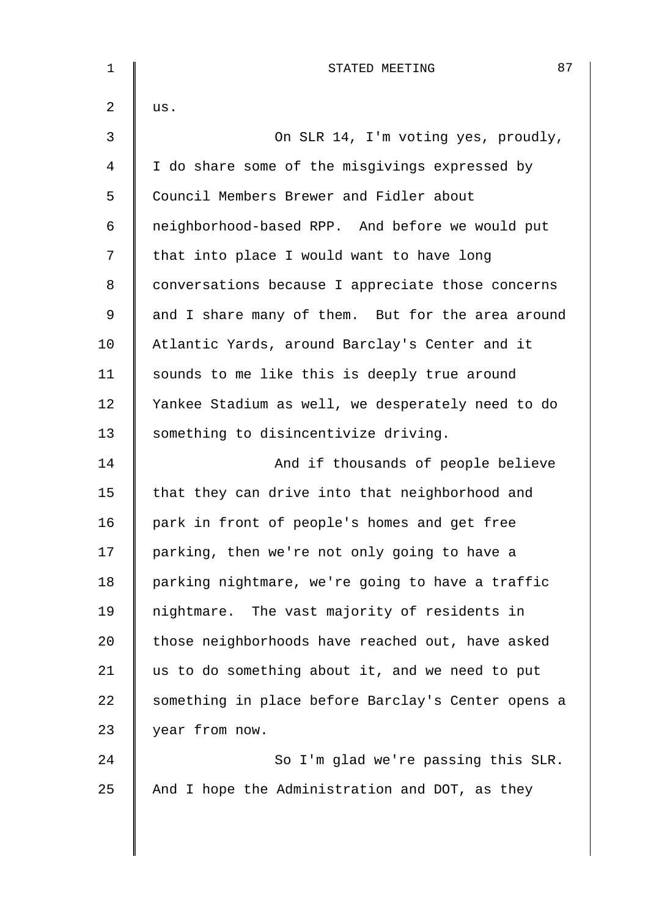us.

On SLR 14, I'm voting yes, proudly, I do share some of the misgivings expressed by Council Members Brewer and Fidler about neighborhood-based RPP. And before we would put that into place I would want to have long conversations because I appreciate those concerns and I share many of them. But for the area around Atlantic Yards, around Barclay's Center and it sounds to me like this is deeply true around Yankee Stadium as well, we desperately need to do something to disincentivize driving.

And if thousands of people believe that they can drive into that neighborhood and park in front of people's homes and get free parking, then we're not only going to have a parking nightmare, we're going to have a traffic nightmare. The vast majority of residents in those neighborhoods have reached out, have asked us to do something about it, and we need to put something in place before Barclay's Center opens a year from now.

So I'm glad we're passing this SLR. And I hope the Administration and DOT, as they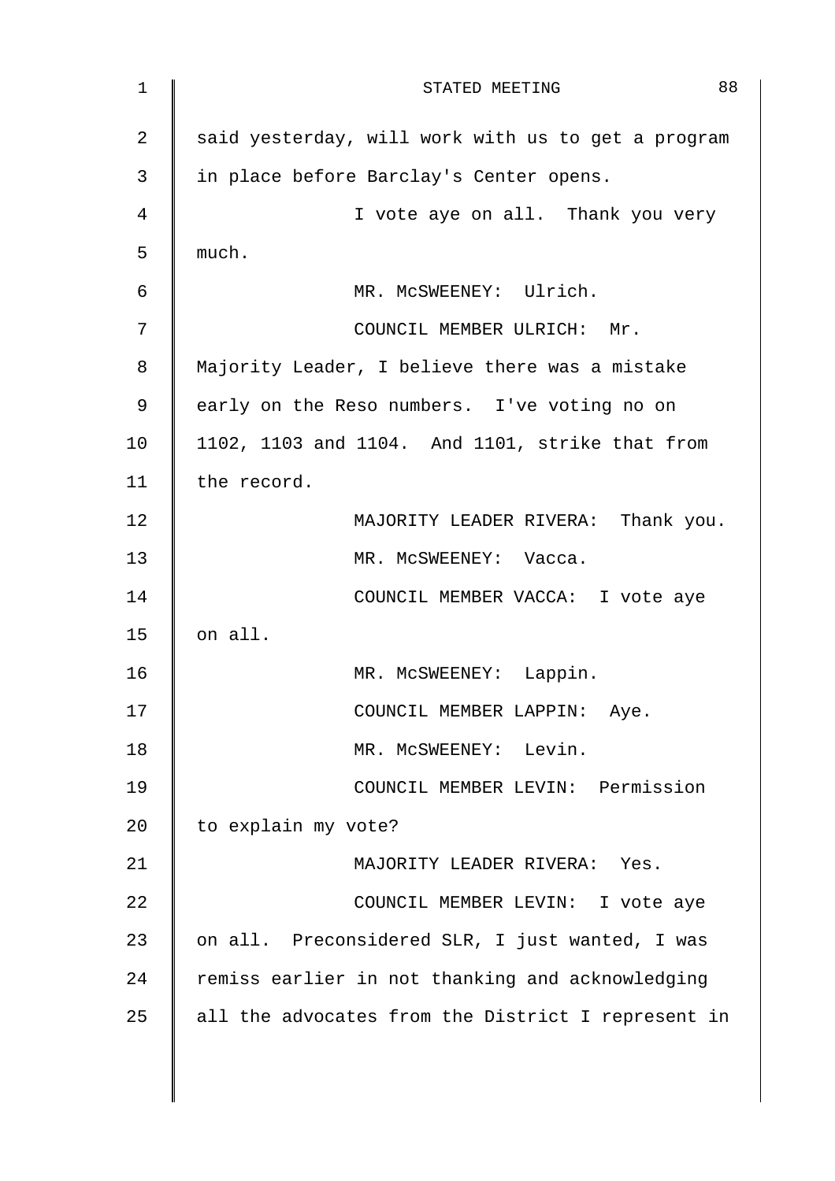said yesterday, will work with us to get a program in place before Barclay's Center opens.

I vote aye on all. Thank you very much.

MR. McSWEENEY: Ulrich.

COUNCIL MEMBER ULRICH: Mr. Majority Leader, I believe there was a mistake early on the Reso numbers. I've voting no on 1102, 1103 and 1104. And 1101, strike that from the record.

MAJORITY LEADER RIVERA: Thank you.

MR. McSWEENEY: Vacca.

COUNCIL MEMBER VACCA: I vote aye on all.

MR. McSWEENEY: Lappin.

COUNCIL MEMBER LAPPIN: Aye.

MR. McSWEENEY: Levin.

COUNCIL MEMBER LEVIN: Permission to explain my vote?

MAJORITY LEADER RIVERA: Yes.

COUNCIL MEMBER LEVIN: I vote aye on all. Preconsidered SLR, I just wanted, I was remiss earlier in not thanking and acknowledging all the advocates from the District I represent in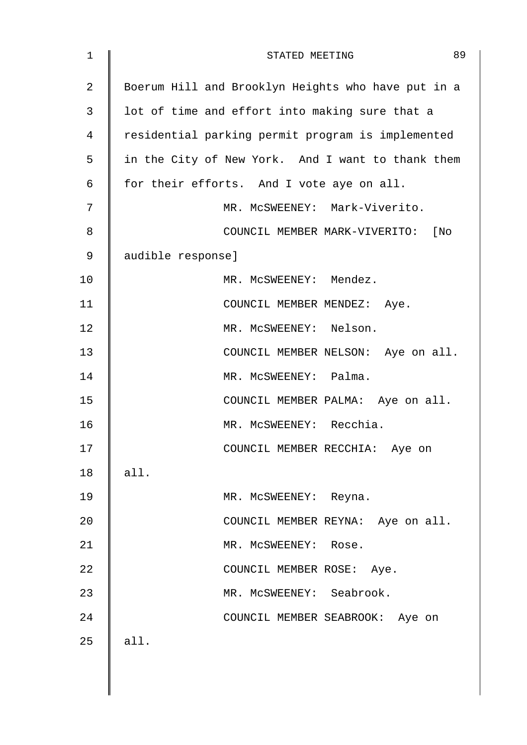Boerum Hill and Brooklyn Heights who have put in a lot of time and effort into making sure that a residential parking permit program is implemented in the City of New York. And I want to thank them for their efforts. And I vote aye on all.

MR. McSWEENEY: Mark-Viverito.

COUNCIL MEMBER MARK-VIVERITO: [No audible response]

MR. McSWEENEY: Mendez.

COUNCIL MEMBER MENDEZ: Aye.

MR. McSWEENEY: Nelson.

COUNCIL MEMBER NELSON: Aye on all.

MR. McSWEENEY: Palma.

COUNCIL MEMBER PALMA: Aye on all.

MR. McSWEENEY: Recchia.

COUNCIL MEMBER RECCHIA: Aye on all.

MR. McSWEENEY: Reyna.

COUNCIL MEMBER REYNA: Aye on all.

MR. McSWEENEY: Rose.

COUNCIL MEMBER ROSE: Aye.

MR. McSWEENEY: Seabrook.

COUNCIL MEMBER SEABROOK: Aye on all.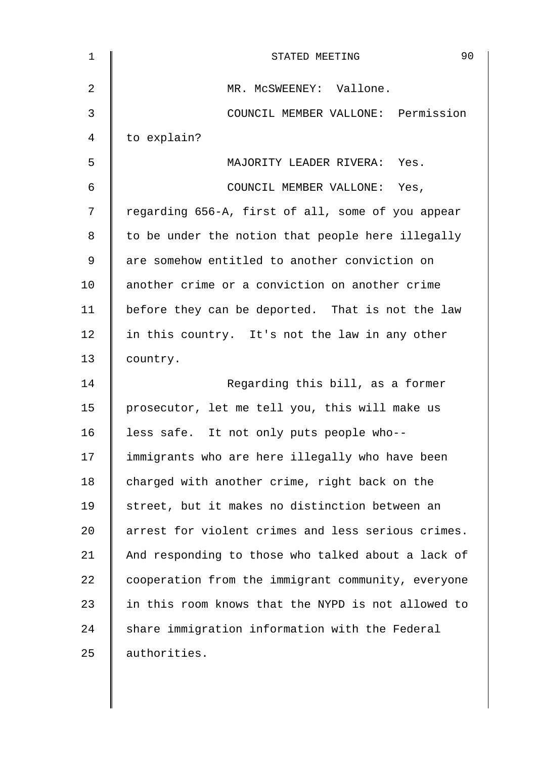MR. McSWEENEY: Vallone.

COUNCIL MEMBER VALLONE: Permission to explain?

MAJORITY LEADER RIVERA: Yes.

COUNCIL MEMBER VALLONE: Yes, regarding 656-A, first of all, some of you appear to be under the notion that people here illegally are somehow entitled to another conviction on another crime or a conviction on another crime before they can be deported. That is not the law in this country. It's not the law in any other country.

Regarding this bill, as a former prosecutor, let me tell you, this will make us less safe. It not only puts people who-- immigrants who are here illegally who have been charged with another crime, right back on the street, but it makes no distinction between an arrest for violent crimes and less serious crimes. And responding to those who talked about a lack of cooperation from the immigrant community, everyone in this room knows that the NYPD is not allowed to share immigration information with the Federal authorities.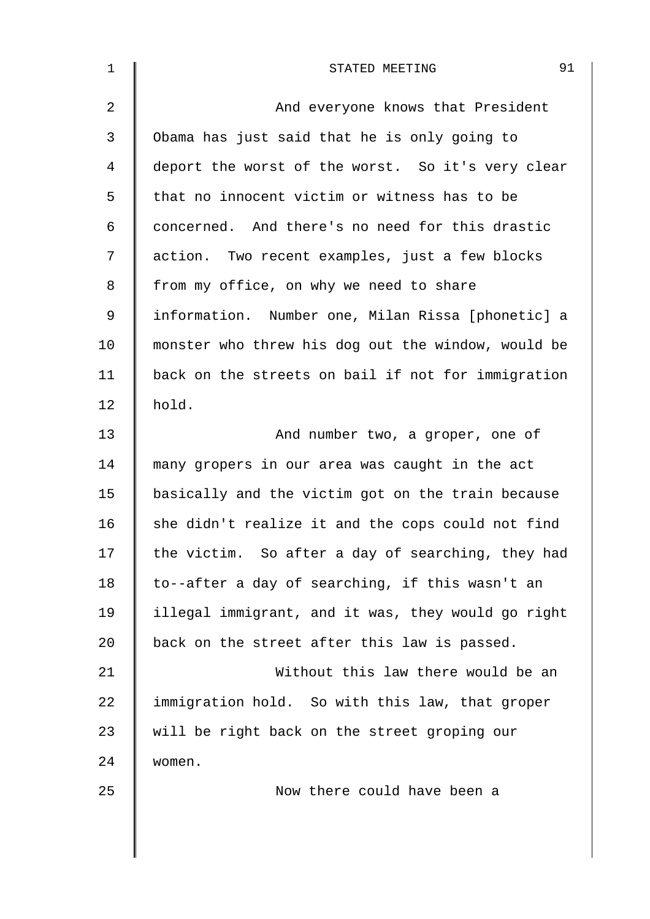And everyone knows that President Obama has just said that he is only going to deport the worst of the worst. So it's very clear that no innocent victim or witness has to be concerned. And there's no need for this drastic action. Two recent examples, just a few blocks from my office, on why we need to share information. Number one, Milan Rissa [phonetic] a monster who threw his dog out the window, would be back on the streets on bail if not for immigration hold.

And number two, a groper, one of many gropers in our area was caught in the act basically and the victim got on the train because she didn't realize it and the cops could not find the victim. So after a day of searching, they had to--after a day of searching, if this wasn't an illegal immigrant, and it was, they would go right back on the street after this law is passed.

Without this law there would be an immigration hold. So with this law, that groper will be right back on the street groping our women.

Now there could have been a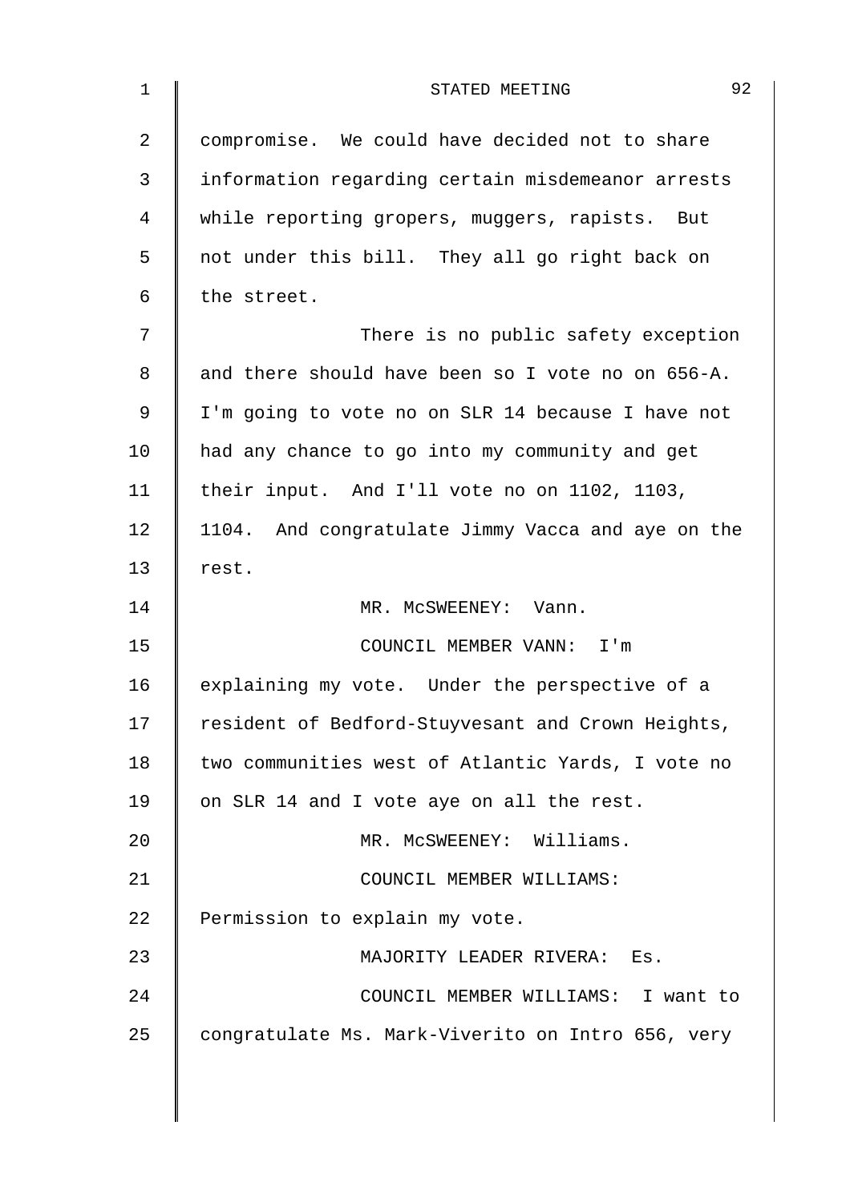compromise. We could have decided not to share information regarding certain misdemeanor arrests while reporting gropers, muggers, rapists. But not under this bill. They all go right back on the street.

There is no public safety exception and there should have been so I vote no on 656-A. I'm going to vote no on SLR 14 because I have not had any chance to go into my community and get their input. And I'll vote no on 1102, 1103, 1104. And congratulate Jimmy Vacca and aye on the rest.

MR. McSWEENEY: Vann.

COUNCIL MEMBER VANN: I'm explaining my vote. Under the perspective of a resident of Bedford-Stuyvesant and Crown Heights, two communities west of Atlantic Yards, I vote no on SLR 14 and I vote aye on all the rest.

MR. McSWEENEY: Williams.

COUNCIL MEMBER WILLIAMS: Permission to explain my vote.

MAJORITY LEADER RIVERA: Es.

COUNCIL MEMBER WILLIAMS: I want to congratulate Ms. Mark-Viverito on Intro 656, very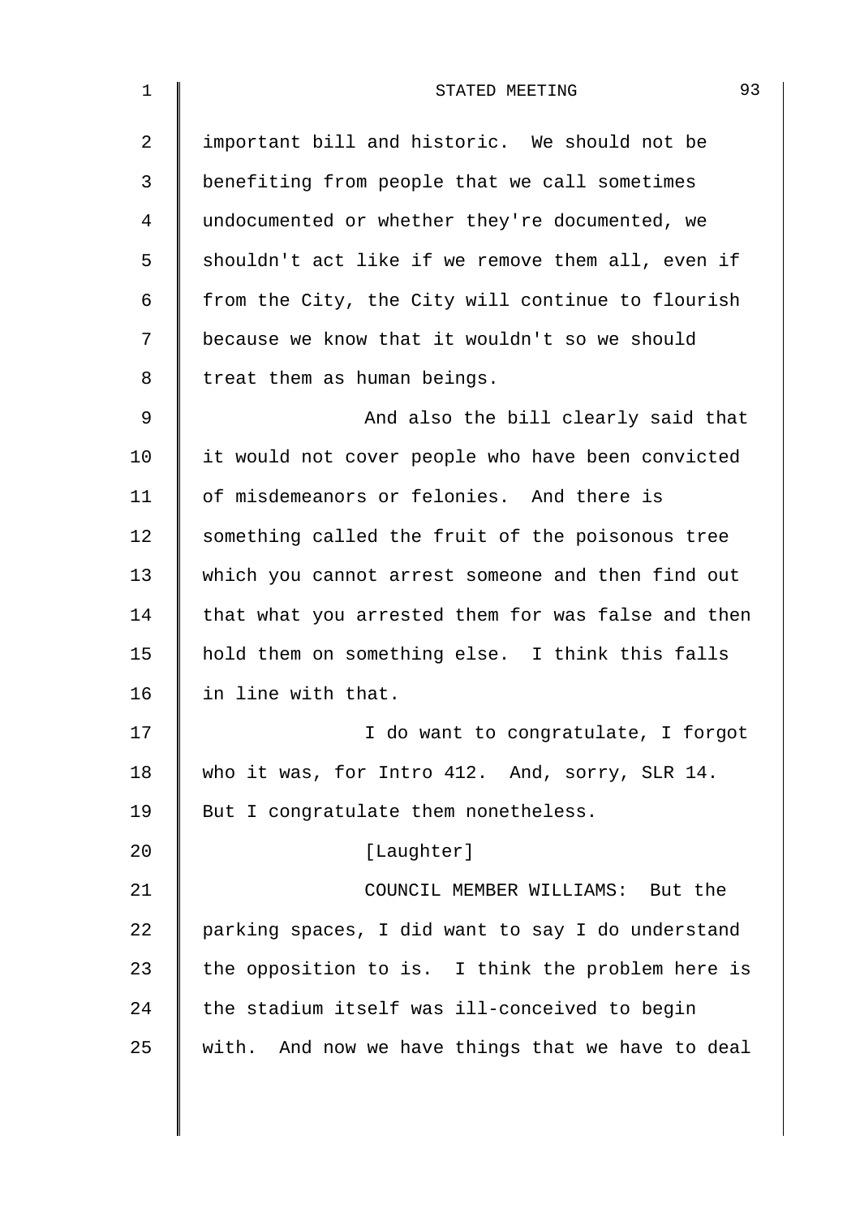important bill and historic. We should not be benefiting from people that we call sometimes undocumented or whether they're documented, we shouldn't act like if we remove them all, even if from the City, the City will continue to flourish because we know that it wouldn't so we should treat them as human beings.

And also the bill clearly said that it would not cover people who have been convicted of misdemeanors or felonies. And there is something called the fruit of the poisonous tree which you cannot arrest someone and then find out that what you arrested them for was false and then hold them on something else. I think this falls in line with that.

I do want to congratulate, I forgot who it was, for Intro 412. And, sorry, SLR 14. But I congratulate them nonetheless.

[Laughter]

COUNCIL MEMBER WILLIAMS: But the parking spaces, I did want to say I do understand the opposition to is. I think the problem here is the stadium itself was ill-conceived to begin with. And now we have things that we have to deal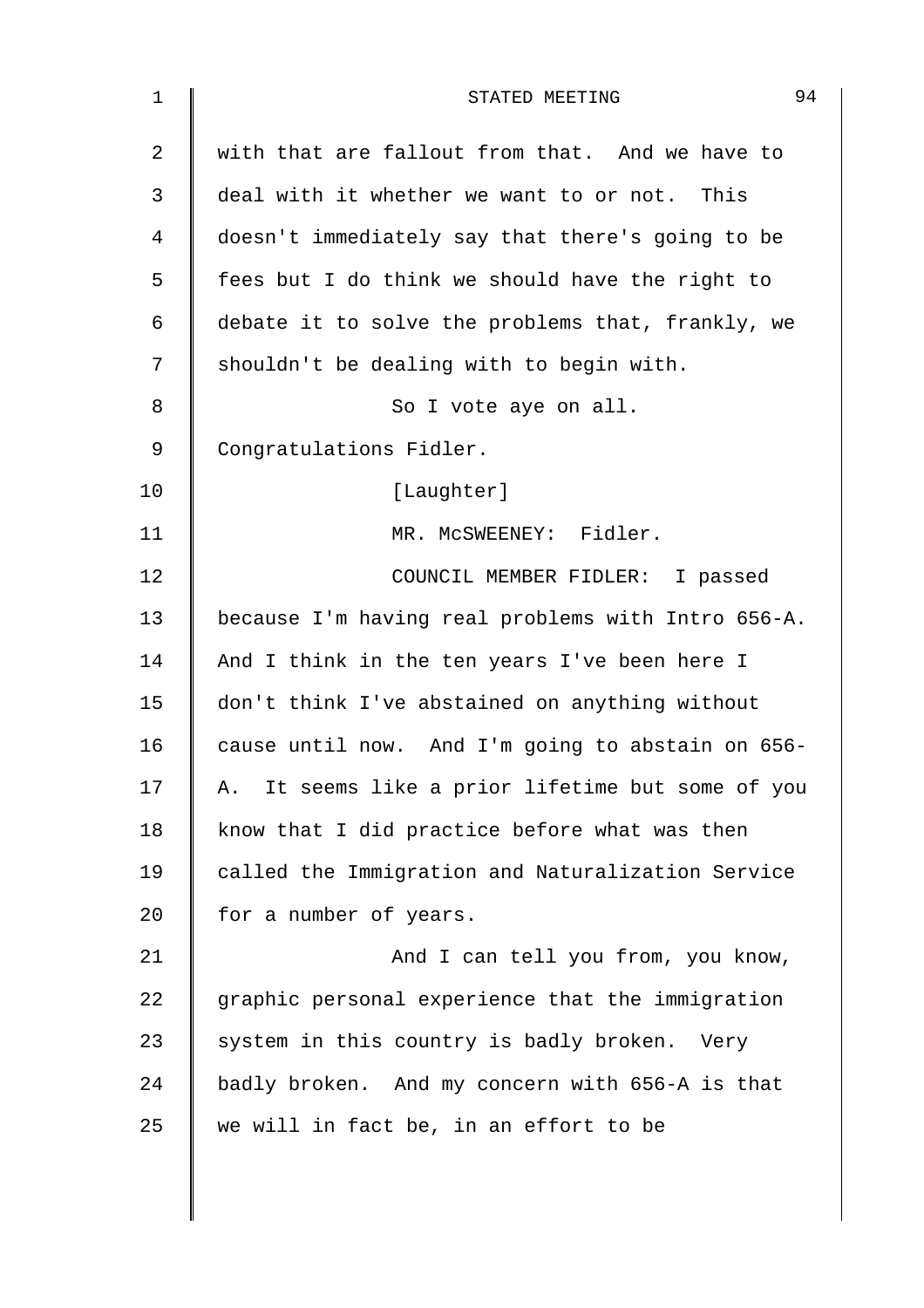with that are fallout from that. And we have to deal with it whether we want to or not. This doesn't immediately say that there's going to be fees but I do think we should have the right to debate it to solve the problems that, frankly, we shouldn't be dealing with to begin with.

So I vote aye on all. Congratulations Fidler.

[Laughter]

MR. McSWEENEY: Fidler.

COUNCIL MEMBER FIDLER: I passed because I'm having real problems with Intro 656-A. And I think in the ten years I've been here I don't think I've abstained on anything without cause until now. And I'm going to abstain on 656-A. It seems like a prior lifetime but some of you know that I did practice before what was then called the Immigration and Naturalization Service for a number of years.

And I can tell you from, you know, graphic personal experience that the immigration system in this country is badly broken. Very badly broken. And my concern with 656-A is that we will in fact be, in an effort to be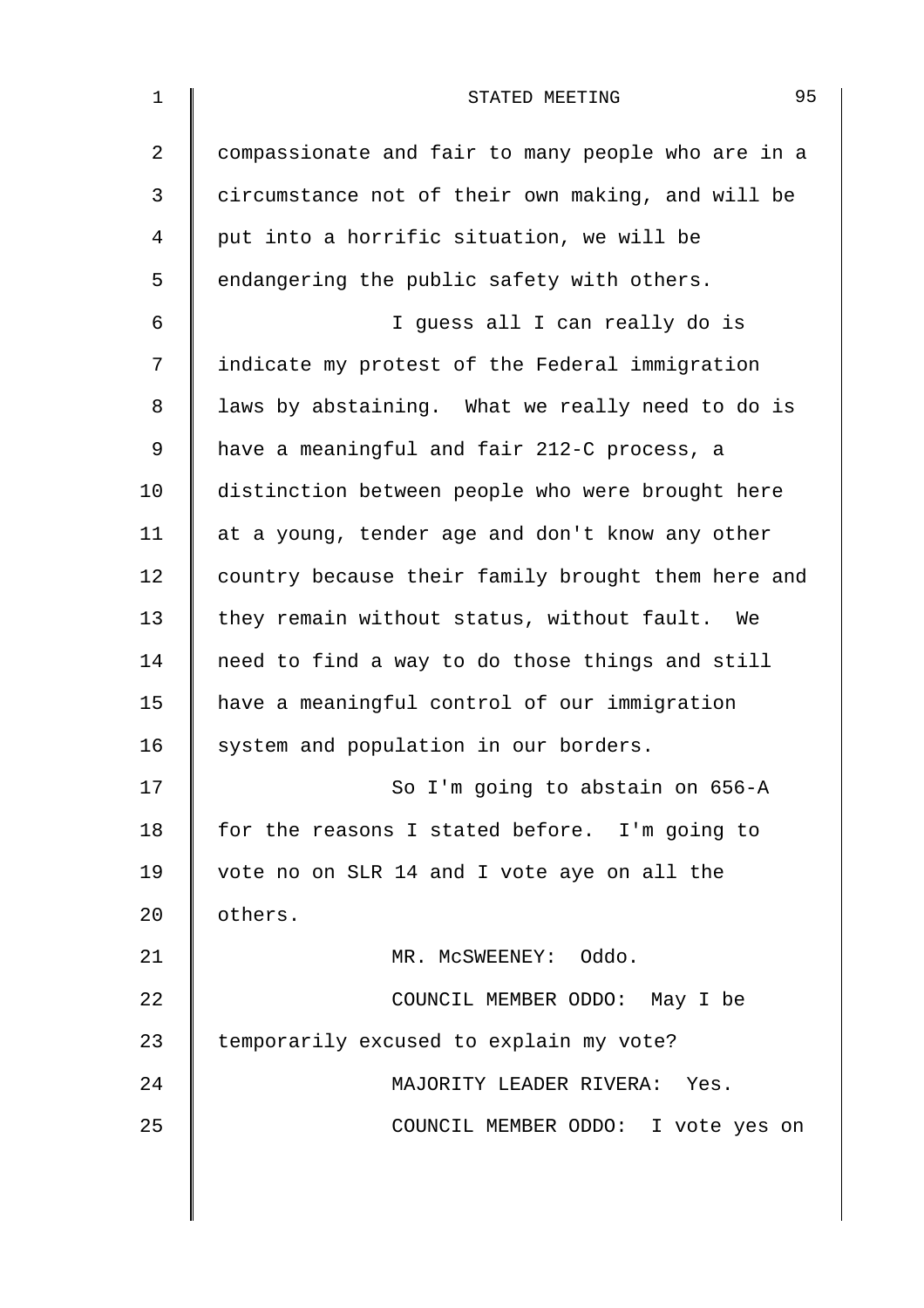compassionate and fair to many people who are in a circumstance not of their own making, and will be put into a horrific situation, we will be endangering the public safety with others.

I guess all I can really do is indicate my protest of the Federal immigration laws by abstaining. What we really need to do is have a meaningful and fair 212-C process, a distinction between people who were brought here at a young, tender age and don't know any other country because their family brought them here and they remain without status, without fault. We need to find a way to do those things and still have a meaningful control of our immigration system and population in our borders.

So I'm going to abstain on 656-A for the reasons I stated before. I'm going to vote no on SLR 14 and I vote aye on all the others.

MR. McSWEENEY: Oddo.

COUNCIL MEMBER ODDO: May I be temporarily excused to explain my vote?

MAJORITY LEADER RIVERA: Yes.

COUNCIL MEMBER ODDO: I vote yes on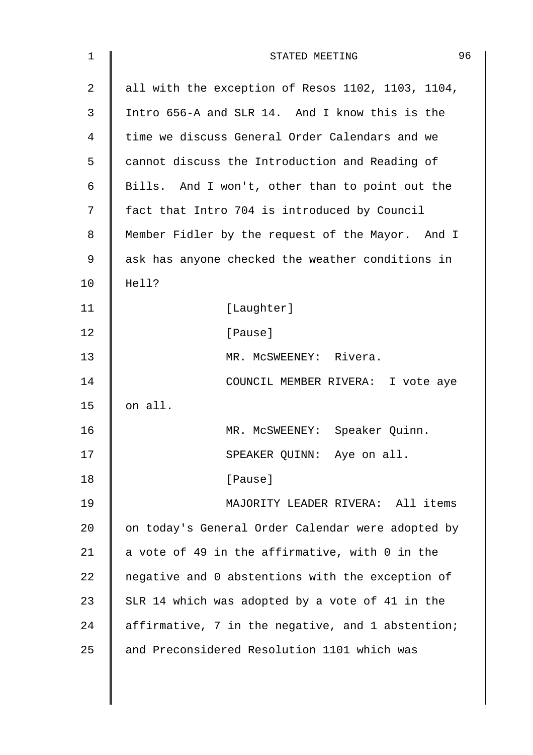all with the exception of Resos 1102, 1103, 1104, Intro 656-A and SLR 14. And I know this is the time we discuss General Order Calendars and we cannot discuss the Introduction and Reading of Bills. And I won't, other than to point out the fact that Intro 704 is introduced by Council Member Fidler by the request of the Mayor. And I ask has anyone checked the weather conditions in Hell?

[Laughter]

[Pause]

MR. McSWEENEY: Rivera.

COUNCIL MEMBER RIVERA: I vote aye on all.

MR. McSWEENEY: Speaker Quinn.

SPEAKER QUINN: Aye on all.

[Pause]

MAJORITY LEADER RIVERA: All items on today's General Order Calendar were adopted by a vote of 49 in the affirmative, with 0 in the negative and 0 abstentions with the exception of SLR 14 which was adopted by a vote of 41 in the affirmative, 7 in the negative, and 1 abstention; and Preconsidered Resolution 1101 which was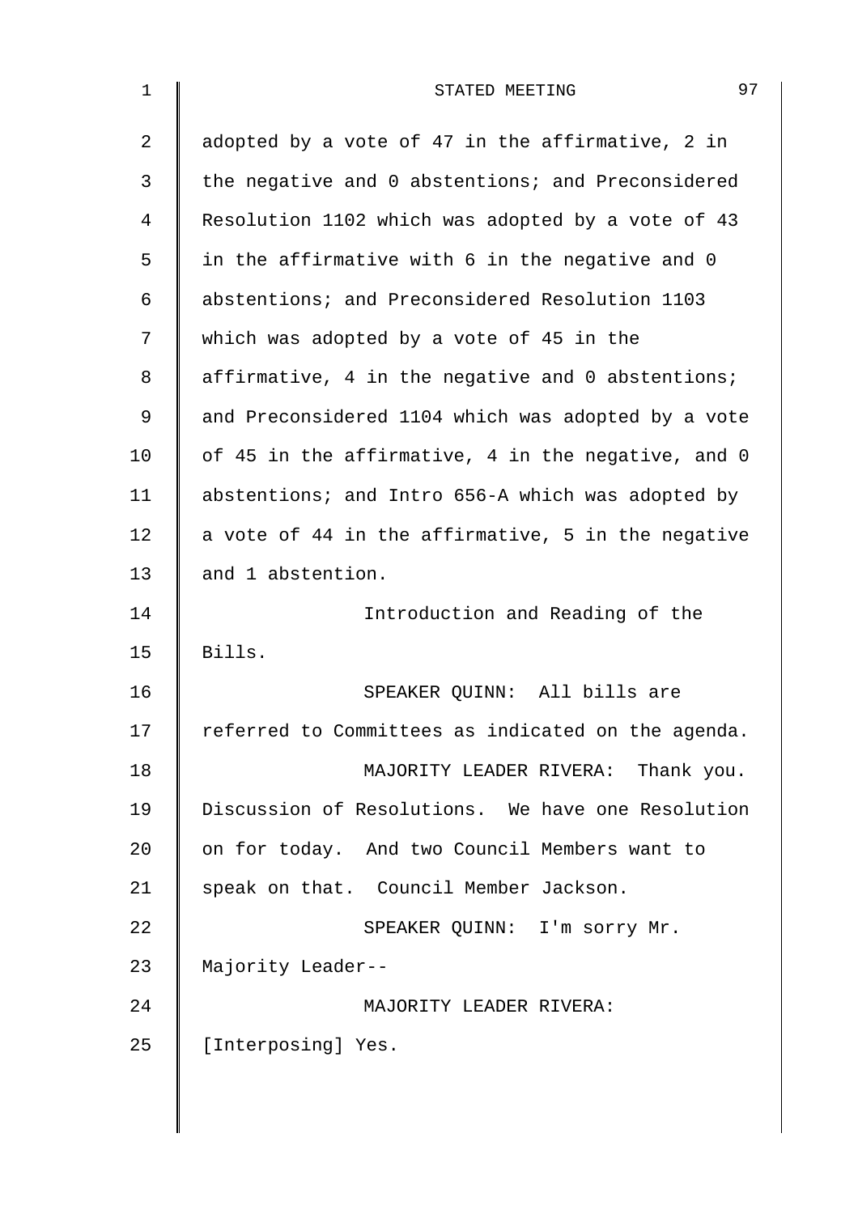adopted by a vote of 47 in the affirmative, 2 in the negative and 0 abstentions; and Preconsidered Resolution 1102 which was adopted by a vote of 43 in the affirmative with 6 in the negative and 0 abstentions; and Preconsidered Resolution 1103 which was adopted by a vote of 45 in the affirmative, 4 in the negative and 0 abstentions; and Preconsidered 1104 which was adopted by a vote of 45 in the affirmative, 4 in the negative, and 0 abstentions; and Intro 656-A which was adopted by a vote of 44 in the affirmative, 5 in the negative and 1 abstention.

Introduction and Reading of the Bills.

SPEAKER QUINN: All bills are referred to Committees as indicated on the agenda.

MAJORITY LEADER RIVERA: Thank you. Discussion of Resolutions. We have one Resolution on for today. And two Council Members want to speak on that. Council Member Jackson.

SPEAKER QUINN: I'm sorry Mr. Majority Leader--

MAJORITY LEADER RIVERA: [Interposing] Yes.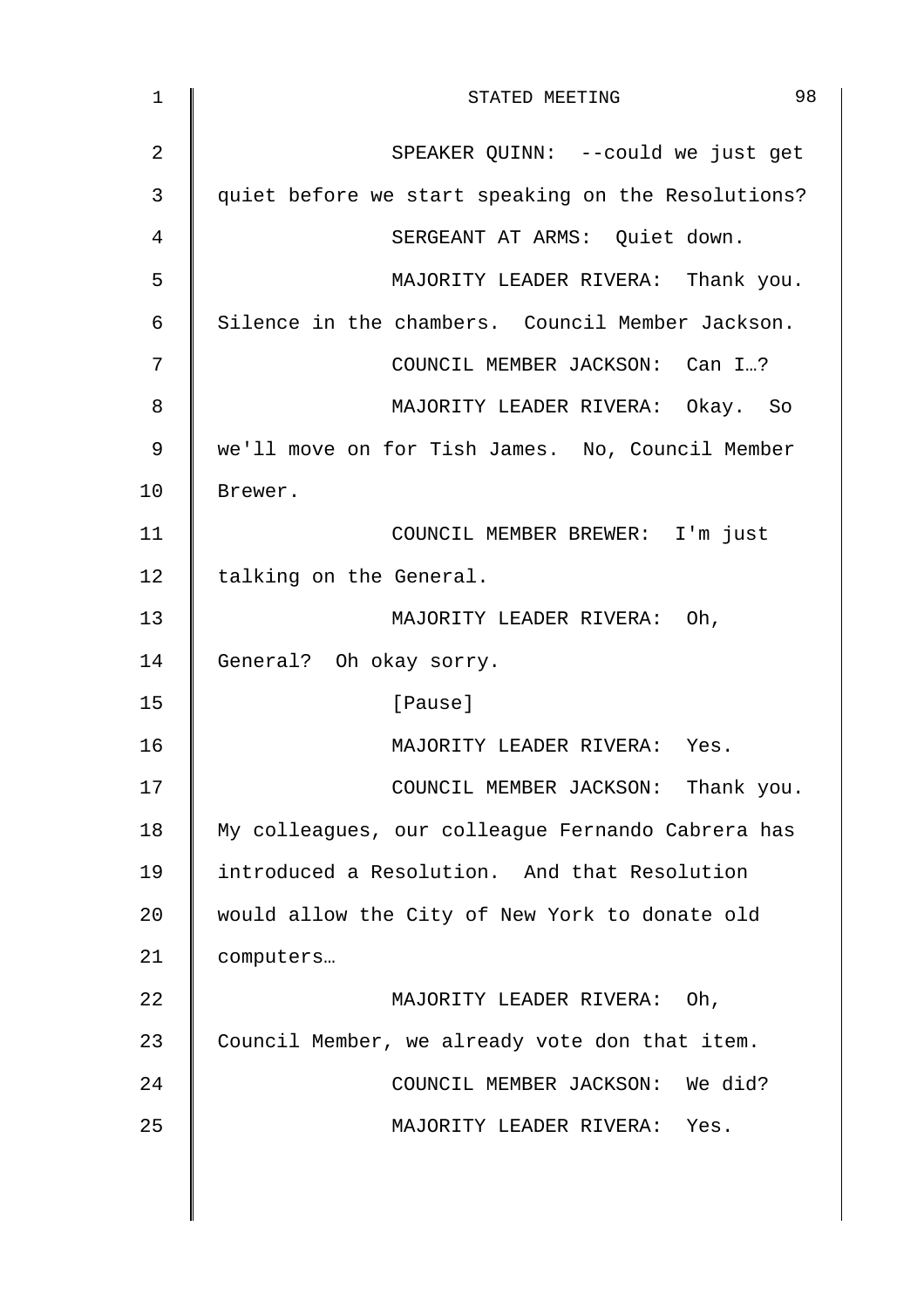SPEAKER QUINN: --could we just get quiet before we start speaking on the Resolutions?

SERGEANT AT ARMS: Quiet down.

MAJORITY LEADER RIVERA: Thank you. Silence in the chambers. Council Member Jackson.

COUNCIL MEMBER JACKSON: Can I…?

MAJORITY LEADER RIVERA: Okay. So we'll move on for Tish James. No, Council Member Brewer.

COUNCIL MEMBER BREWER: I'm just talking on the General.

MAJORITY LEADER RIVERA: Oh, General? Oh okay sorry.

[Pause]

MAJORITY LEADER RIVERA: Yes.

COUNCIL MEMBER JACKSON: Thank you. My colleagues, our colleague Fernando Cabrera has introduced a Resolution. And that Resolution would allow the City of New York to donate old computers…

MAJORITY LEADER RIVERA: Oh, Council Member, we already vote don that item.

COUNCIL MEMBER JACKSON: We did?

MAJORITY LEADER RIVERA: Yes.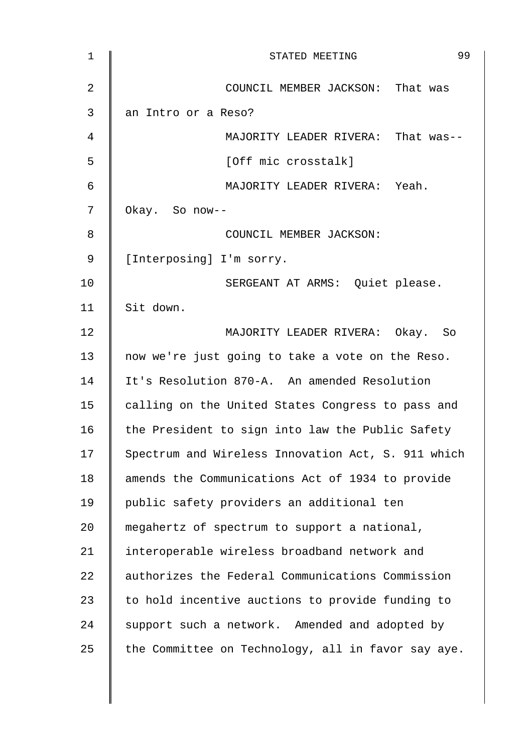COUNCIL MEMBER JACKSON: That was an Intro or a Reso?

MAJORITY LEADER RIVERA: That was--

[Off mic crosstalk]

MAJORITY LEADER RIVERA: Yeah. Okay. So now--

COUNCIL MEMBER JACKSON: [Interposing] I'm sorry.

SERGEANT AT ARMS: Quiet please. Sit down.

MAJORITY LEADER RIVERA: Okay. So now we're just going to take a vote on the Reso. It's Resolution 870-A. An amended Resolution calling on the United States Congress to pass and the President to sign into law the Public Safety Spectrum and Wireless Innovation Act, S. 911 which amends the Communications Act of 1934 to provide public safety providers an additional ten megahertz of spectrum to support a national, interoperable wireless broadband network and authorizes the Federal Communications Commission to hold incentive auctions to provide funding to support such a network. Amended and adopted by the Committee on Technology, all in favor say aye.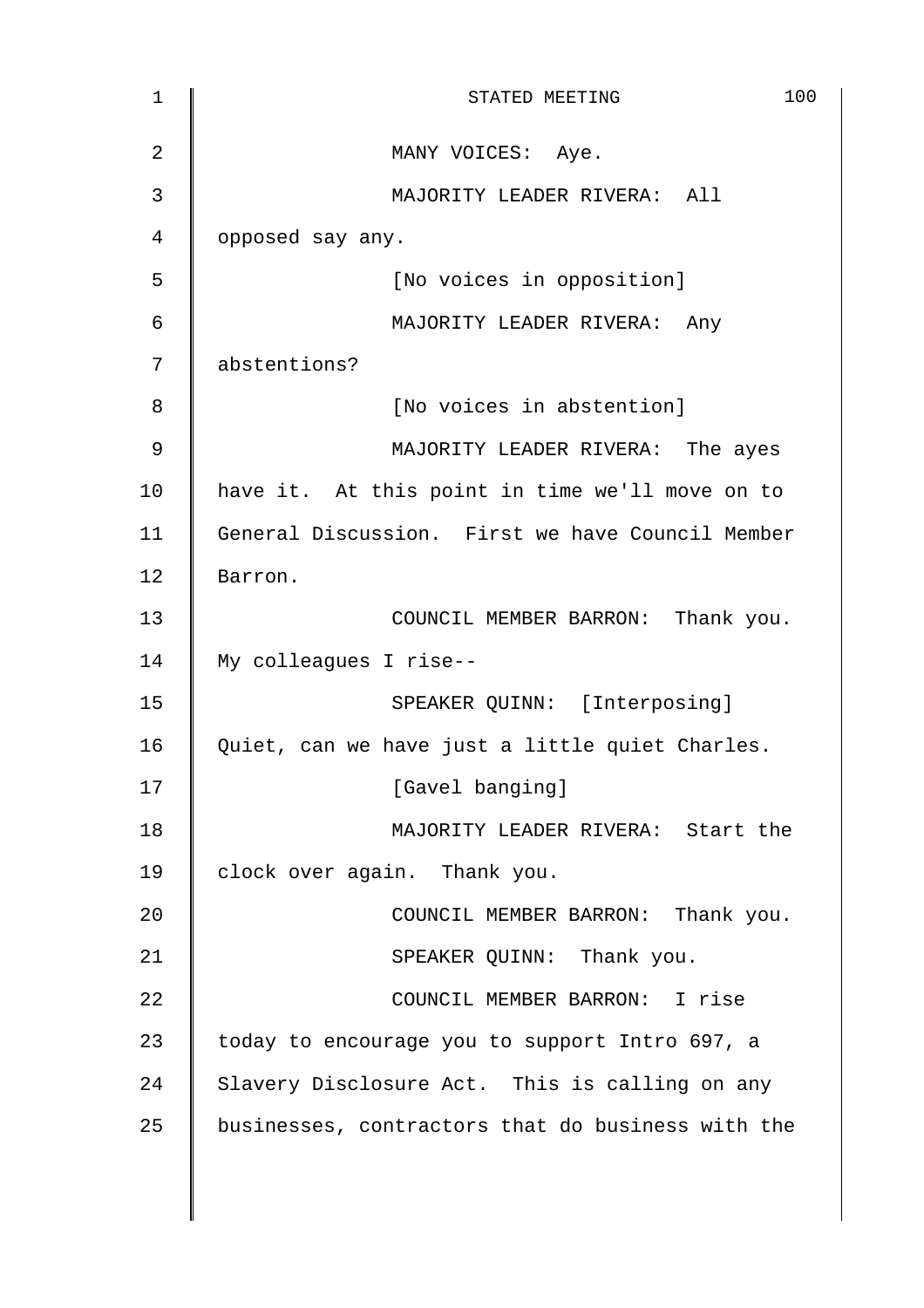MANY VOICES: Aye.

MAJORITY LEADER RIVERA: All opposed say any.

[No voices in opposition]

MAJORITY LEADER RIVERA: Any abstentions?

[No voices in abstention]

MAJORITY LEADER RIVERA: The ayes have it. At this point in time we'll move on to General Discussion. First we have Council Member Barron.

COUNCIL MEMBER BARRON: Thank you. My colleagues I rise--

SPEAKER QUINN: [Interposing] Quiet, can we have just a little quiet Charles.

[Gavel banging]

MAJORITY LEADER RIVERA: Start the clock over again. Thank you.

COUNCIL MEMBER BARRON: Thank you.

SPEAKER QUINN: Thank you.

COUNCIL MEMBER BARRON: I rise today to encourage you to support Intro 697, a Slavery Disclosure Act. This is calling on any businesses, contractors that do business with the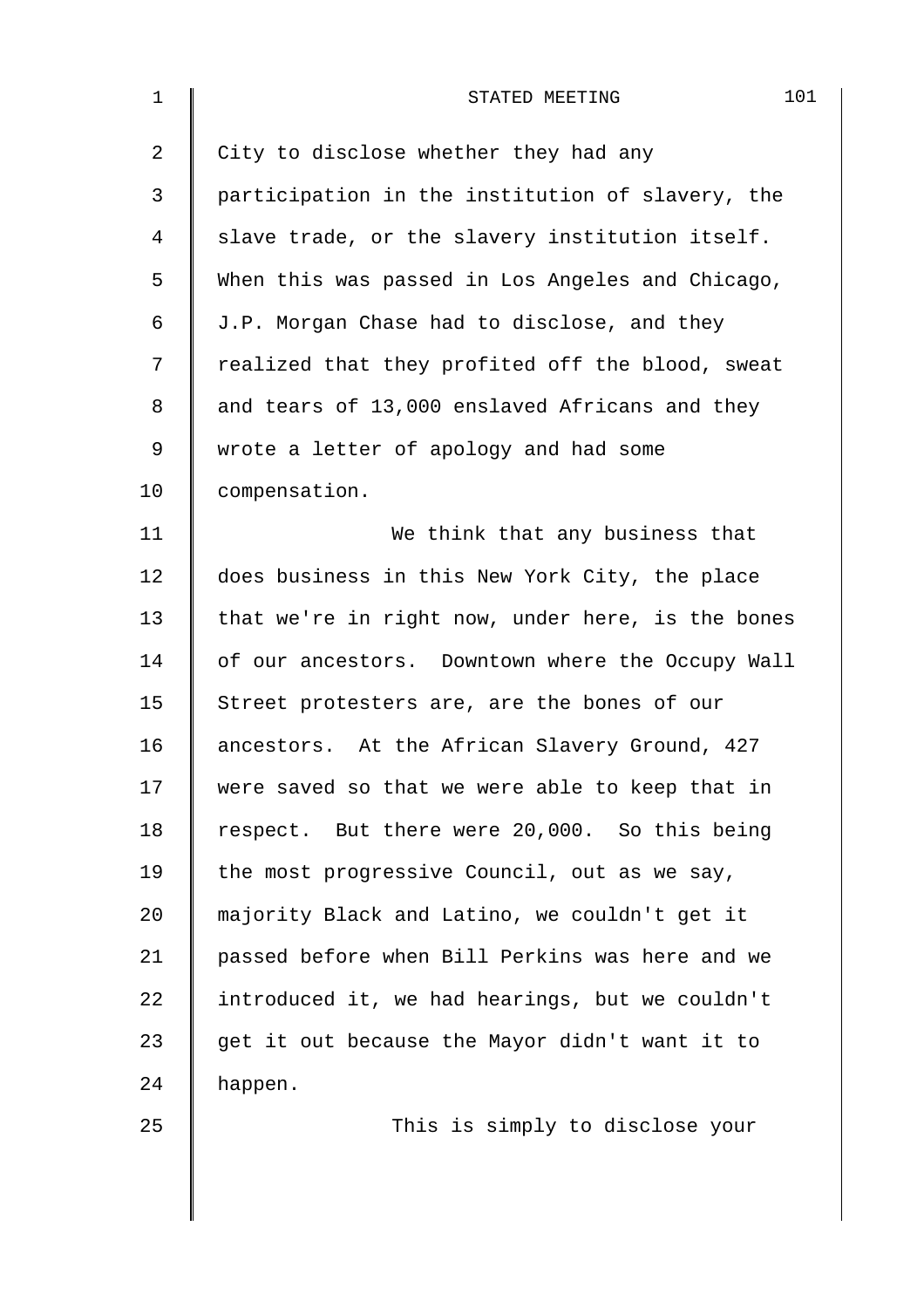City to disclose whether they had any participation in the institution of slavery, the slave trade, or the slavery institution itself. When this was passed in Los Angeles and Chicago, J.P. Morgan Chase had to disclose, and they realized that they profited off the blood, sweat and tears of 13,000 enslaved Africans and they wrote a letter of apology and had some compensation.

We think that any business that does business in this New York City, the place that we're in right now, under here, is the bones of our ancestors. Downtown where the Occupy Wall Street protesters are, are the bones of our ancestors. At the African Slavery Ground, 427 were saved so that we were able to keep that in respect. But there were 20,000. So this being the most progressive Council, out as we say, majority Black and Latino, we couldn't get it passed before when Bill Perkins was here and we introduced it, we had hearings, but we couldn't get it out because the Mayor didn't want it to happen.

This is simply to disclose your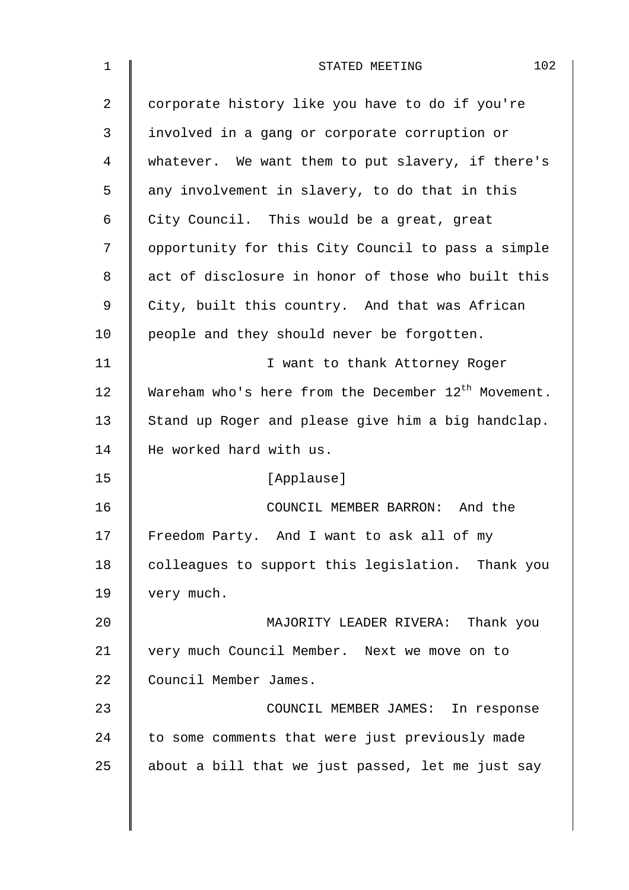corporate history like you have to do if you're involved in a gang or corporate corruption or whatever. We want them to put slavery, if there's any involvement in slavery, to do that in this City Council. This would be a great, great opportunity for this City Council to pass a simple act of disclosure in honor of those who built this City, built this country. And that was African people and they should never be forgotten.

I want to thank Attorney Roger Wareham who's here from the December 12th Movement. Stand up Roger and please give him a big handclap. He worked hard with us.

[Applause]

COUNCIL MEMBER BARRON: And the Freedom Party. And I want to ask all of my colleagues to support this legislation. Thank you very much.

MAJORITY LEADER RIVERA: Thank you very much Council Member. Next we move on to Council Member James.

COUNCIL MEMBER JAMES: In response to some comments that were just previously made about a bill that we just passed, let me just say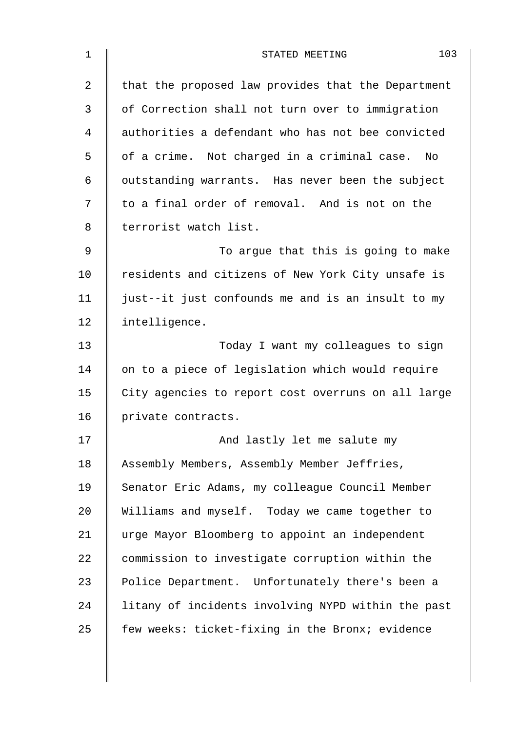that the proposed law provides that the Department of Correction shall not turn over to immigration authorities a defendant who has not bee convicted of a crime. Not charged in a criminal case. No outstanding warrants. Has never been the subject to a final order of removal. And is not on the terrorist watch list.

To argue that this is going to make residents and citizens of New York City unsafe is just--it just confounds me and is an insult to my intelligence.

Today I want my colleagues to sign on to a piece of legislation which would require City agencies to report cost overruns on all large private contracts.

And lastly let me salute my Assembly Members, Assembly Member Jeffries, Senator Eric Adams, my colleague Council Member Williams and myself. Today we came together to urge Mayor Bloomberg to appoint an independent commission to investigate corruption within the Police Department. Unfortunately there's been a litany of incidents involving NYPD within the past few weeks: ticket-fixing in the Bronx; evidence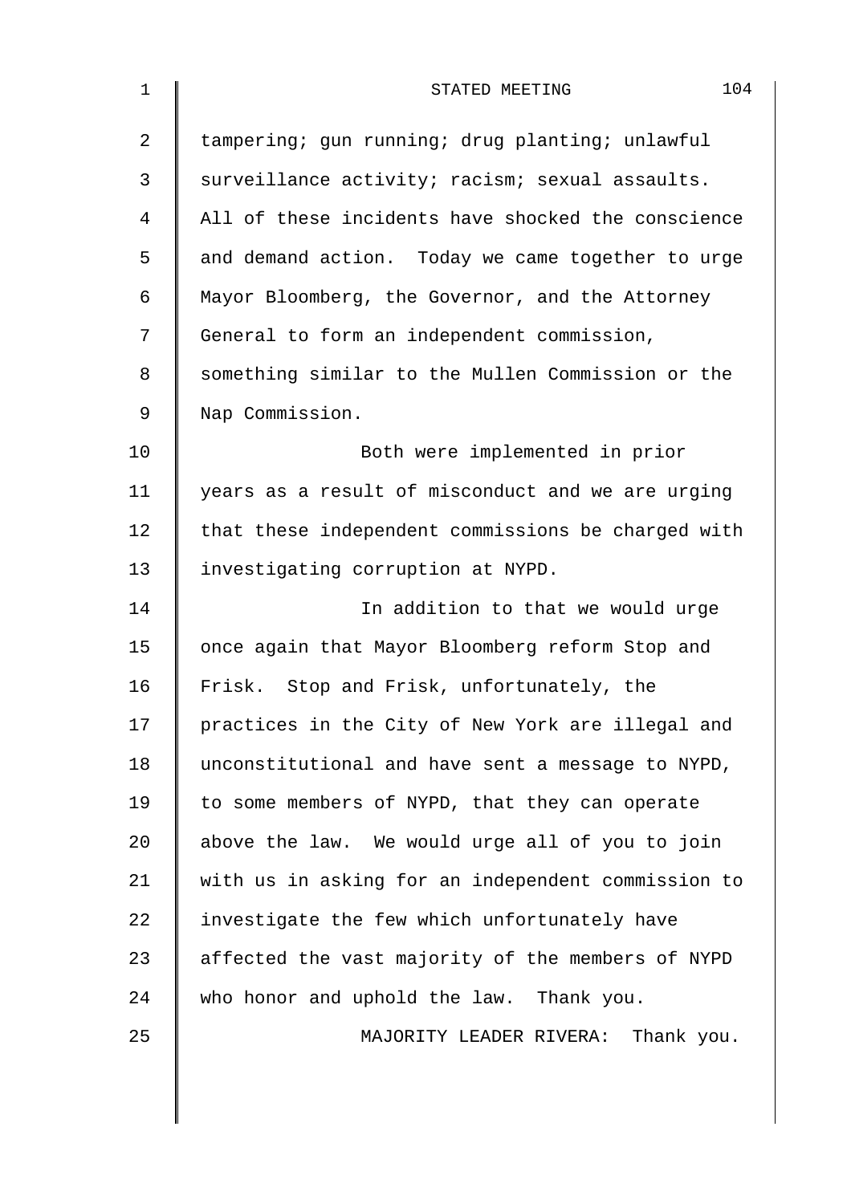tampering; gun running; drug planting; unlawful surveillance activity; racism; sexual assaults. All of these incidents have shocked the conscience and demand action. Today we came together to urge Mayor Bloomberg, the Governor, and the Attorney General to form an independent commission, something similar to the Mullen Commission or the Nap Commission.

Both were implemented in prior years as a result of misconduct and we are urging that these independent commissions be charged with investigating corruption at NYPD.

In addition to that we would urge once again that Mayor Bloomberg reform Stop and Frisk. Stop and Frisk, unfortunately, the practices in the City of New York are illegal and unconstitutional and have sent a message to NYPD, to some members of NYPD, that they can operate above the law. We would urge all of you to join with us in asking for an independent commission to investigate the few which unfortunately have affected the vast majority of the members of NYPD who honor and uphold the law. Thank you.

MAJORITY LEADER RIVERA: Thank you.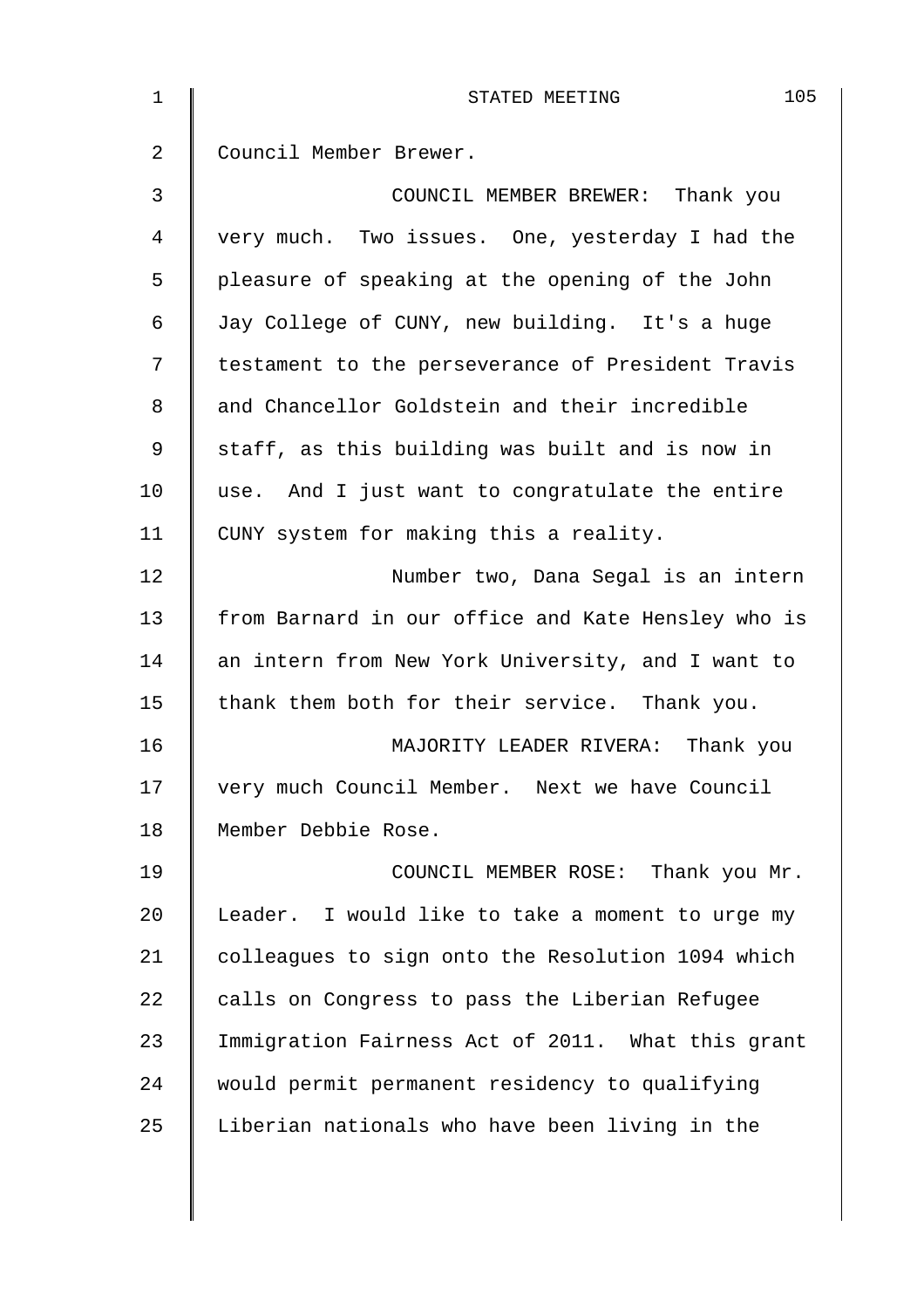Council Member Brewer.

COUNCIL MEMBER BREWER: Thank you very much. Two issues. One, yesterday I had the pleasure of speaking at the opening of the John Jay College of CUNY, new building. It's a huge testament to the perseverance of President Travis and Chancellor Goldstein and their incredible staff, as this building was built and is now in use. And I just want to congratulate the entire CUNY system for making this a reality.

Number two, Dana Segal is an intern from Barnard in our office and Kate Hensley who is an intern from New York University, and I want to thank them both for their service. Thank you.

MAJORITY LEADER RIVERA: Thank you very much Council Member. Next we have Council Member Debbie Rose.

COUNCIL MEMBER ROSE: Thank you Mr. Leader. I would like to take a moment to urge my colleagues to sign onto the Resolution 1094 which calls on Congress to pass the Liberian Refugee Immigration Fairness Act of 2011. What this grant would permit permanent residency to qualifying Liberian nationals who have been living in the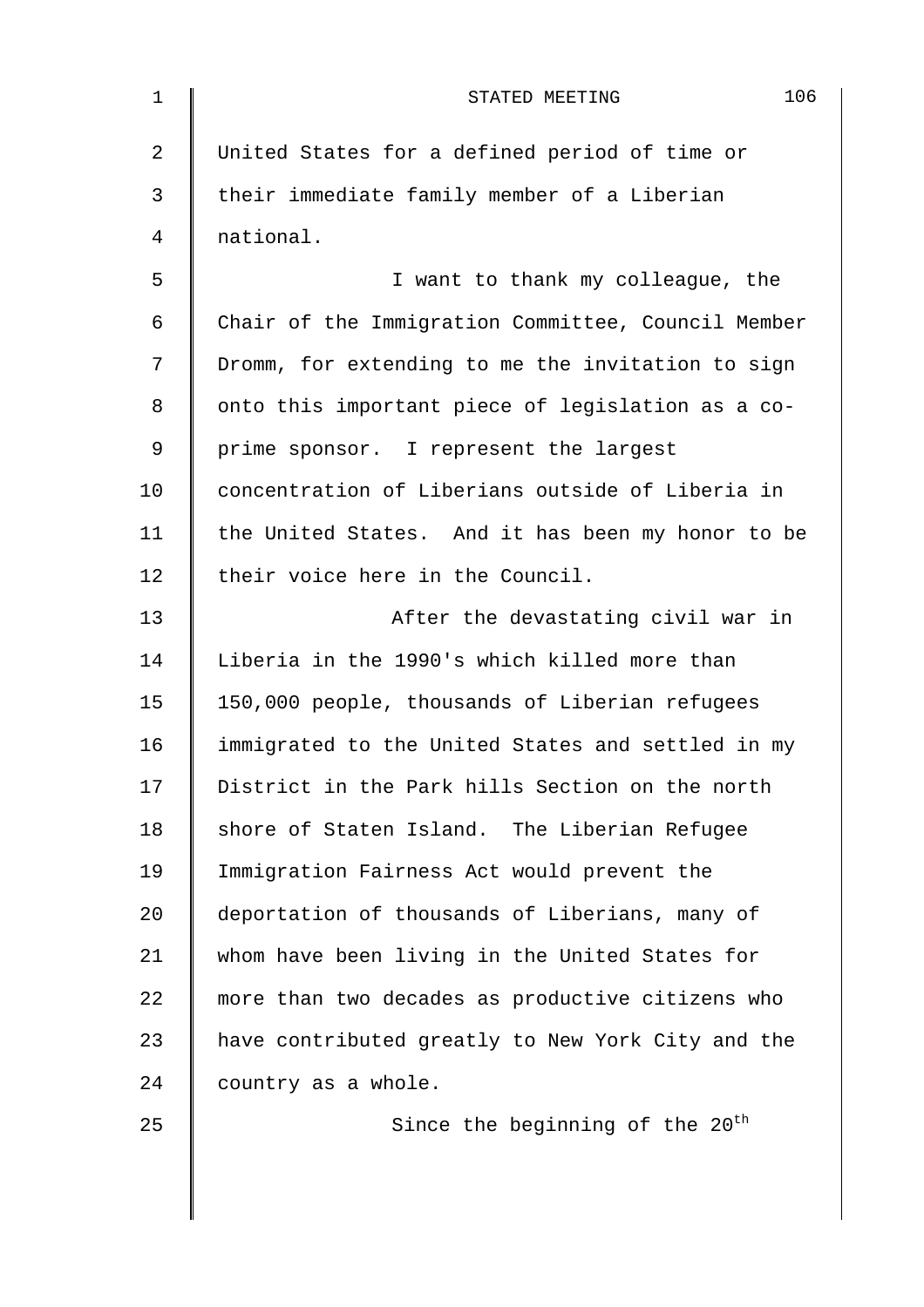United States for a defined period of time or their immediate family member of a Liberian national.

I want to thank my colleague, the Chair of the Immigration Committee, Council Member Dromm, for extending to me the invitation to sign onto this important piece of legislation as a co-prime sponsor. I represent the largest concentration of Liberians outside of Liberia in the United States. And it has been my honor to be their voice here in the Council.

After the devastating civil war in Liberia in the 1990's which killed more than 150,000 people, thousands of Liberian refugees immigrated to the United States and settled in my District in the Park hills Section on the north shore of Staten Island. The Liberian Refugee Immigration Fairness Act would prevent the deportation of thousands of Liberians, many of whom have been living in the United States for more than two decades as productive citizens who have contributed greatly to New York City and the country as a whole.

Since the beginning of the 20th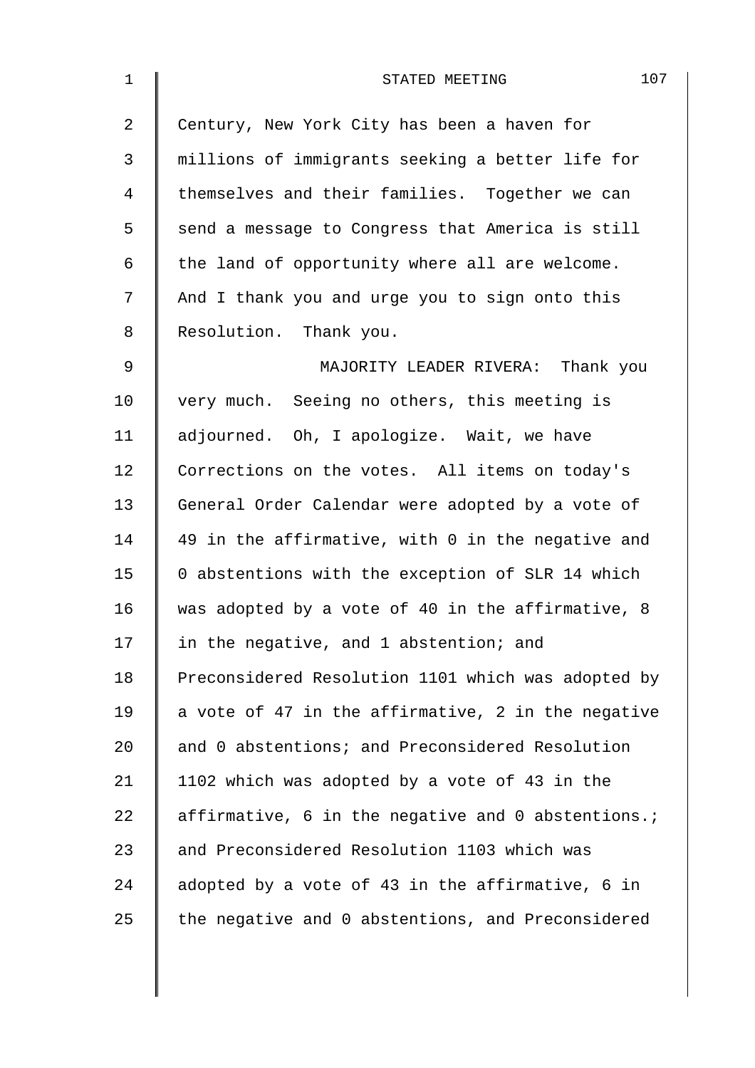Century, New York City has been a haven for millions of immigrants seeking a better life for themselves and their families. Together we can send a message to Congress that America is still the land of opportunity where all are welcome. And I thank you and urge you to sign onto this Resolution. Thank you.

MAJORITY LEADER RIVERA: Thank you very much. Seeing no others, this meeting is adjourned. Oh, I apologize. Wait, we have Corrections on the votes. All items on today's General Order Calendar were adopted by a vote of 49 in the affirmative, with 0 in the negative and 0 abstentions with the exception of SLR 14 which was adopted by a vote of 40 in the affirmative, 8 in the negative, and 1 abstention; and Preconsidered Resolution 1101 which was adopted by a vote of 47 in the affirmative, 2 in the negative and 0 abstentions; and Preconsidered Resolution 1102 which was adopted by a vote of 43 in the affirmative, 6 in the negative and 0 abstentions.; and Preconsidered Resolution 1103 which was adopted by a vote of 43 in the affirmative, 6 in the negative and 0 abstentions, and Preconsidered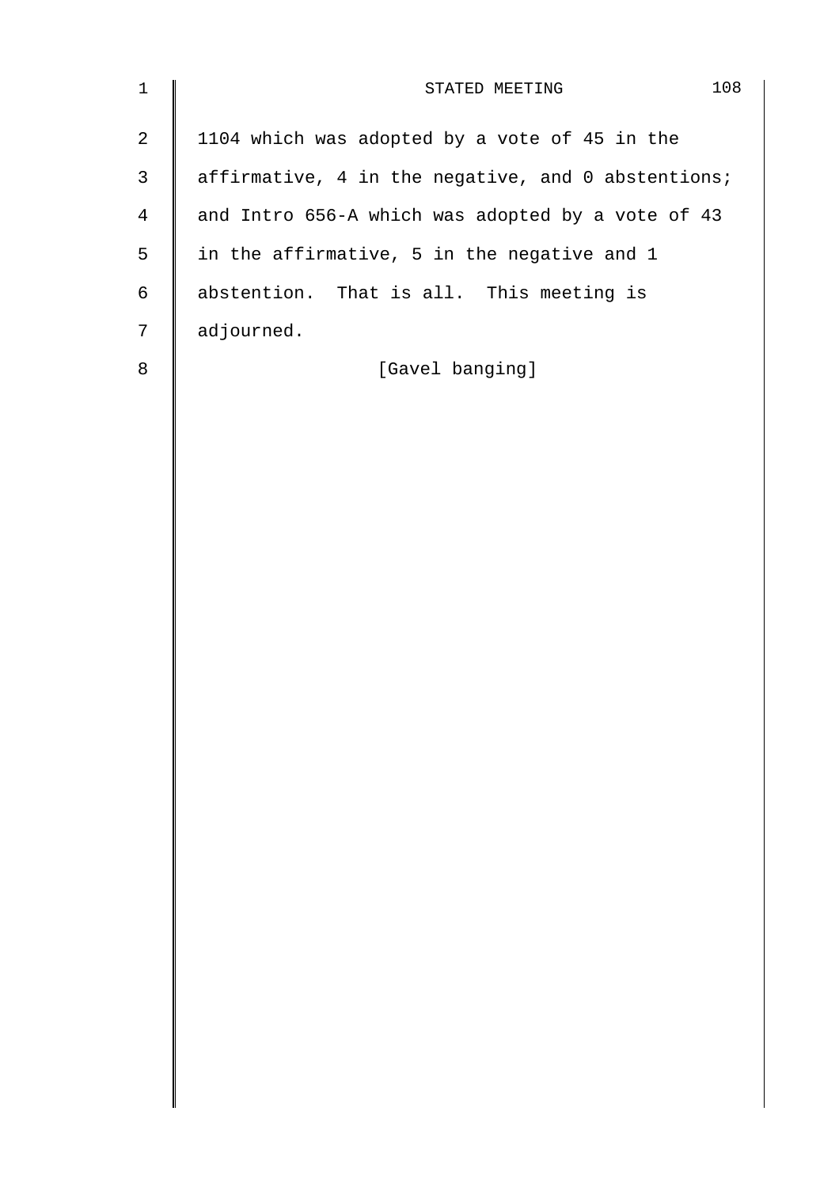1104 which was adopted by a vote of 45 in the affirmative, 4 in the negative, and 0 abstentions; and Intro 656-A which was adopted by a vote of 43 in the affirmative, 5 in the negative and 1 abstention. That is all. This meeting is adjourned.

[Gavel banging]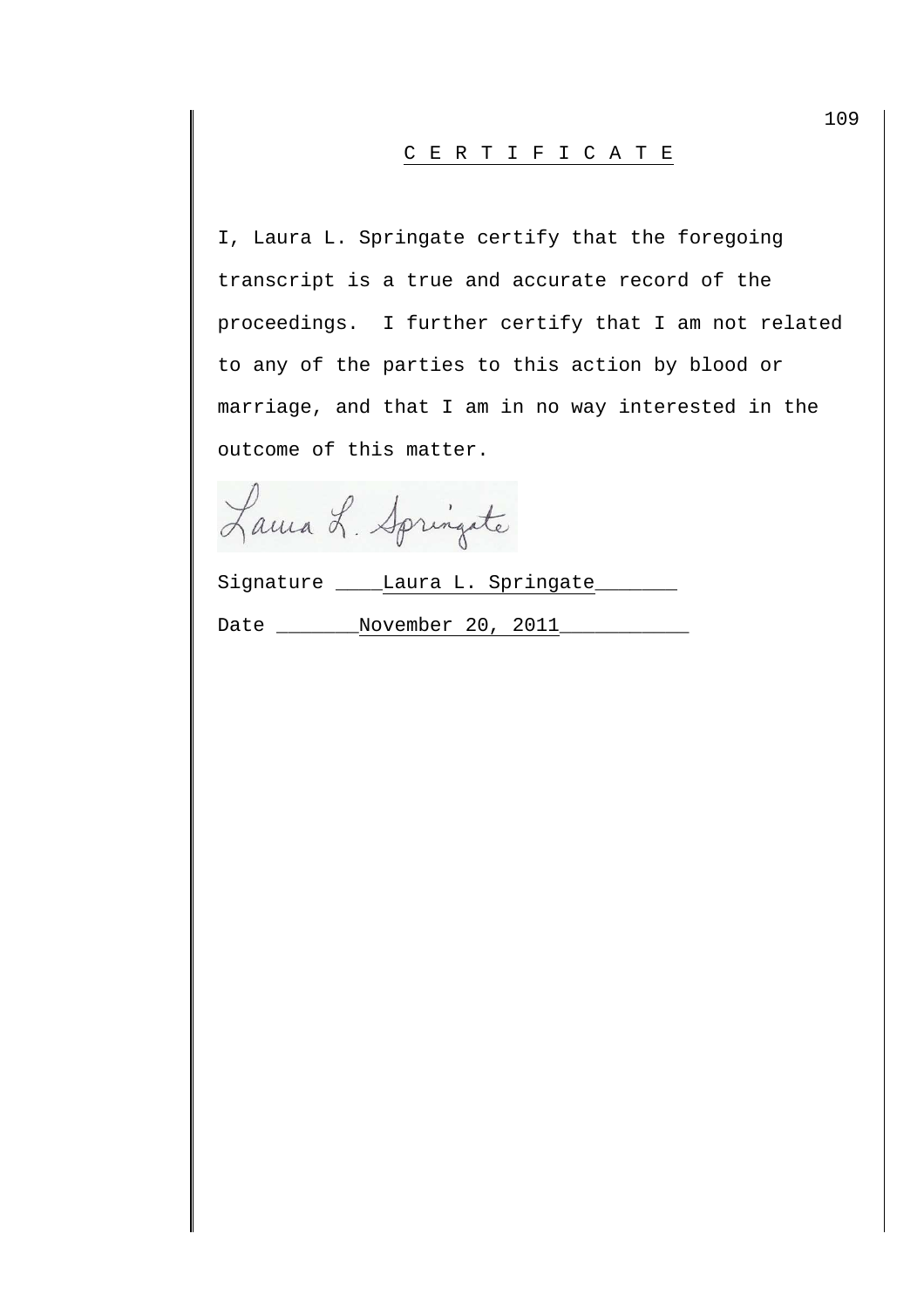C E R T I F I C A T E

I, Laura L. Springate certify that the foregoing transcript is a true and accurate record of the proceedings. I further certify that I am not related to any of the parties to this action by blood or marriage, and that I am in no way interested in the outcome of this matter.

Signature ____Laura L. Springate_______

Date _______November 20, 2011___________